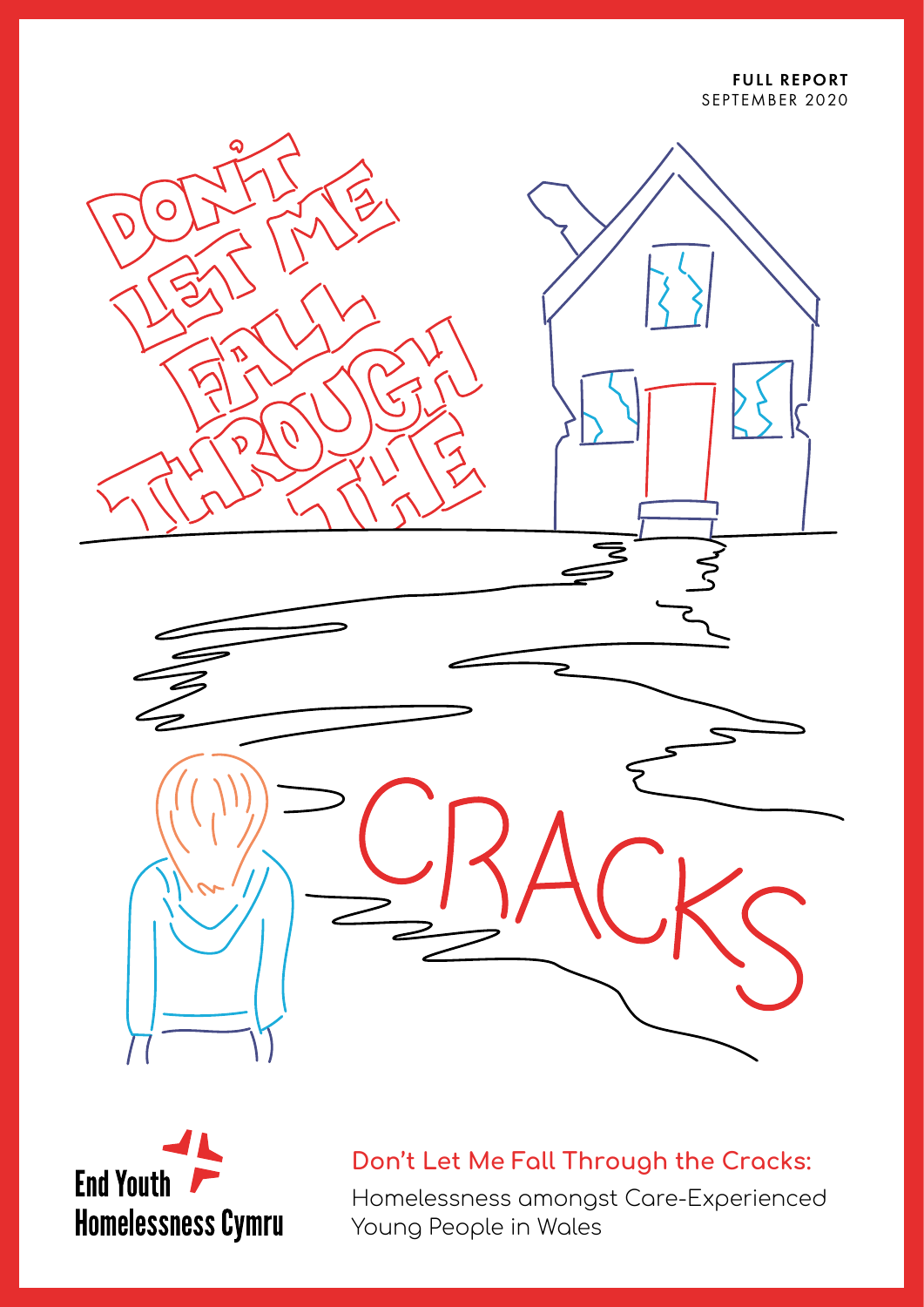**FULL REPORT**
SEPTEMBER 2020

# DON'T LET ME FALL THROUGH THE CRACKS

End Youth Homelessness Cymru

## Don't Let Me Fall Through the Cracks:

Homelessness amongst Care-Experienced Young People in Wales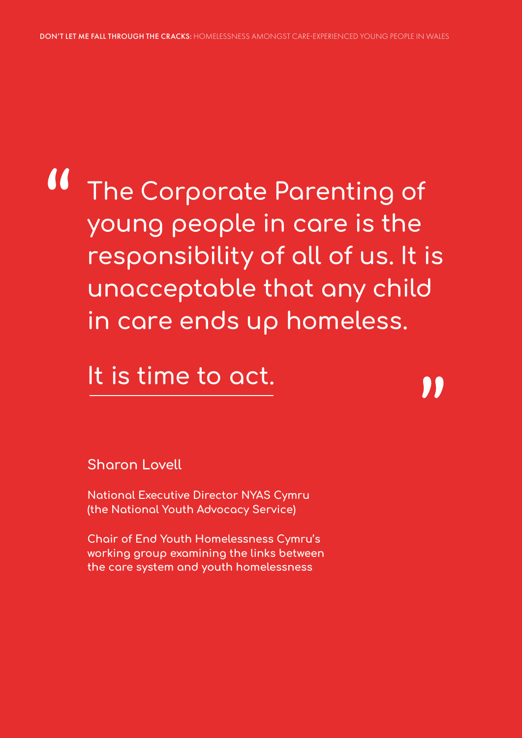> "The Corporate Parenting of young people in care is the responsibility of all of us. It is unacceptable that any child in care ends up homeless.
>
> It is time to act."

**Sharon Lovell**

**National Executive Director NYAS Cymru (the National Youth Advocacy Service)**

**Chair of End Youth Homelessness Cymru's working group examining the links between the care system and youth homelessness**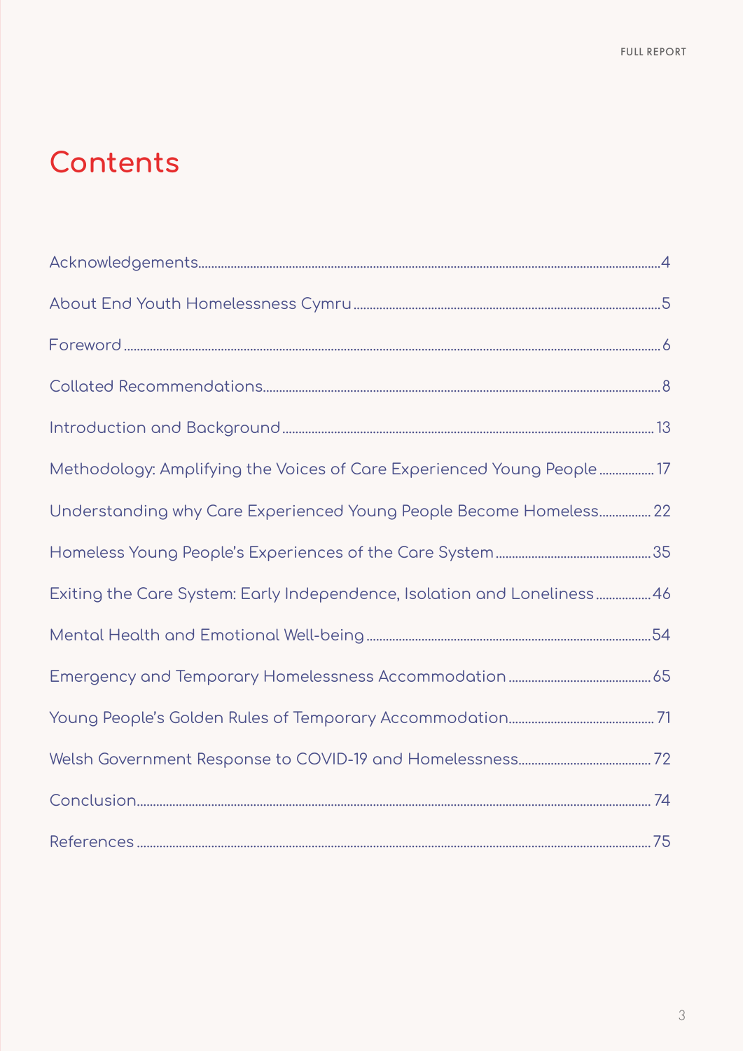# Contents

Acknowledgements....4

About End Youth Homelessness Cymru....5

Foreword....6

Collated Recommendations....8

Introduction and Background....13

Methodology: Amplifying the Voices of Care Experienced Young People....17

Understanding why Care Experienced Young People Become Homeless....22

Homeless Young People's Experiences of the Care System....35

Exiting the Care System: Early Independence, Isolation and Loneliness....46

Mental Health and Emotional Well-being....54

Emergency and Temporary Homelessness Accommodation....65

Young People's Golden Rules of Temporary Accommodation....71

Welsh Government Response to COVID-19 and Homelessness....72

Conclusion....74

References....75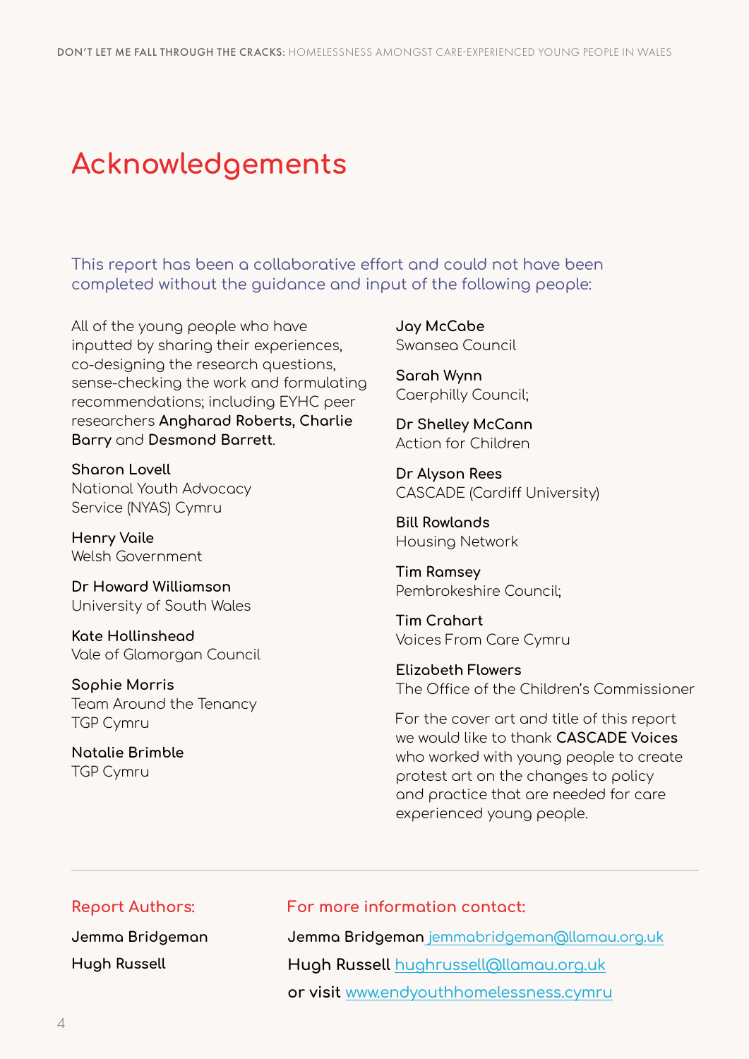# Acknowledgements

This report has been a collaborative effort and could not have been completed without the guidance and input of the following people:

All of the young people who have inputted by sharing their experiences, co-designing the research questions, sense-checking the work and formulating recommendations; including EYHC peer researchers **Angharad Roberts, Charlie Barry** and **Desmond Barrett**.

**Sharon Lovell**
National Youth Advocacy Service (NYAS) Cymru

**Henry Vaile**
Welsh Government

**Dr Howard Williamson**
University of South Wales

**Kate Hollinshead**
Vale of Glamorgan Council

**Sophie Morris**
Team Around the Tenancy
TGP Cymru

**Natalie Brimble**
TGP Cymru

**Jay McCabe**
Swansea Council

**Sarah Wynn**
Caerphilly Council;

**Dr Shelley McCann**
Action for Children

**Dr Alyson Rees**
CASCADE (Cardiff University)

**Bill Rowlands**
Housing Network

**Tim Ramsey**
Pembrokeshire Council;

**Tim Crahart**
Voices From Care Cymru

**Elizabeth Flowers**
The Office of the Children's Commissioner

For the cover art and title of this report we would like to thank **CASCADE Voices** who worked with young people to create protest art on the changes to policy and practice that are needed for care experienced young people.

---

**Report Authors:**

**Jemma Bridgeman**

**Hugh Russell**

**For more information contact:**

**Jemma Bridgeman** jemmabridgeman@llamau.org.uk

**Hugh Russell** hughrussell@llamau.org.uk

**or visit** www.endyouthhomelessness.cymru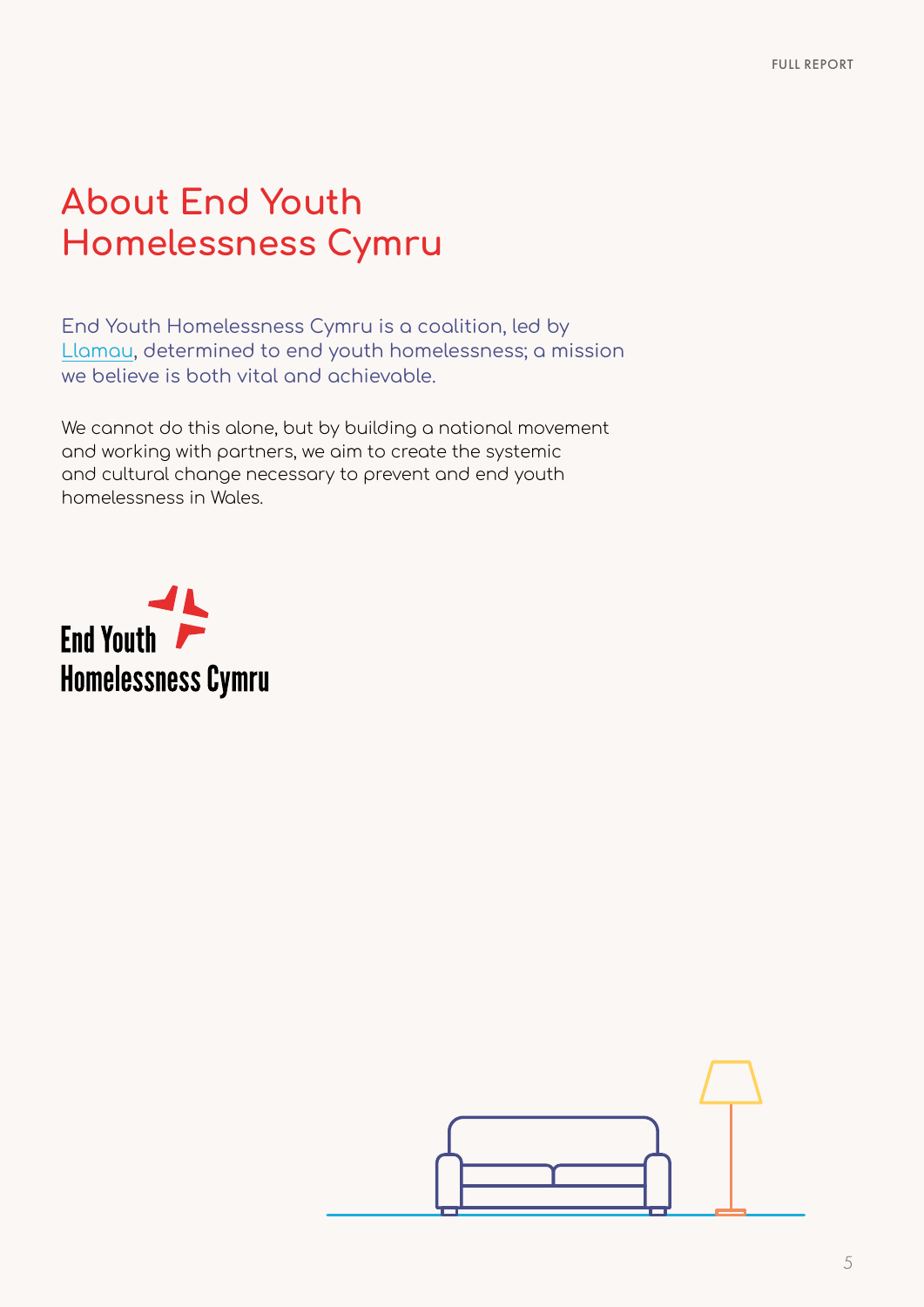# About End Youth Homelessness Cymru

End Youth Homelessness Cymru is a coalition, led by Llamau, determined to end youth homelessness; a mission we believe is both vital and achievable.

We cannot do this alone, but by building a national movement and working with partners, we aim to create the systemic and cultural change necessary to prevent and end youth homelessness in Wales.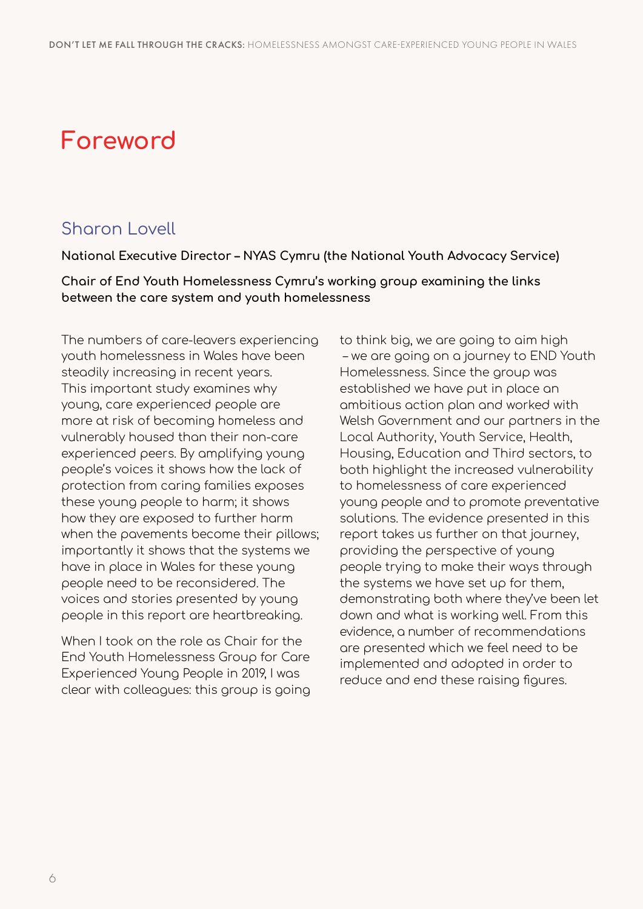# Foreword

## Sharon Lovell

**National Executive Director – NYAS Cymru (the National Youth Advocacy Service)**

**Chair of End Youth Homelessness Cymru's working group examining the links between the care system and youth homelessness**

The numbers of care-leavers experiencing youth homelessness in Wales have been steadily increasing in recent years. This important study examines why young, care experienced people are more at risk of becoming homeless and vulnerably housed than their non-care experienced peers. By amplifying young people's voices it shows how the lack of protection from caring families exposes these young people to harm; it shows how they are exposed to further harm when the pavements become their pillows; importantly it shows that the systems we have in place in Wales for these young people need to be reconsidered. The voices and stories presented by young people in this report are heartbreaking.

When I took on the role as Chair for the End Youth Homelessness Group for Care Experienced Young People in 2019, I was clear with colleagues: this group is going to think big, we are going to aim high – we are going on a journey to END Youth Homelessness. Since the group was established we have put in place an ambitious action plan and worked with Welsh Government and our partners in the Local Authority, Youth Service, Health, Housing, Education and Third sectors, to both highlight the increased vulnerability to homelessness of care experienced young people and to promote preventative solutions. The evidence presented in this report takes us further on that journey, providing the perspective of young people trying to make their ways through the systems we have set up for them, demonstrating both where they've been let down and what is working well. From this evidence, a number of recommendations are presented which we feel need to be implemented and adopted in order to reduce and end these raising figures.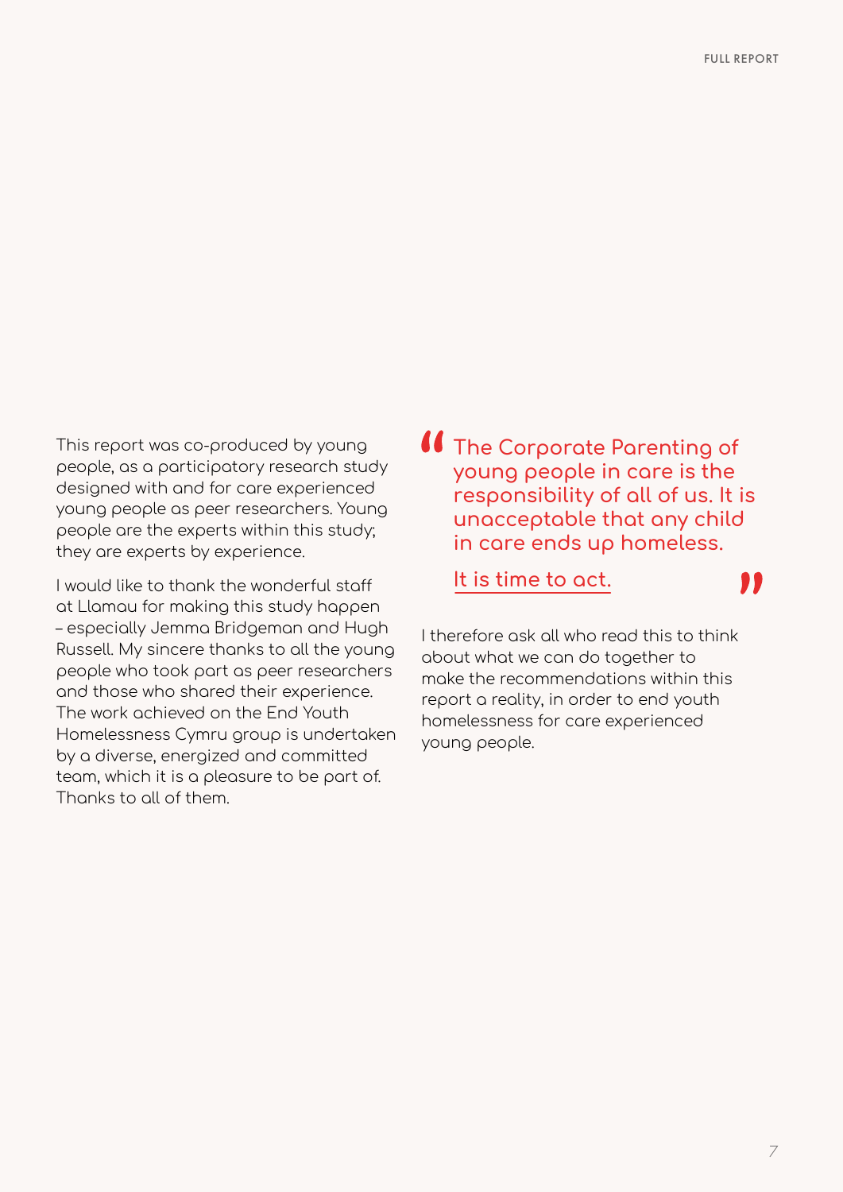This report was co-produced by young people, as a participatory research study designed with and for care experienced young people as peer researchers. Young people are the experts within this study; they are experts by experience.

I would like to thank the wonderful staff at Llamau for making this study happen – especially Jemma Bridgeman and Hugh Russell. My sincere thanks to all the young people who took part as peer researchers and those who shared their experience. The work achieved on the End Youth Homelessness Cymru group is undertaken by a diverse, energized and committed team, which it is a pleasure to be part of. Thanks to all of them.

> **"The Corporate Parenting of young people in care is the responsibility of all of us. It is unacceptable that any child in care ends up homeless.**
>
> **It is time to act."**

I therefore ask all who read this to think about what we can do together to make the recommendations within this report a reality, in order to end youth homelessness for care experienced young people.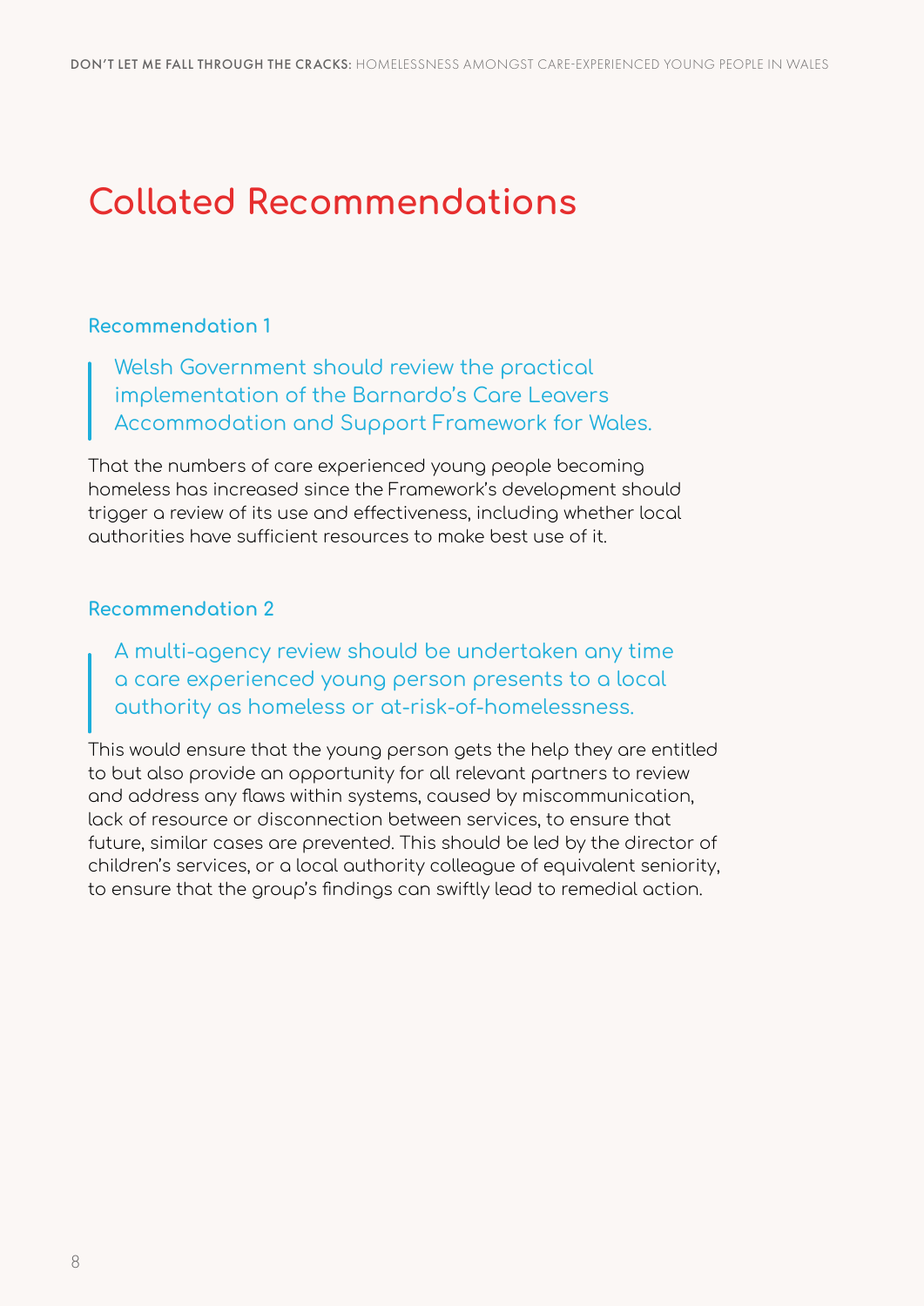# Collated Recommendations

### Recommendation 1

> Welsh Government should review the practical implementation of the Barnardo's Care Leavers Accommodation and Support Framework for Wales.

That the numbers of care experienced young people becoming homeless has increased since the Framework's development should trigger a review of its use and effectiveness, including whether local authorities have sufficient resources to make best use of it.

### Recommendation 2

> A multi-agency review should be undertaken any time a care experienced young person presents to a local authority as homeless or at-risk-of-homelessness.

This would ensure that the young person gets the help they are entitled to but also provide an opportunity for all relevant partners to review and address any flaws within systems, caused by miscommunication, lack of resource or disconnection between services, to ensure that future, similar cases are prevented. This should be led by the director of children's services, or a local authority colleague of equivalent seniority, to ensure that the group's findings can swiftly lead to remedial action.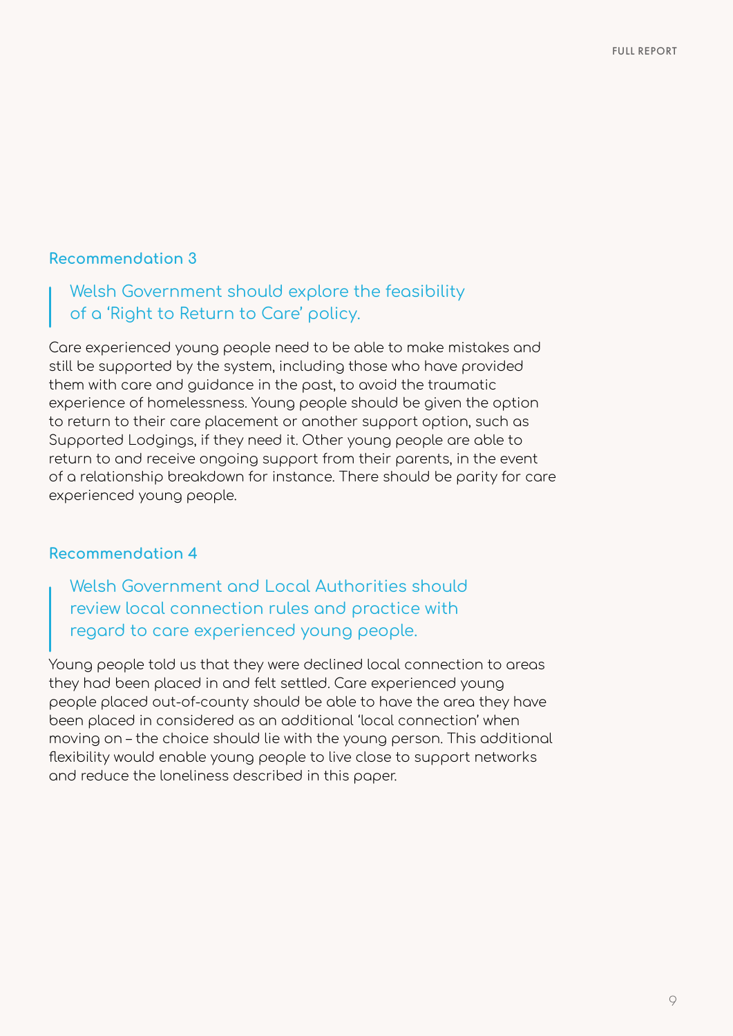### Recommendation 3

> Welsh Government should explore the feasibility of a 'Right to Return to Care' policy.

Care experienced young people need to be able to make mistakes and still be supported by the system, including those who have provided them with care and guidance in the past, to avoid the traumatic experience of homelessness. Young people should be given the option to return to their care placement or another support option, such as Supported Lodgings, if they need it. Other young people are able to return to and receive ongoing support from their parents, in the event of a relationship breakdown for instance. There should be parity for care experienced young people.

### Recommendation 4

> Welsh Government and Local Authorities should review local connection rules and practice with regard to care experienced young people.

Young people told us that they were declined local connection to areas they had been placed in and felt settled. Care experienced young people placed out-of-county should be able to have the area they have been placed in considered as an additional 'local connection' when moving on – the choice should lie with the young person. This additional flexibility would enable young people to live close to support networks and reduce the loneliness described in this paper.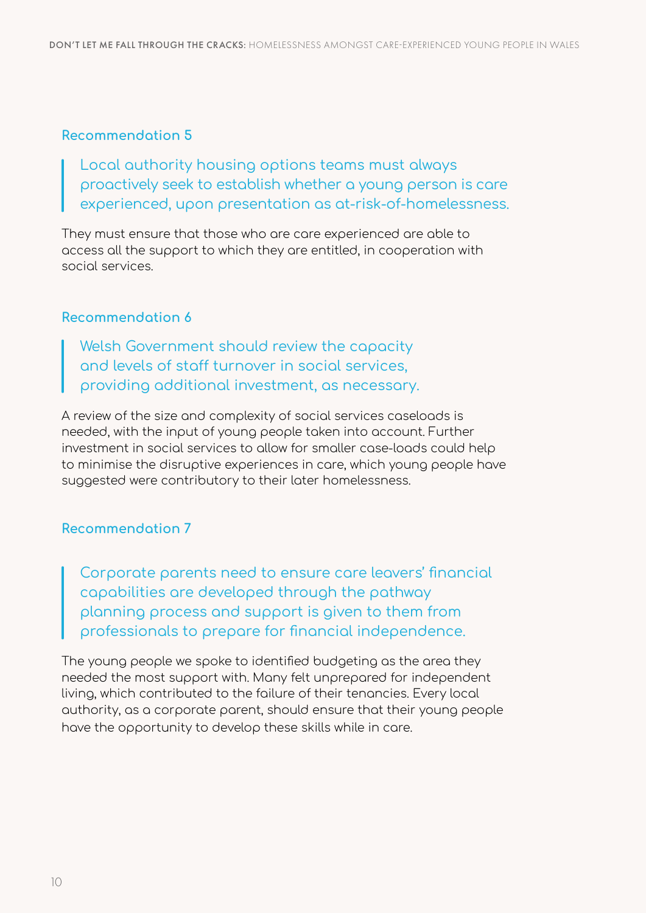### Recommendation 5

> Local authority housing options teams must always proactively seek to establish whether a young person is care experienced, upon presentation as at-risk-of-homelessness.

They must ensure that those who are care experienced are able to access all the support to which they are entitled, in cooperation with social services.

### Recommendation 6

> Welsh Government should review the capacity and levels of staff turnover in social services, providing additional investment, as necessary.

A review of the size and complexity of social services caseloads is needed, with the input of young people taken into account. Further investment in social services to allow for smaller case-loads could help to minimise the disruptive experiences in care, which young people have suggested were contributory to their later homelessness.

### Recommendation 7

> Corporate parents need to ensure care leavers' financial capabilities are developed through the pathway planning process and support is given to them from professionals to prepare for financial independence.

The young people we spoke to identified budgeting as the area they needed the most support with. Many felt unprepared for independent living, which contributed to the failure of their tenancies. Every local authority, as a corporate parent, should ensure that their young people have the opportunity to develop these skills while in care.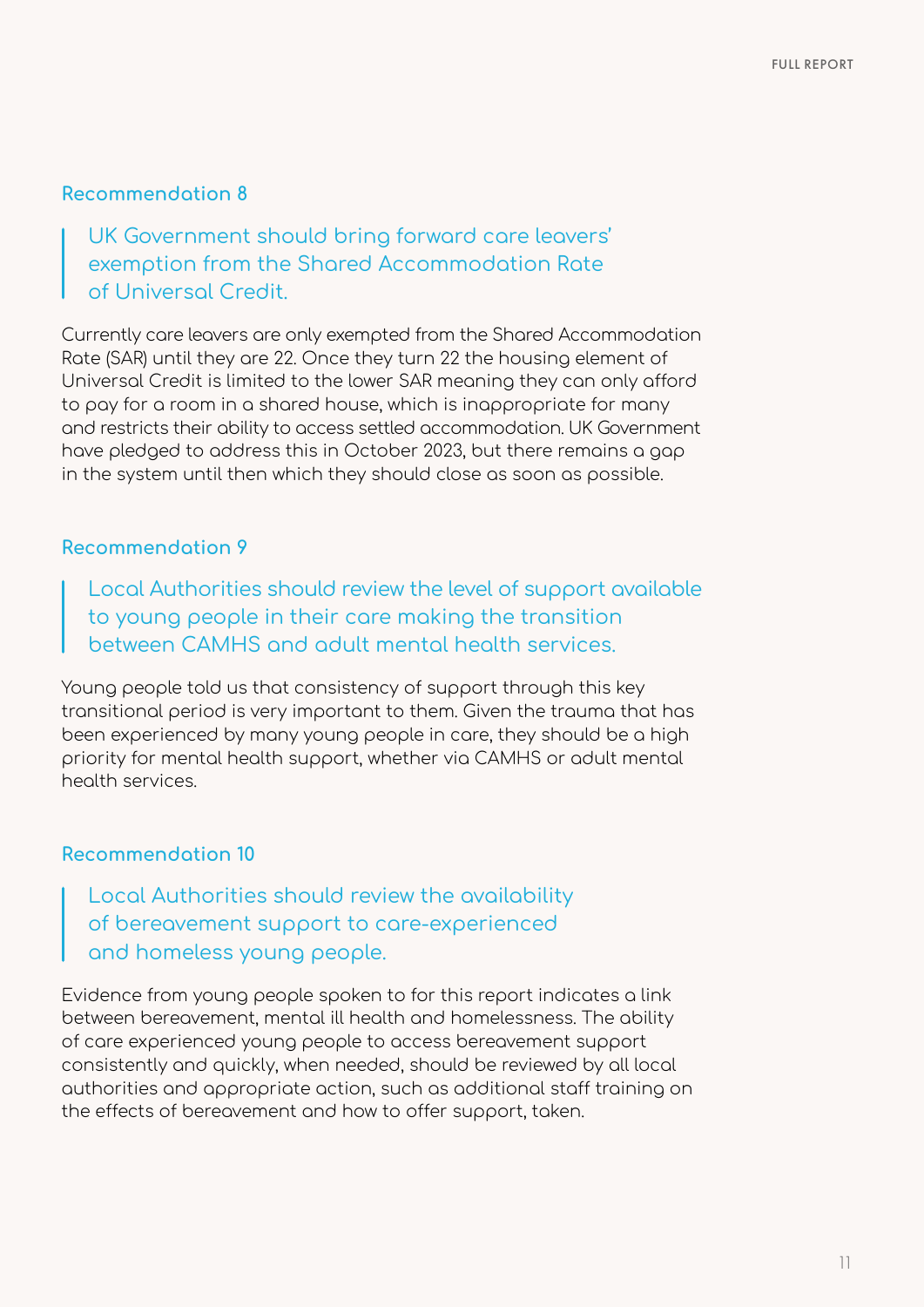### Recommendation 8

> UK Government should bring forward care leavers' exemption from the Shared Accommodation Rate of Universal Credit.

Currently care leavers are only exempted from the Shared Accommodation Rate (SAR) until they are 22. Once they turn 22 the housing element of Universal Credit is limited to the lower SAR meaning they can only afford to pay for a room in a shared house, which is inappropriate for many and restricts their ability to access settled accommodation. UK Government have pledged to address this in October 2023, but there remains a gap in the system until then which they should close as soon as possible.

### Recommendation 9

> Local Authorities should review the level of support available to young people in their care making the transition between CAMHS and adult mental health services.

Young people told us that consistency of support through this key transitional period is very important to them. Given the trauma that has been experienced by many young people in care, they should be a high priority for mental health support, whether via CAMHS or adult mental health services.

### Recommendation 10

> Local Authorities should review the availability of bereavement support to care-experienced and homeless young people.

Evidence from young people spoken to for this report indicates a link between bereavement, mental ill health and homelessness. The ability of care experienced young people to access bereavement support consistently and quickly, when needed, should be reviewed by all local authorities and appropriate action, such as additional staff training on the effects of bereavement and how to offer support, taken.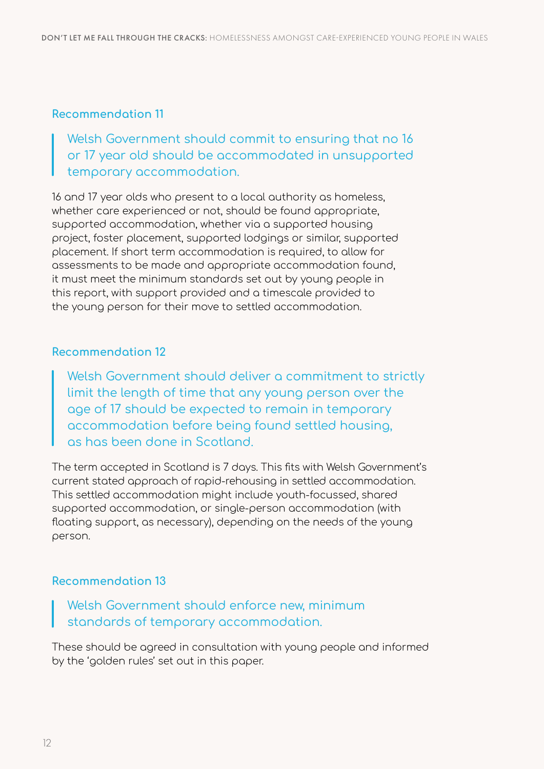### Recommendation 11

> Welsh Government should commit to ensuring that no 16 or 17 year old should be accommodated in unsupported temporary accommodation.

16 and 17 year olds who present to a local authority as homeless, whether care experienced or not, should be found appropriate, supported accommodation, whether via a supported housing project, foster placement, supported lodgings or similar, supported placement. If short term accommodation is required, to allow for assessments to be made and appropriate accommodation found, it must meet the minimum standards set out by young people in this report, with support provided and a timescale provided to the young person for their move to settled accommodation.

### Recommendation 12

> Welsh Government should deliver a commitment to strictly limit the length of time that any young person over the age of 17 should be expected to remain in temporary accommodation before being found settled housing, as has been done in Scotland.

The term accepted in Scotland is 7 days. This fits with Welsh Government's current stated approach of rapid-rehousing in settled accommodation. This settled accommodation might include youth-focussed, shared supported accommodation, or single-person accommodation (with floating support, as necessary), depending on the needs of the young person.

### Recommendation 13

> Welsh Government should enforce new, minimum standards of temporary accommodation.

These should be agreed in consultation with young people and informed by the 'golden rules' set out in this paper.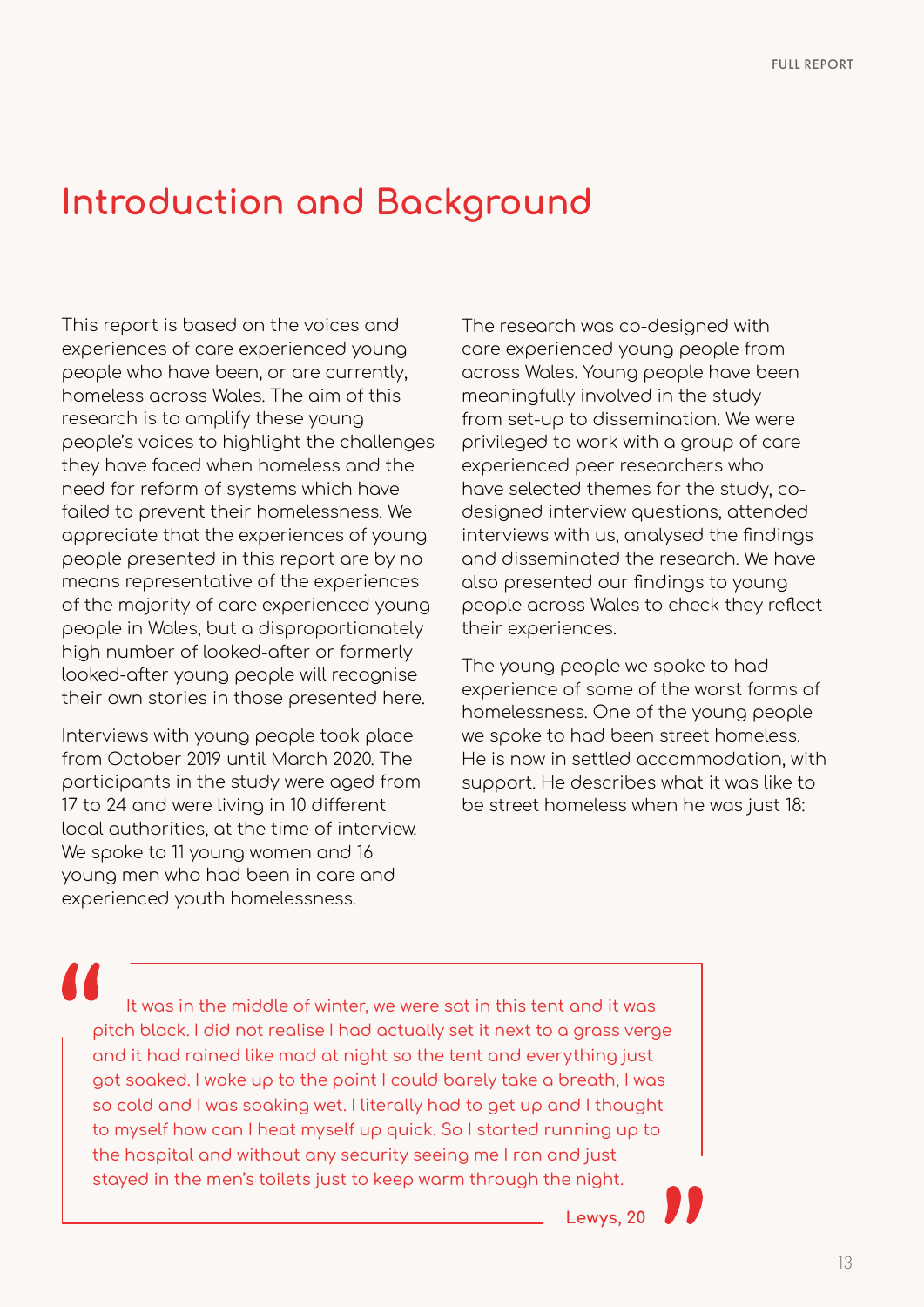# Introduction and Background

This report is based on the voices and experiences of care experienced young people who have been, or are currently, homeless across Wales. The aim of this research is to amplify these young people's voices to highlight the challenges they have faced when homeless and the need for reform of systems which have failed to prevent their homelessness. We appreciate that the experiences of young people presented in this report are by no means representative of the experiences of the majority of care experienced young people in Wales, but a disproportionately high number of looked-after or formerly looked-after young people will recognise their own stories in those presented here.

Interviews with young people took place from October 2019 until March 2020. The participants in the study were aged from 17 to 24 and were living in 10 different local authorities, at the time of interview. We spoke to 11 young women and 16 young men who had been in care and experienced youth homelessness.

The research was co-designed with care experienced young people from across Wales. Young people have been meaningfully involved in the study from set-up to dissemination. We were privileged to work with a group of care experienced peer researchers who have selected themes for the study, co-designed interview questions, attended interviews with us, analysed the findings and disseminated the research. We have also presented our findings to young people across Wales to check they reflect their experiences.

The young people we spoke to had experience of some of the worst forms of homelessness. One of the young people we spoke to had been street homeless. He is now in settled accommodation, with support. He describes what it was like to be street homeless when he was just 18:

> "It was in the middle of winter, we were sat in this tent and it was pitch black. I did not realise I had actually set it next to a grass verge and it had rained like mad at night so the tent and everything just got soaked. I woke up to the point I could barely take a breath, I was so cold and I was soaking wet. I literally had to get up and I thought to myself how can I heat myself up quick. So I started running up to the hospital and without any security seeing me I ran and just stayed in the men's toilets just to keep warm through the night."
>
> **Lewys, 20**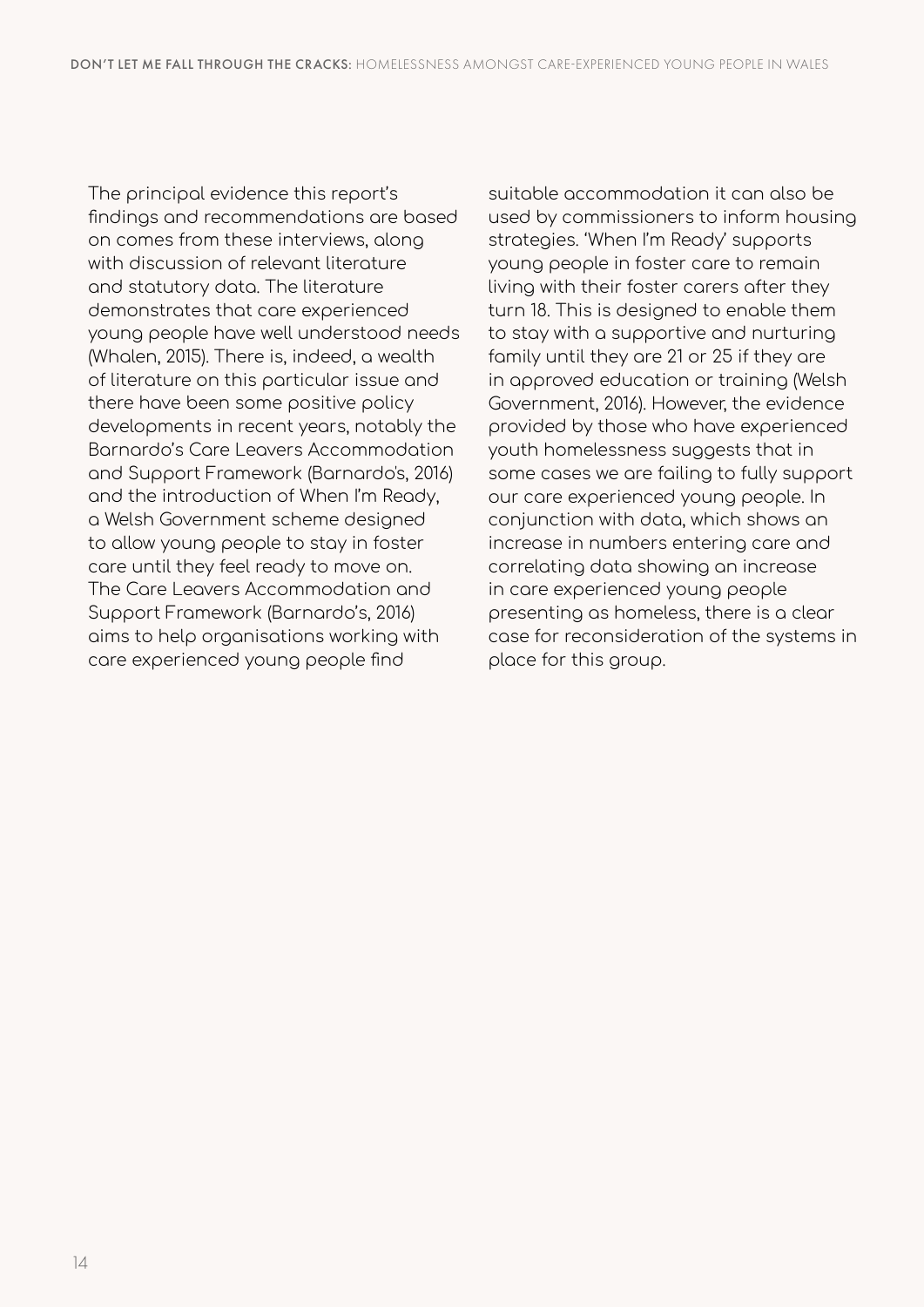The principal evidence this report's findings and recommendations are based on comes from these interviews, along with discussion of relevant literature and statutory data. The literature demonstrates that care experienced young people have well understood needs (Whalen, 2015). There is, indeed, a wealth of literature on this particular issue and there have been some positive policy developments in recent years, notably the Barnardo's Care Leavers Accommodation and Support Framework (Barnardo's, 2016) and the introduction of When I'm Ready, a Welsh Government scheme designed to allow young people to stay in foster care until they feel ready to move on. The Care Leavers Accommodation and Support Framework (Barnardo's, 2016) aims to help organisations working with care experienced young people find suitable accommodation it can also be used by commissioners to inform housing strategies. 'When I'm Ready' supports young people in foster care to remain living with their foster carers after they turn 18. This is designed to enable them to stay with a supportive and nurturing family until they are 21 or 25 if they are in approved education or training (Welsh Government, 2016). However, the evidence provided by those who have experienced youth homelessness suggests that in some cases we are failing to fully support our care experienced young people. In conjunction with data, which shows an increase in numbers entering care and correlating data showing an increase in care experienced young people presenting as homeless, there is a clear case for reconsideration of the systems in place for this group.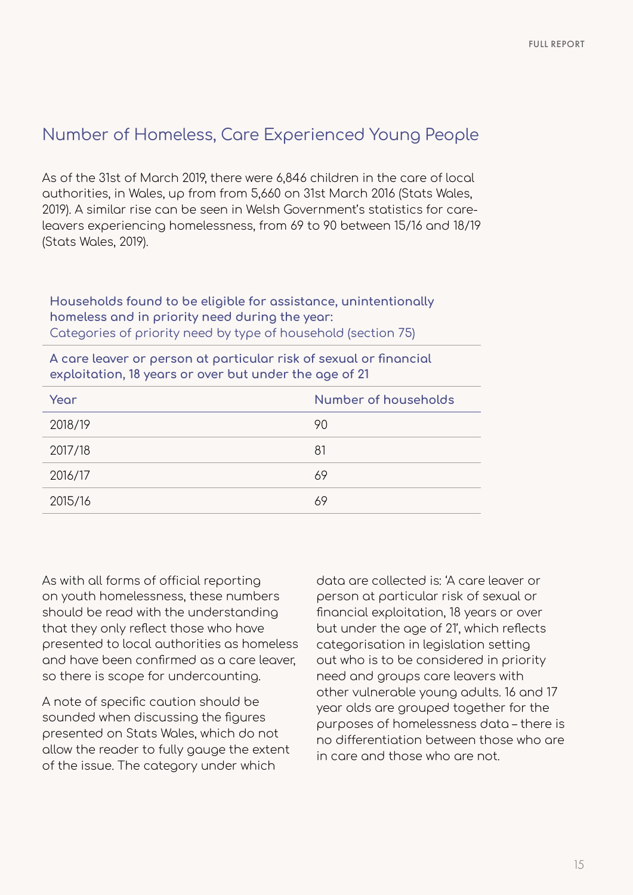## Number of Homeless, Care Experienced Young People

As of the 31st of March 2019, there were 6,846 children in the care of local authorities, in Wales, up from from 5,660 on 31st March 2016 (Stats Wales, 2019). A similar rise can be seen in Welsh Government's statistics for care-leavers experiencing homelessness, from 69 to 90 between 15/16 and 18/19 (Stats Wales, 2019).

**Households found to be eligible for assistance, unintentionally homeless and in priority need during the year:**
Categories of priority need by type of household (section 75)

**A care leaver or person at particular risk of sexual or financial exploitation, 18 years or over but under the age of 21**

| Year | Number of households |
|---|---|
| 2018/19 | 90 |
| 2017/18 | 81 |
| 2016/17 | 69 |
| 2015/16 | 69 |

As with all forms of official reporting on youth homelessness, these numbers should be read with the understanding that they only reflect those who have presented to local authorities as homeless and have been confirmed as a care leaver, so there is scope for undercounting.

A note of specific caution should be sounded when discussing the figures presented on Stats Wales, which do not allow the reader to fully gauge the extent of the issue. The category under which data are collected is: 'A care leaver or person at particular risk of sexual or financial exploitation, 18 years or over but under the age of 21', which reflects categorisation in legislation setting out who is to be considered in priority need and groups care leavers with other vulnerable young adults. 16 and 17 year olds are grouped together for the purposes of homelessness data – there is no differentiation between those who are in care and those who are not.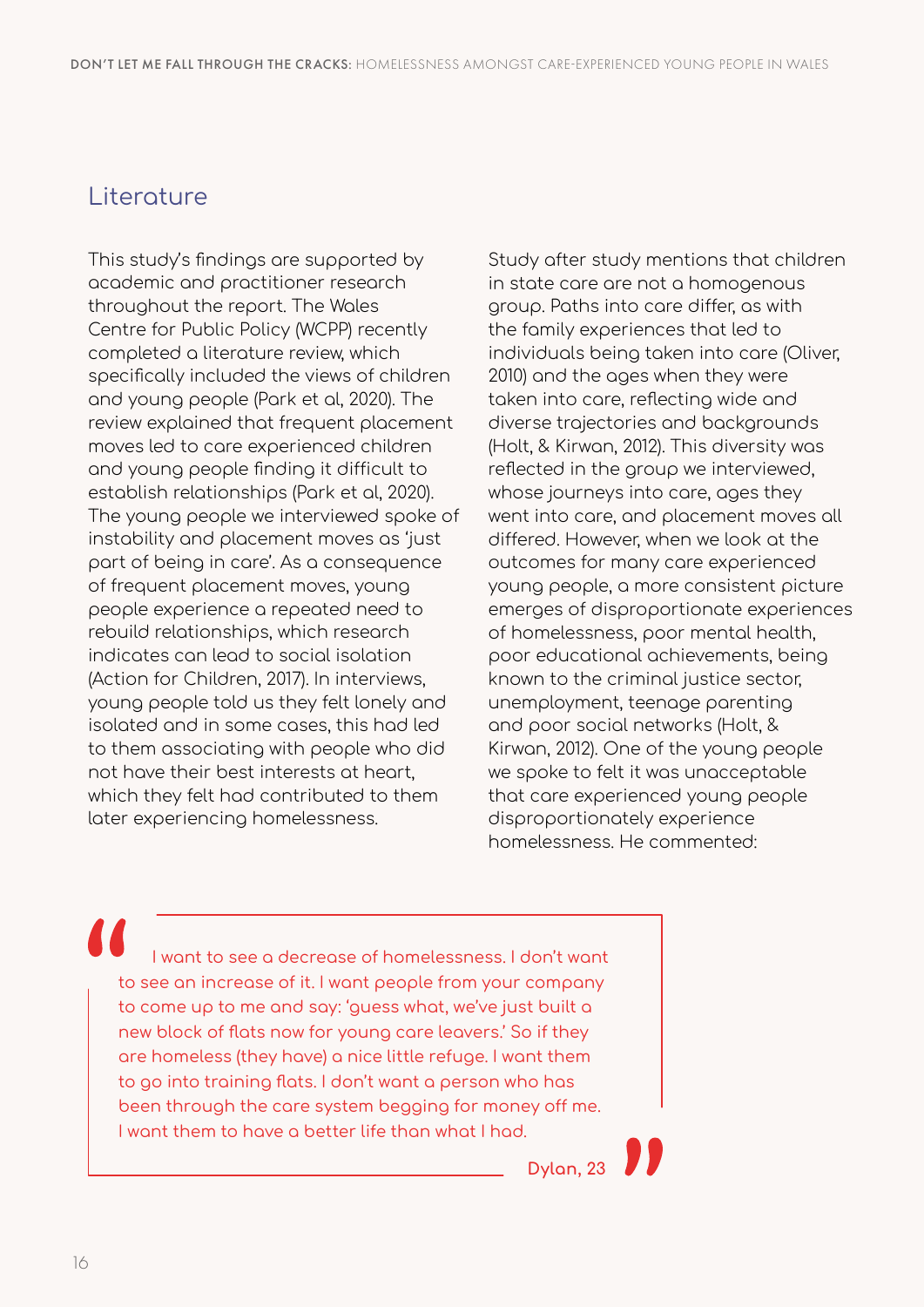## Literature

This study's findings are supported by academic and practitioner research throughout the report. The Wales Centre for Public Policy (WCPP) recently completed a literature review, which specifically included the views of children and young people (Park et al, 2020). The review explained that frequent placement moves led to care experienced children and young people finding it difficult to establish relationships (Park et al, 2020). The young people we interviewed spoke of instability and placement moves as 'just part of being in care'. As a consequence of frequent placement moves, young people experience a repeated need to rebuild relationships, which research indicates can lead to social isolation (Action for Children, 2017). In interviews, young people told us they felt lonely and isolated and in some cases, this had led to them associating with people who did not have their best interests at heart, which they felt had contributed to them later experiencing homelessness.

Study after study mentions that children in state care are not a homogenous group. Paths into care differ, as with the family experiences that led to individuals being taken into care (Oliver, 2010) and the ages when they were taken into care, reflecting wide and diverse trajectories and backgrounds (Holt, & Kirwan, 2012). This diversity was reflected in the group we interviewed, whose journeys into care, ages they went into care, and placement moves all differed. However, when we look at the outcomes for many care experienced young people, a more consistent picture emerges of disproportionate experiences of homelessness, poor mental health, poor educational achievements, being known to the criminal justice sector, unemployment, teenage parenting and poor social networks (Holt, & Kirwan, 2012). One of the young people we spoke to felt it was unacceptable that care experienced young people disproportionately experience homelessness. He commented:

> "I want to see a decrease of homelessness. I don't want to see an increase of it. I want people from your company to come up to me and say: 'guess what, we've just built a new block of flats now for young care leavers.' So if they are homeless (they have) a nice little refuge. I want them to go into training flats. I don't want a person who has been through the care system begging for money off me. I want them to have a better life than what I had."
>
> **Dylan, 23**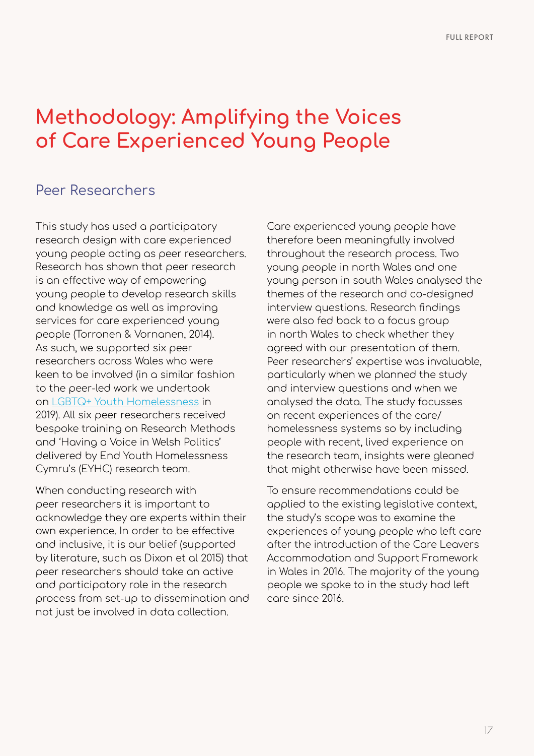# Methodology: Amplifying the Voices of Care Experienced Young People

## Peer Researchers

This study has used a participatory research design with care experienced young people acting as peer researchers. Research has shown that peer research is an effective way of empowering young people to develop research skills and knowledge as well as improving services for care experienced young people (Torronen & Vornanen, 2014). As such, we supported six peer researchers across Wales who were keen to be involved (in a similar fashion to the peer-led work we undertook on LGBTQ+ Youth Homelessness in 2019). All six peer researchers received bespoke training on Research Methods and 'Having a Voice in Welsh Politics' delivered by End Youth Homelessness Cymru's (EYHC) research team.

When conducting research with peer researchers it is important to acknowledge they are experts within their own experience. In order to be effective and inclusive, it is our belief (supported by literature, such as Dixon et al 2015) that peer researchers should take an active and participatory role in the research process from set-up to dissemination and not just be involved in data collection.

Care experienced young people have therefore been meaningfully involved throughout the research process. Two young people in north Wales and one young person in south Wales analysed the themes of the research and co-designed interview questions. Research findings were also fed back to a focus group in north Wales to check whether they agreed with our presentation of them. Peer researchers' expertise was invaluable, particularly when we planned the study and interview questions and when we analysed the data. The study focusses on recent experiences of the care/homelessness systems so by including people with recent, lived experience on the research team, insights were gleaned that might otherwise have been missed.

To ensure recommendations could be applied to the existing legislative context, the study's scope was to examine the experiences of young people who left care after the introduction of the Care Leavers Accommodation and Support Framework in Wales in 2016. The majority of the young people we spoke to in the study had left care since 2016.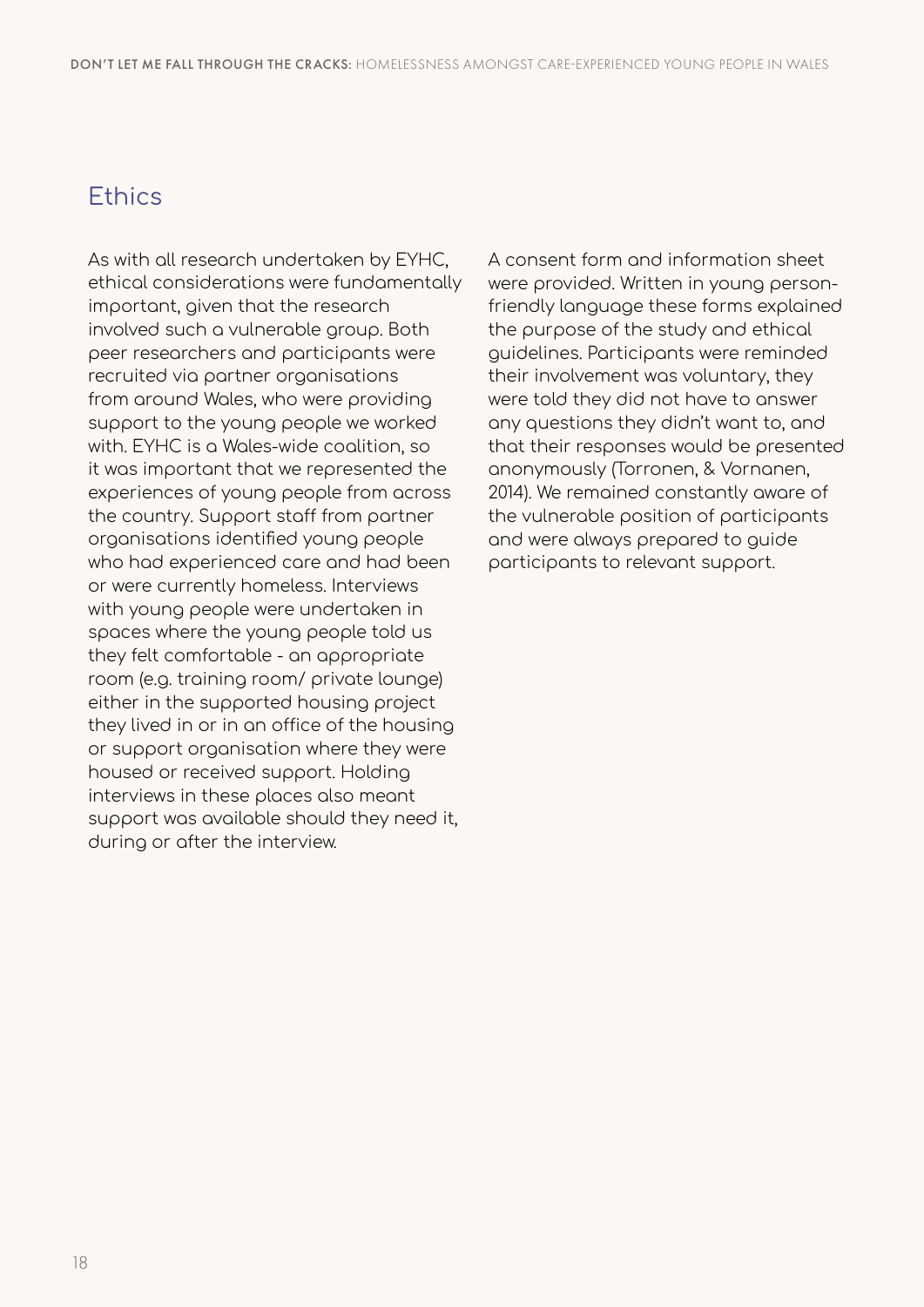## Ethics

As with all research undertaken by EYHC, ethical considerations were fundamentally important, given that the research involved such a vulnerable group. Both peer researchers and participants were recruited via partner organisations from around Wales, who were providing support to the young people we worked with. EYHC is a Wales-wide coalition, so it was important that we represented the experiences of young people from across the country. Support staff from partner organisations identified young people who had experienced care and had been or were currently homeless. Interviews with young people were undertaken in spaces where the young people told us they felt comfortable - an appropriate room (e.g. training room/ private lounge) either in the supported housing project they lived in or in an office of the housing or support organisation where they were housed or received support. Holding interviews in these places also meant support was available should they need it, during or after the interview.

A consent form and information sheet were provided. Written in young person-friendly language these forms explained the purpose of the study and ethical guidelines. Participants were reminded their involvement was voluntary, they were told they did not have to answer any questions they didn't want to, and that their responses would be presented anonymously (Torronen, & Vornanen, 2014). We remained constantly aware of the vulnerable position of participants and were always prepared to guide participants to relevant support.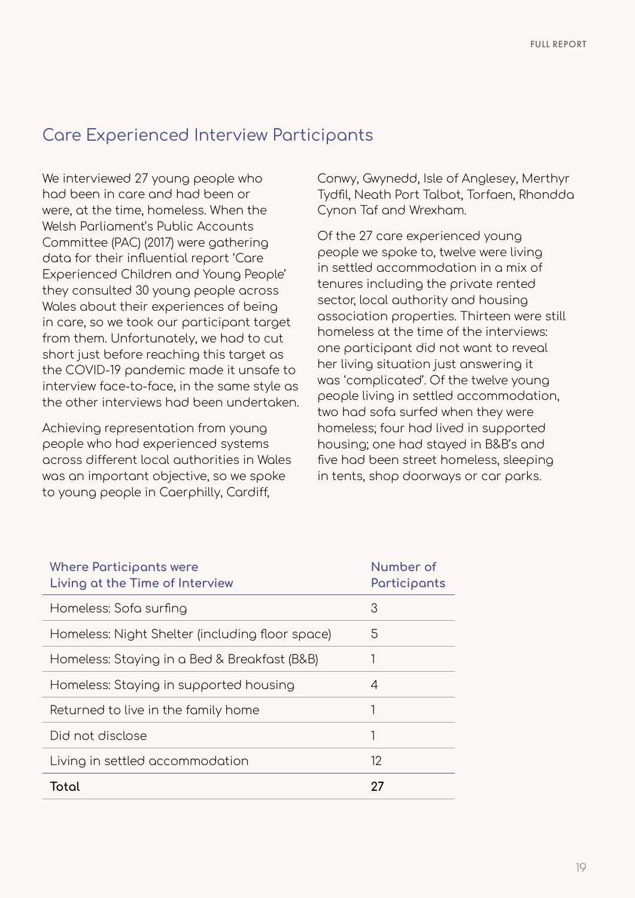## Care Experienced Interview Participants

We interviewed 27 young people who had been in care and had been or were, at the time, homeless. When the Welsh Parliament's Public Accounts Committee (PAC) (2017) were gathering data for their influential report 'Care Experienced Children and Young People' they consulted 30 young people across Wales about their experiences of being in care, so we took our participant target from them. Unfortunately, we had to cut short just before reaching this target as the COVID-19 pandemic made it unsafe to interview face-to-face, in the same style as the other interviews had been undertaken.

Achieving representation from young people who had experienced systems across different local authorities in Wales was an important objective, so we spoke to young people in Caerphilly, Cardiff, Conwy, Gwynedd, Isle of Anglesey, Merthyr Tydfil, Neath Port Talbot, Torfaen, Rhondda Cynon Taf and Wrexham.

Of the 27 care experienced young people we spoke to, twelve were living in settled accommodation in a mix of tenures including the private rented sector, local authority and housing association properties. Thirteen were still homeless at the time of the interviews: one participant did not want to reveal her living situation just answering it was 'complicated'. Of the twelve young people living in settled accommodation, two had sofa surfed when they were homeless; four had lived in supported housing; one had stayed in B&B's and five had been street homeless, sleeping in tents, shop doorways or car parks.

| Where Participants were Living at the Time of Interview | Number of Participants |
|---|---|
| Homeless: Sofa surfing | 3 |
| Homeless: Night Shelter (including floor space) | 5 |
| Homeless: Staying in a Bed & Breakfast (B&B) | 1 |
| Homeless: Staying in supported housing | 4 |
| Returned to live in the family home | 1 |
| Did not disclose | 1 |
| Living in settled accommodation | 12 |
| **Total** | **27** |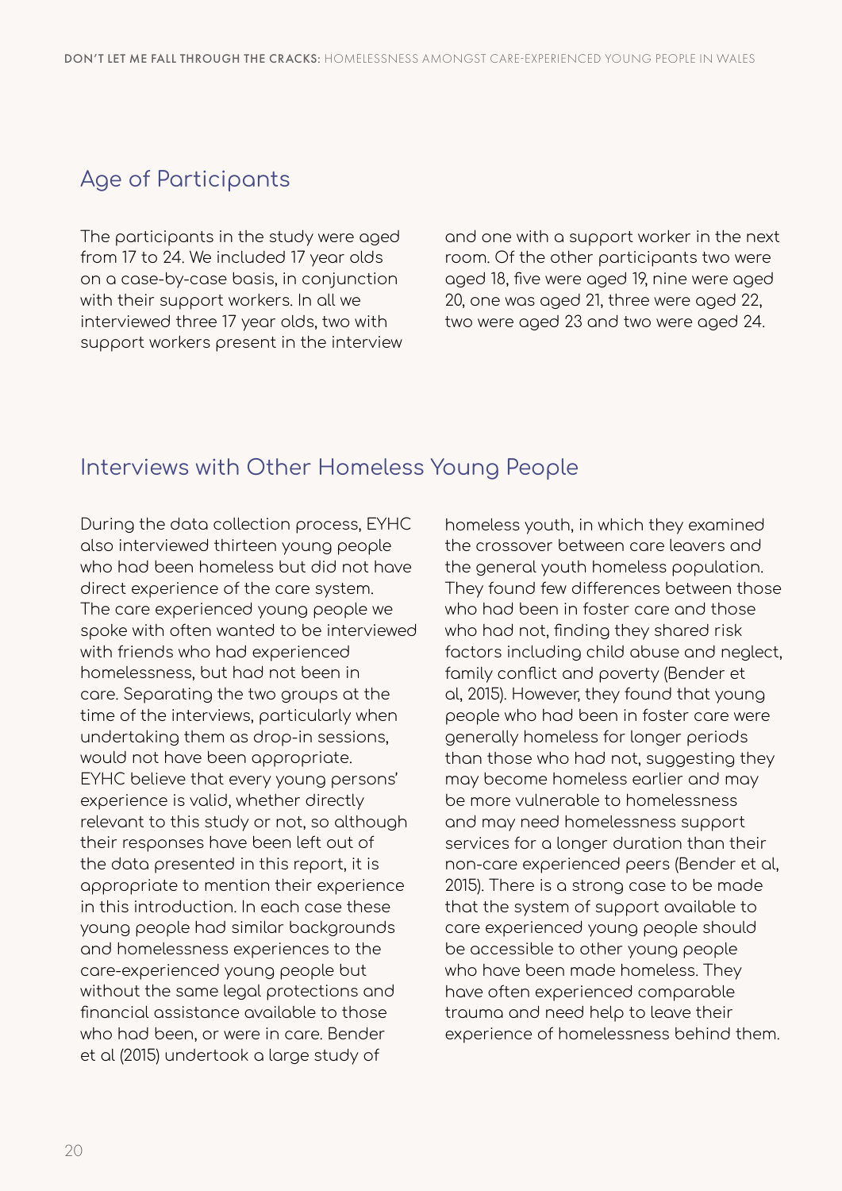## Age of Participants

The participants in the study were aged from 17 to 24. We included 17 year olds on a case-by-case basis, in conjunction with their support workers. In all we interviewed three 17 year olds, two with support workers present in the interview and one with a support worker in the next room. Of the other participants two were aged 18, five were aged 19, nine were aged 20, one was aged 21, three were aged 22, two were aged 23 and two were aged 24.

## Interviews with Other Homeless Young People

During the data collection process, EYHC also interviewed thirteen young people who had been homeless but did not have direct experience of the care system. The care experienced young people we spoke with often wanted to be interviewed with friends who had experienced homelessness, but had not been in care. Separating the two groups at the time of the interviews, particularly when undertaking them as drop-in sessions, would not have been appropriate. EYHC believe that every young persons' experience is valid, whether directly relevant to this study or not, so although their responses have been left out of the data presented in this report, it is appropriate to mention their experience in this introduction. In each case these young people had similar backgrounds and homelessness experiences to the care-experienced young people but without the same legal protections and financial assistance available to those who had been, or were in care. Bender et al (2015) undertook a large study of homeless youth, in which they examined the crossover between care leavers and the general youth homeless population. They found few differences between those who had been in foster care and those who had not, finding they shared risk factors including child abuse and neglect, family conflict and poverty (Bender et al, 2015). However, they found that young people who had been in foster care were generally homeless for longer periods than those who had not, suggesting they may become homeless earlier and may be more vulnerable to homelessness and may need homelessness support services for a longer duration than their non-care experienced peers (Bender et al, 2015). There is a strong case to be made that the system of support available to care experienced young people should be accessible to other young people who have been made homeless. They have often experienced comparable trauma and need help to leave their experience of homelessness behind them.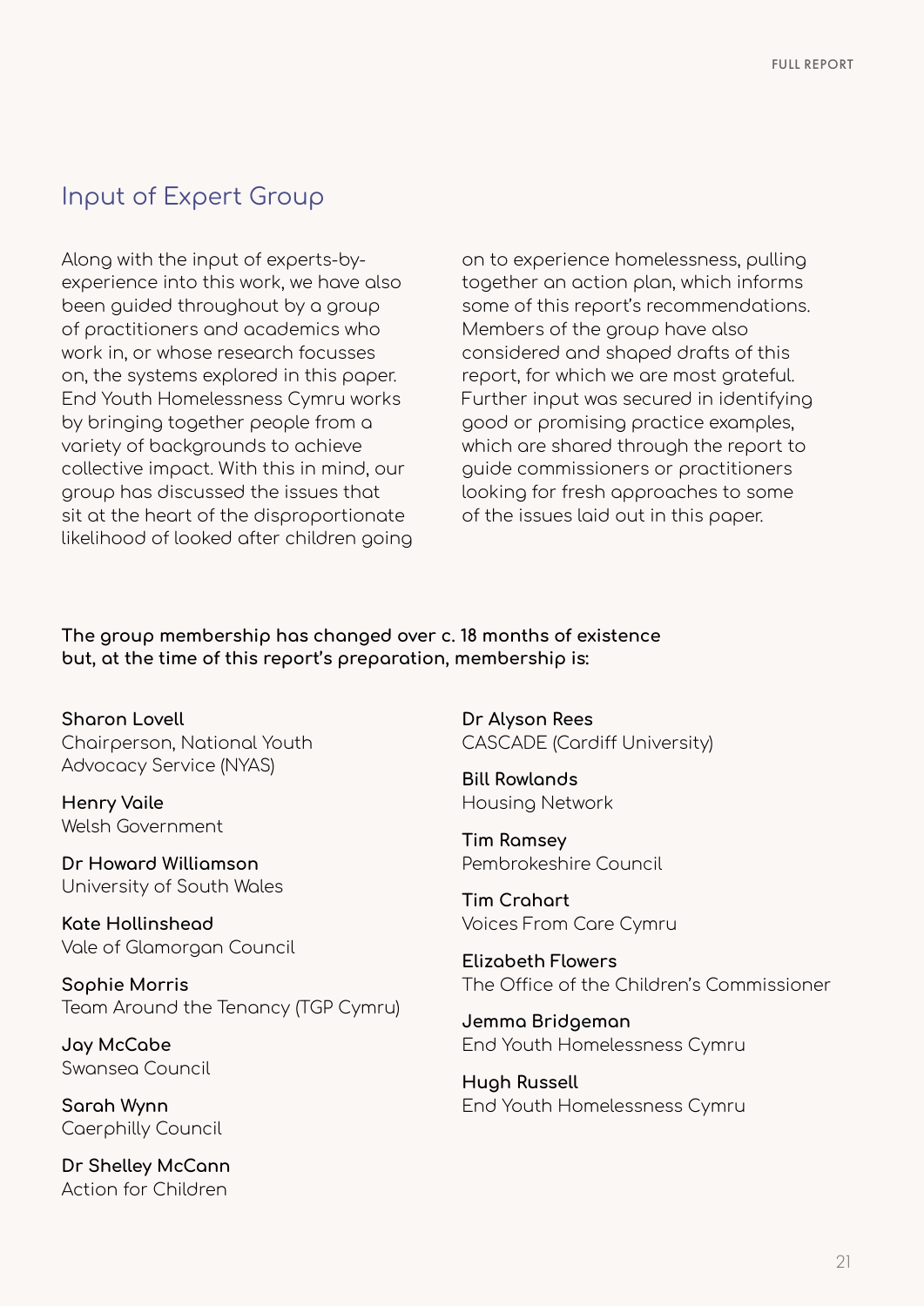## Input of Expert Group

Along with the input of experts-by-experience into this work, we have also been guided throughout by a group of practitioners and academics who work in, or whose research focusses on, the systems explored in this paper. End Youth Homelessness Cymru works by bringing together people from a variety of backgrounds to achieve collective impact. With this in mind, our group has discussed the issues that sit at the heart of the disproportionate likelihood of looked after children going on to experience homelessness, pulling together an action plan, which informs some of this report's recommendations. Members of the group have also considered and shaped drafts of this report, for which we are most grateful. Further input was secured in identifying good or promising practice examples, which are shared through the report to guide commissioners or practitioners looking for fresh approaches to some of the issues laid out in this paper.

**The group membership has changed over c. 18 months of existence but, at the time of this report's preparation, membership is:**

**Sharon Lovell**
Chairperson, National Youth Advocacy Service (NYAS)

**Henry Vaile**
Welsh Government

**Dr Howard Williamson**
University of South Wales

**Kate Hollinshead**
Vale of Glamorgan Council

**Sophie Morris**
Team Around the Tenancy (TGP Cymru)

**Jay McCabe**
Swansea Council

**Sarah Wynn**
Caerphilly Council

**Dr Shelley McCann**
Action for Children

**Dr Alyson Rees**
CASCADE (Cardiff University)

**Bill Rowlands**
Housing Network

**Tim Ramsey**
Pembrokeshire Council

**Tim Crahart**
Voices From Care Cymru

**Elizabeth Flowers**
The Office of the Children's Commissioner

**Jemma Bridgeman**
End Youth Homelessness Cymru

**Hugh Russell**
End Youth Homelessness Cymru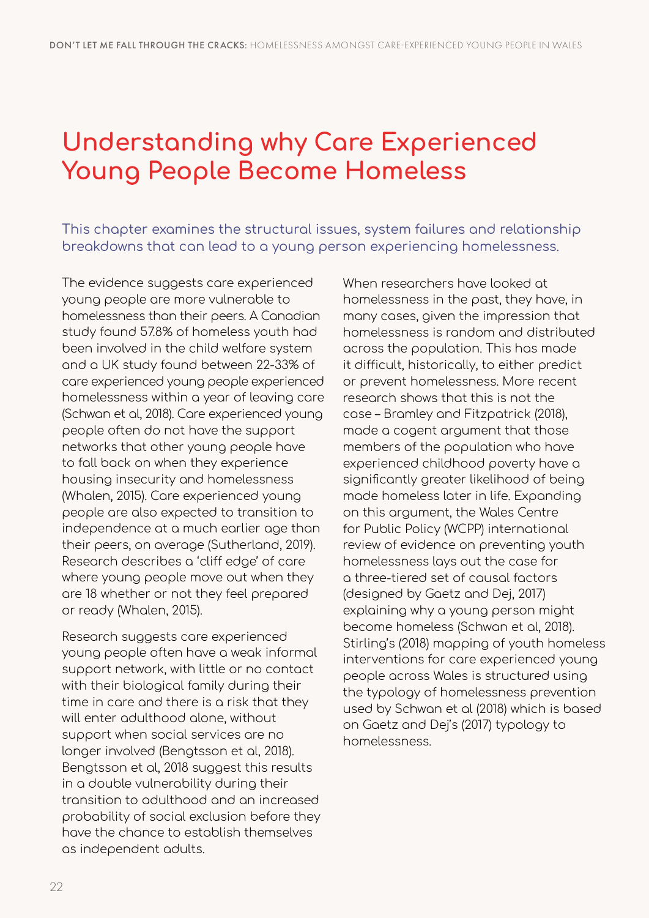# Understanding why Care Experienced Young People Become Homeless

This chapter examines the structural issues, system failures and relationship breakdowns that can lead to a young person experiencing homelessness.

The evidence suggests care experienced young people are more vulnerable to homelessness than their peers. A Canadian study found 57.8% of homeless youth had been involved in the child welfare system and a UK study found between 22-33% of care experienced young people experienced homelessness within a year of leaving care (Schwan et al, 2018). Care experienced young people often do not have the support networks that other young people have to fall back on when they experience housing insecurity and homelessness (Whalen, 2015). Care experienced young people are also expected to transition to independence at a much earlier age than their peers, on average (Sutherland, 2019). Research describes a 'cliff edge' of care where young people move out when they are 18 whether or not they feel prepared or ready (Whalen, 2015).

Research suggests care experienced young people often have a weak informal support network, with little or no contact with their biological family during their time in care and there is a risk that they will enter adulthood alone, without support when social services are no longer involved (Bengtsson et al, 2018). Bengtsson et al, 2018 suggest this results in a double vulnerability during their transition to adulthood and an increased probability of social exclusion before they have the chance to establish themselves as independent adults.

When researchers have looked at homelessness in the past, they have, in many cases, given the impression that homelessness is random and distributed across the population. This has made it difficult, historically, to either predict or prevent homelessness. More recent research shows that this is not the case – Bramley and Fitzpatrick (2018), made a cogent argument that those members of the population who have experienced childhood poverty have a significantly greater likelihood of being made homeless later in life. Expanding on this argument, the Wales Centre for Public Policy (WCPP) international review of evidence on preventing youth homelessness lays out the case for a three-tiered set of causal factors (designed by Gaetz and Dej, 2017) explaining why a young person might become homeless (Schwan et al, 2018). Stirling's (2018) mapping of youth homeless interventions for care experienced young people across Wales is structured using the typology of homelessness prevention used by Schwan et al (2018) which is based on Gaetz and Dej's (2017) typology to homelessness.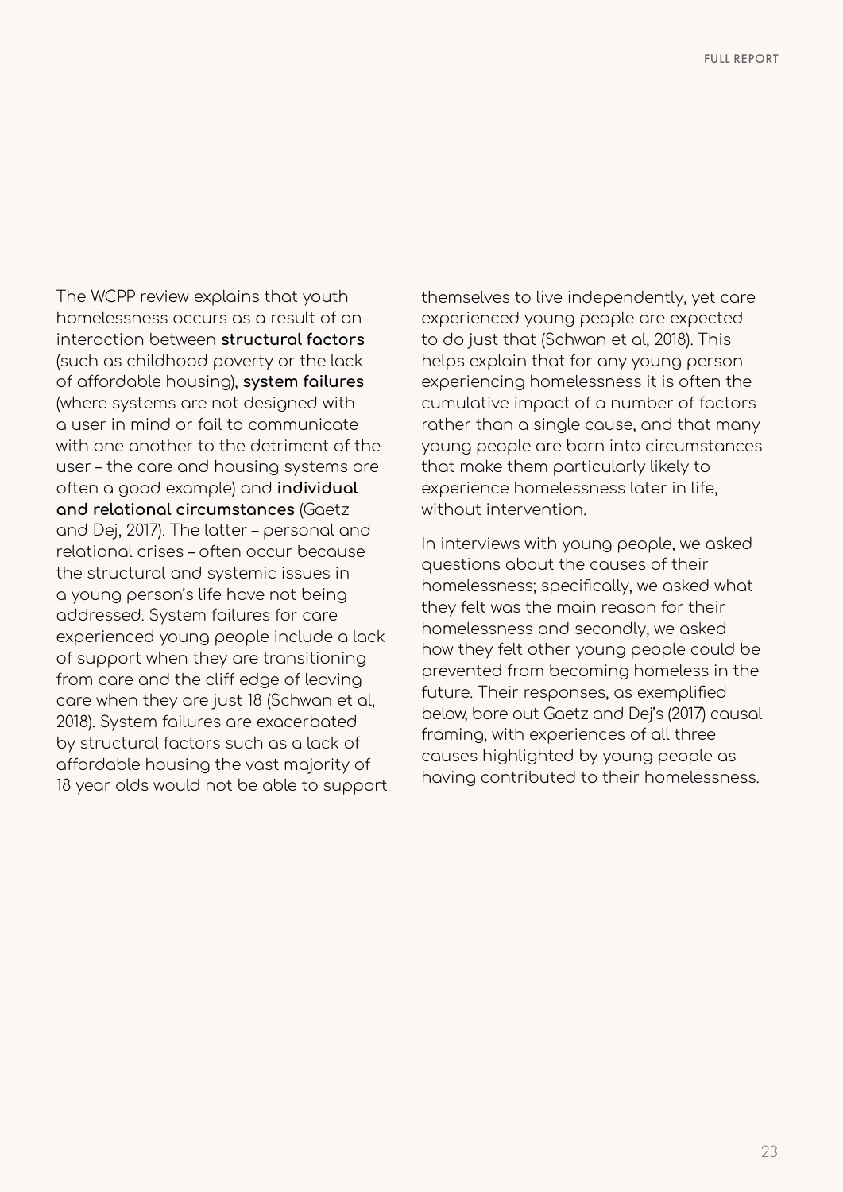The WCPP review explains that youth homelessness occurs as a result of an interaction between **structural factors** (such as childhood poverty or the lack of affordable housing), **system failures** (where systems are not designed with a user in mind or fail to communicate with one another to the detriment of the user – the care and housing systems are often a good example) and **individual and relational circumstances** (Gaetz and Dej, 2017). The latter – personal and relational crises – often occur because the structural and systemic issues in a young person's life have not being addressed. System failures for care experienced young people include a lack of support when they are transitioning from care and the cliff edge of leaving care when they are just 18 (Schwan et al, 2018). System failures are exacerbated by structural factors such as a lack of affordable housing the vast majority of 18 year olds would not be able to support themselves to live independently, yet care experienced young people are expected to do just that (Schwan et al, 2018). This helps explain that for any young person experiencing homelessness it is often the cumulative impact of a number of factors rather than a single cause, and that many young people are born into circumstances that make them particularly likely to experience homelessness later in life, without intervention.

In interviews with young people, we asked questions about the causes of their homelessness; specifically, we asked what they felt was the main reason for their homelessness and secondly, we asked how they felt other young people could be prevented from becoming homeless in the future. Their responses, as exemplified below, bore out Gaetz and Dej's (2017) causal framing, with experiences of all three causes highlighted by young people as having contributed to their homelessness.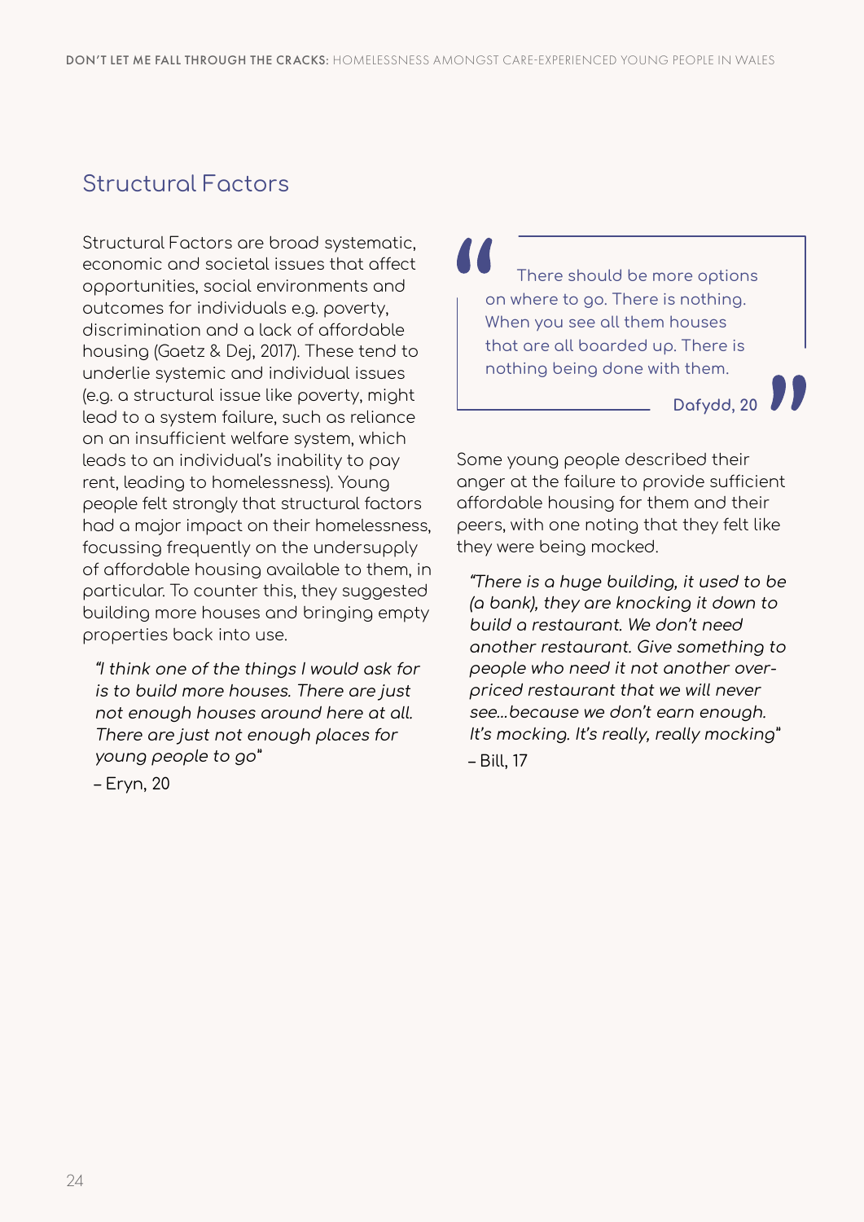## Structural Factors

Structural Factors are broad systematic, economic and societal issues that affect opportunities, social environments and outcomes for individuals e.g. poverty, discrimination and a lack of affordable housing (Gaetz & Dej, 2017). These tend to underlie systemic and individual issues (e.g. a structural issue like poverty, might lead to a system failure, such as reliance on an insufficient welfare system, which leads to an individual's inability to pay rent, leading to homelessness). Young people felt strongly that structural factors had a major impact on their homelessness, focussing frequently on the undersupply of affordable housing available to them, in particular. To counter this, they suggested building more houses and bringing empty properties back into use.

> *"I think one of the things I would ask for is to build more houses. There are just not enough houses around here at all. There are just not enough places for young people to go"*
>
> – Eryn, 20

> "There should be more options on where to go. There is nothing. When you see all them houses that are all boarded up. There is nothing being done with them."
>
> **Dafydd, 20**

Some young people described their anger at the failure to provide sufficient affordable housing for them and their peers, with one noting that they felt like they were being mocked.

> *"There is a huge building, it used to be (a bank), they are knocking it down to build a restaurant. We don't need another restaurant. Give something to people who need it not another over-priced restaurant that we will never see…because we don't earn enough. It's mocking. It's really, really mocking"*
>
> – Bill, 17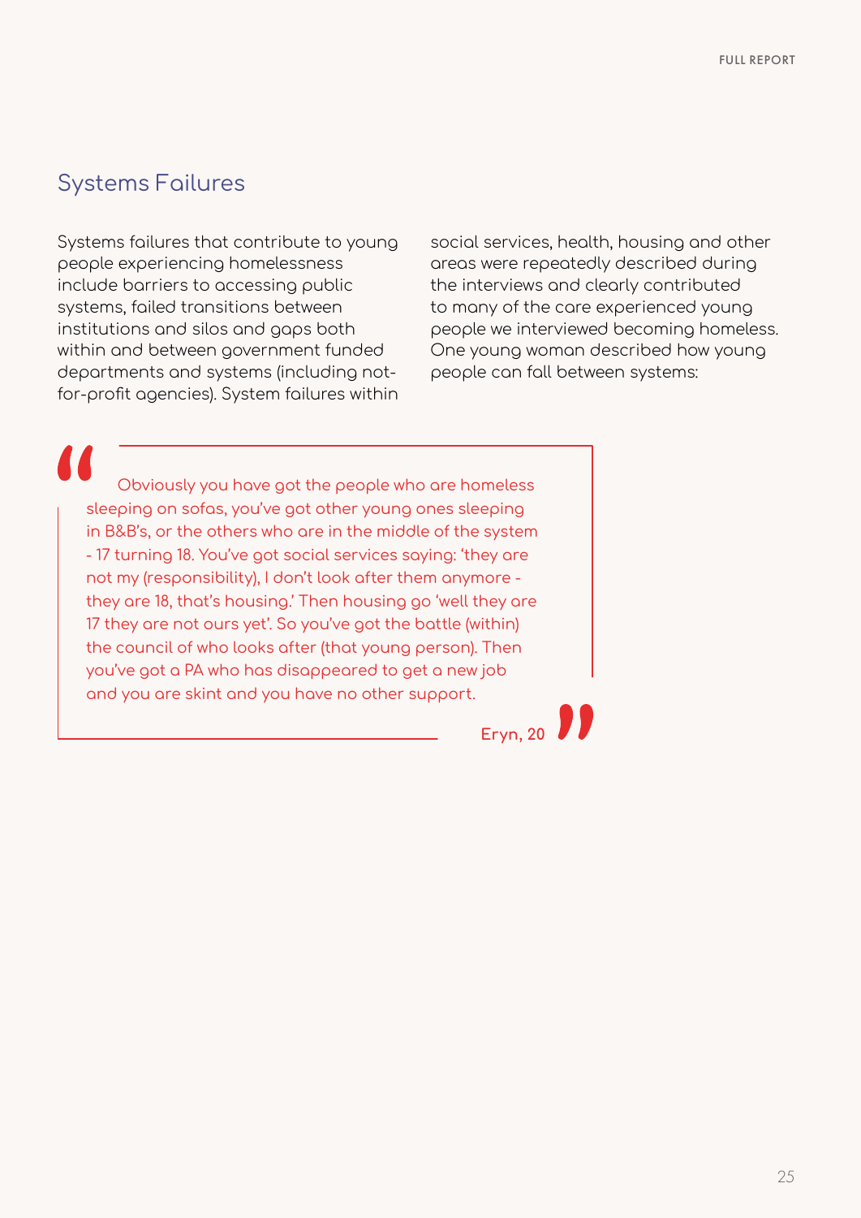## Systems Failures

Systems failures that contribute to young people experiencing homelessness include barriers to accessing public systems, failed transitions between institutions and silos and gaps both within and between government funded departments and systems (including not-for-profit agencies). System failures within social services, health, housing and other areas were repeatedly described during the interviews and clearly contributed to many of the care experienced young people we interviewed becoming homeless. One young woman described how young people can fall between systems:

> "Obviously you have got the people who are homeless sleeping on sofas, you've got other young ones sleeping in B&B's, or the others who are in the middle of the system - 17 turning 18. You've got social services saying: 'they are not my (responsibility), I don't look after them anymore - they are 18, that's housing.' Then housing go 'well they are 17 they are not ours yet'. So you've got the battle (within) the council of who looks after (that young person). Then you've got a PA who has disappeared to get a new job and you are skint and you have no other support."
>
> **Eryn, 20**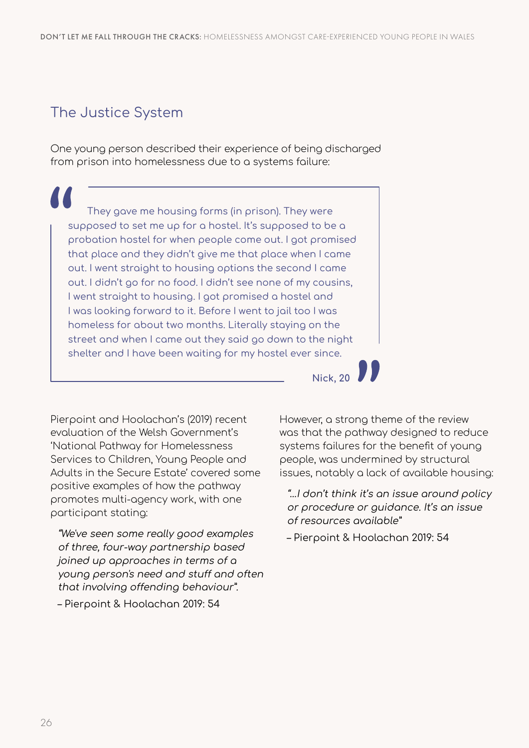## The Justice System

One young person described their experience of being discharged from prison into homelessness due to a systems failure:

> They gave me housing forms (in prison). They were supposed to set me up for a hostel. It's supposed to be a probation hostel for when people come out. I got promised that place and they didn't give me that place when I came out. I went straight to housing options the second I came out. I didn't go for no food. I didn't see none of my cousins, I went straight to housing. I got promised a hostel and I was looking forward to it. Before I went to jail too I was homeless for about two months. Literally staying on the street and when I came out they said go down to the night shelter and I have been waiting for my hostel ever since.
>
> **Nick, 20**

Pierpoint and Hoolachan's (2019) recent evaluation of the Welsh Government's 'National Pathway for Homelessness Services to Children, Young People and Adults in the Secure Estate' covered some positive examples of how the pathway promotes multi-agency work, with one participant stating:

> *"We've seen some really good examples of three, four-way partnership based joined up approaches in terms of a young person's need and stuff and often that involving offending behaviour".*
>
> – Pierpoint & Hoolachan 2019: 54

However, a strong theme of the review was that the pathway designed to reduce systems failures for the benefit of young people, was undermined by structural issues, notably a lack of available housing:

> *"…I don't think it's an issue around policy or procedure or guidance. It's an issue of resources available"*
>
> – Pierpoint & Hoolachan 2019: 54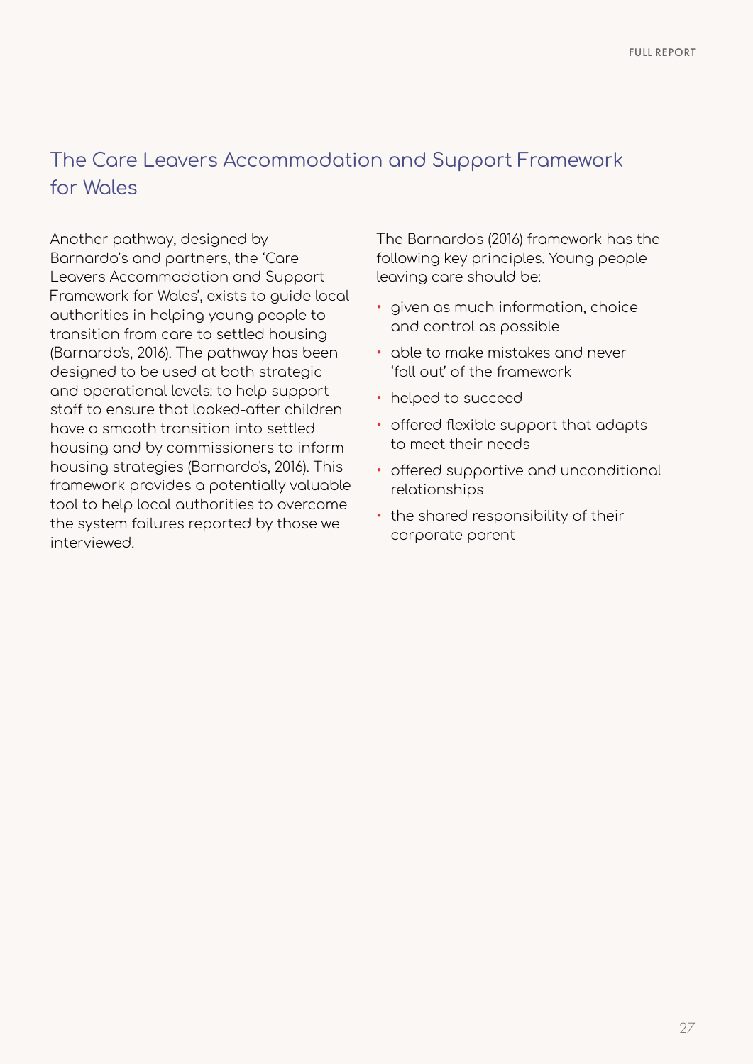## The Care Leavers Accommodation and Support Framework for Wales

Another pathway, designed by Barnardo's and partners, the 'Care Leavers Accommodation and Support Framework for Wales', exists to guide local authorities in helping young people to transition from care to settled housing (Barnardo's, 2016). The pathway has been designed to be used at both strategic and operational levels: to help support staff to ensure that looked-after children have a smooth transition into settled housing and by commissioners to inform housing strategies (Barnardo's, 2016). This framework provides a potentially valuable tool to help local authorities to overcome the system failures reported by those we interviewed.

The Barnardo's (2016) framework has the following key principles. Young people leaving care should be:

- given as much information, choice and control as possible
- able to make mistakes and never 'fall out' of the framework
- helped to succeed
- offered flexible support that adapts to meet their needs
- offered supportive and unconditional relationships
- the shared responsibility of their corporate parent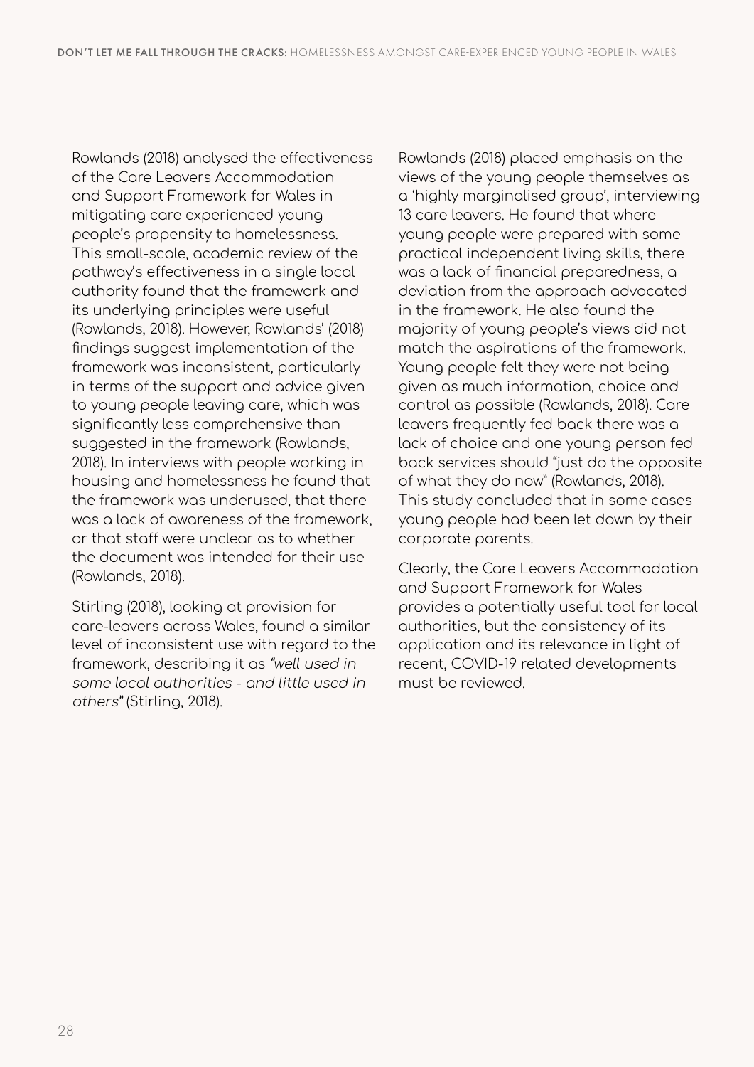Rowlands (2018) analysed the effectiveness of the Care Leavers Accommodation and Support Framework for Wales in mitigating care experienced young people's propensity to homelessness. This small-scale, academic review of the pathway's effectiveness in a single local authority found that the framework and its underlying principles were useful (Rowlands, 2018). However, Rowlands' (2018) findings suggest implementation of the framework was inconsistent, particularly in terms of the support and advice given to young people leaving care, which was significantly less comprehensive than suggested in the framework (Rowlands, 2018). In interviews with people working in housing and homelessness he found that the framework was underused, that there was a lack of awareness of the framework, or that staff were unclear as to whether the document was intended for their use (Rowlands, 2018).

Stirling (2018), looking at provision for care-leavers across Wales, found a similar level of inconsistent use with regard to the framework, describing it as *"well used in some local authorities - and little used in others"* (Stirling, 2018).

Rowlands (2018) placed emphasis on the views of the young people themselves as a 'highly marginalised group', interviewing 13 care leavers. He found that where young people were prepared with some practical independent living skills, there was a lack of financial preparedness, a deviation from the approach advocated in the framework. He also found the majority of young people's views did not match the aspirations of the framework. Young people felt they were not being given as much information, choice and control as possible (Rowlands, 2018). Care leavers frequently fed back there was a lack of choice and one young person fed back services should "just do the opposite of what they do now" (Rowlands, 2018). This study concluded that in some cases young people had been let down by their corporate parents.

Clearly, the Care Leavers Accommodation and Support Framework for Wales provides a potentially useful tool for local authorities, but the consistency of its application and its relevance in light of recent, COVID-19 related developments must be reviewed.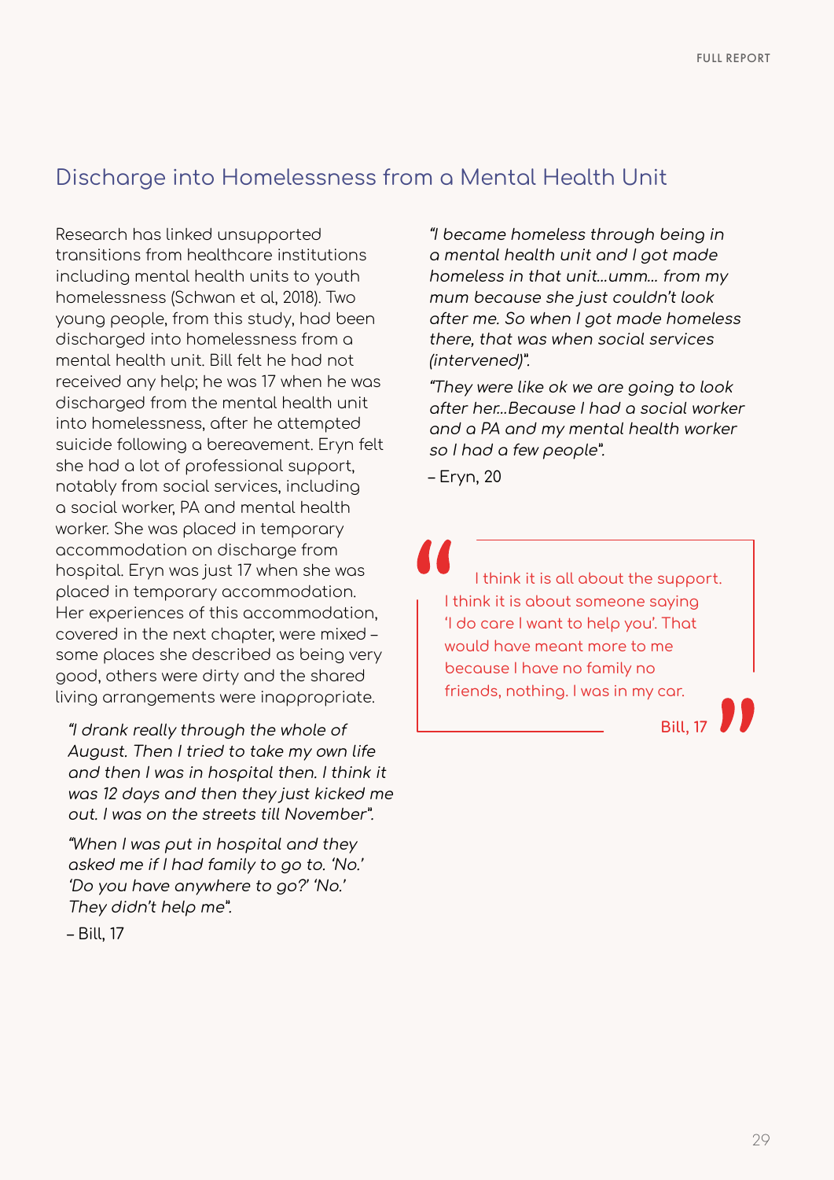## Discharge into Homelessness from a Mental Health Unit

Research has linked unsupported transitions from healthcare institutions including mental health units to youth homelessness (Schwan et al, 2018). Two young people, from this study, had been discharged into homelessness from a mental health unit. Bill felt he had not received any help; he was 17 when he was discharged from the mental health unit into homelessness, after he attempted suicide following a bereavement. Eryn felt she had a lot of professional support, notably from social services, including a social worker, PA and mental health worker. She was placed in temporary accommodation on discharge from hospital. Eryn was just 17 when she was placed in temporary accommodation. Her experiences of this accommodation, covered in the next chapter, were mixed – some places she described as being very good, others were dirty and the shared living arrangements were inappropriate.

> *"I drank really through the whole of August. Then I tried to take my own life and then I was in hospital then. I think it was 12 days and then they just kicked me out. I was on the streets till November".*
>
> *"When I was put in hospital and they asked me if I had family to go to. 'No.' 'Do you have anywhere to go?' 'No.' They didn't help me".*
>
> – Bill, 17

> *"I became homeless through being in a mental health unit and I got made homeless in that unit...umm... from my mum because she just couldn't look after me. So when I got made homeless there, that was when social services (intervened)".*
>
> *"They were like ok we are going to look after her...Because I had a social worker and a PA and my mental health worker so I had a few people".*
>
> – Eryn, 20

> "I think it is all about the support. I think it is about someone saying 'I do care I want to help you'. That would have meant more to me because I have no family no friends, nothing. I was in my car."
>
> Bill, 17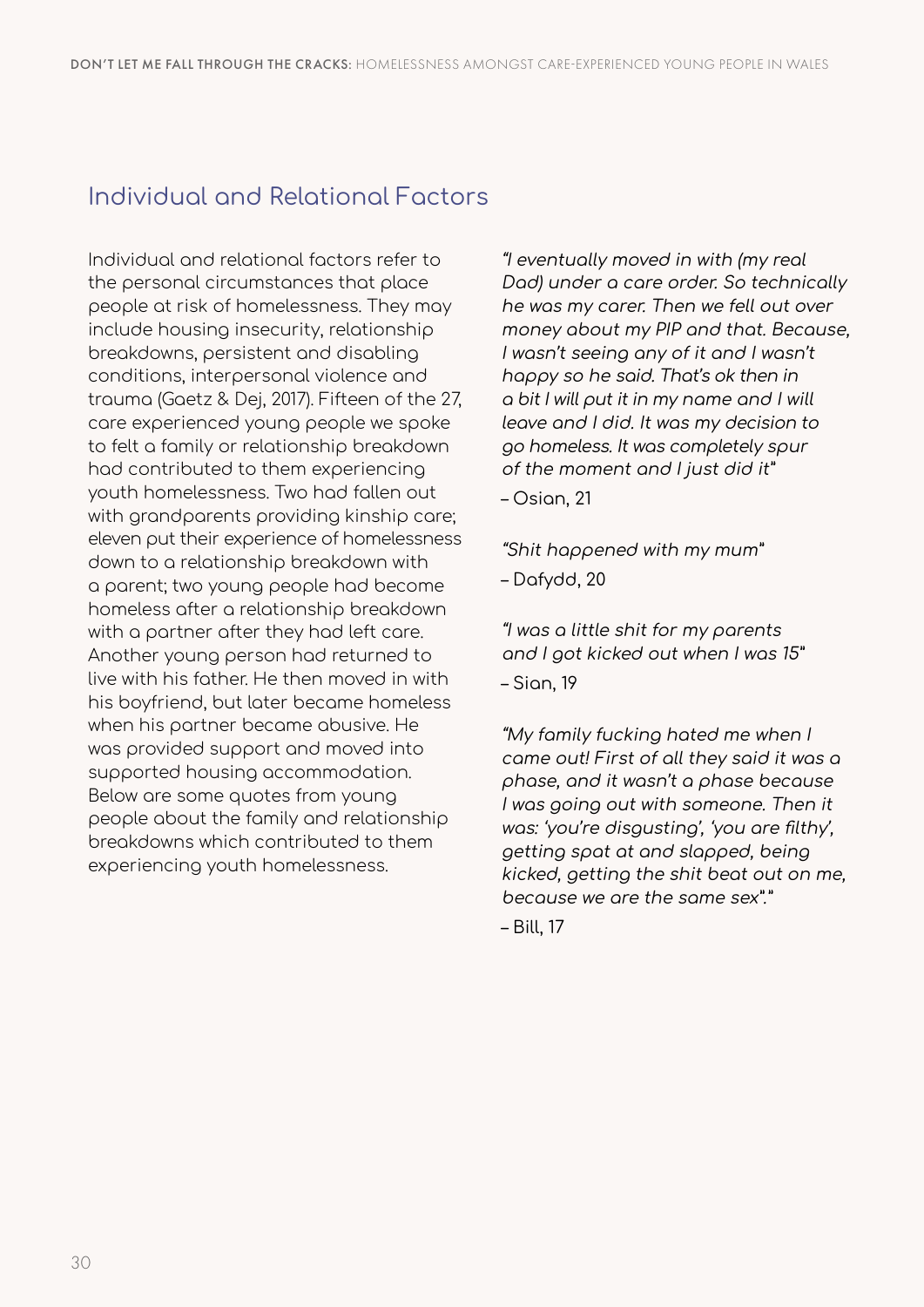## Individual and Relational Factors

Individual and relational factors refer to the personal circumstances that place people at risk of homelessness. They may include housing insecurity, relationship breakdowns, persistent and disabling conditions, interpersonal violence and trauma (Gaetz & Dej, 2017). Fifteen of the 27, care experienced young people we spoke to felt a family or relationship breakdown had contributed to them experiencing youth homelessness. Two had fallen out with grandparents providing kinship care; eleven put their experience of homelessness down to a relationship breakdown with a parent; two young people had become homeless after a relationship breakdown with a partner after they had left care. Another young person had returned to live with his father. He then moved in with his boyfriend, but later became homeless when his partner became abusive. He was provided support and moved into supported housing accommodation. Below are some quotes from young people about the family and relationship breakdowns which contributed to them experiencing youth homelessness.

*"I eventually moved in with (my real Dad) under a care order. So technically he was my carer. Then we fell out over money about my PIP and that. Because, I wasn't seeing any of it and I wasn't happy so he said. That's ok then in a bit I will put it in my name and I will leave and I did. It was my decision to go homeless. It was completely spur of the moment and I just did it"*

– Osian, 21

*"Shit happened with my mum"*

– Dafydd, 20

*"I was a little shit for my parents and I got kicked out when I was 15"*

– Sian, 19

*"My family fucking hated me when I came out! First of all they said it was a phase, and it wasn't a phase because I was going out with someone. Then it was: 'you're disgusting', 'you are filthy', getting spat at and slapped, being kicked, getting the shit beat out on me, because we are the same sex"."*

– Bill, 17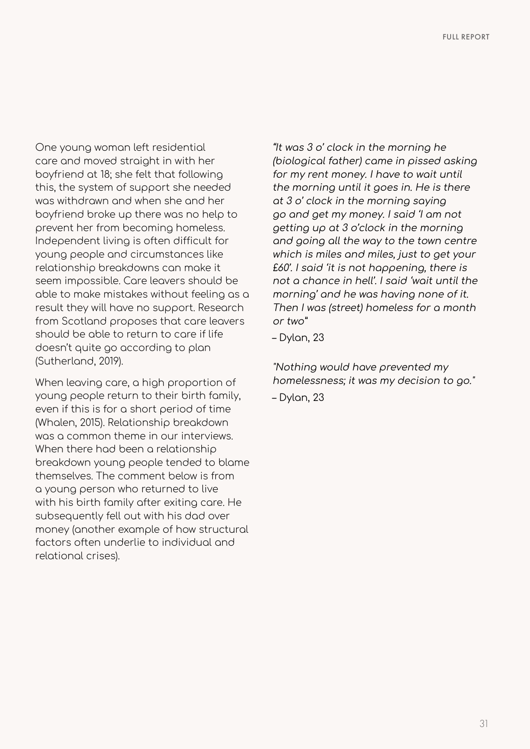One young woman left residential care and moved straight in with her boyfriend at 18; she felt that following this, the system of support she needed was withdrawn and when she and her boyfriend broke up there was no help to prevent her from becoming homeless. Independent living is often difficult for young people and circumstances like relationship breakdowns can make it seem impossible. Care leavers should be able to make mistakes without feeling as a result they will have no support. Research from Scotland proposes that care leavers should be able to return to care if life doesn't quite go according to plan (Sutherland, 2019).

When leaving care, a high proportion of young people return to their birth family, even if this is for a short period of time (Whalen, 2015). Relationship breakdown was a common theme in our interviews. When there had been a relationship breakdown young people tended to blame themselves. The comment below is from a young person who returned to live with his birth family after exiting care. He subsequently fell out with his dad over money (another example of how structural factors often underlie to individual and relational crises).

*"It was 3 o' clock in the morning he (biological father) came in pissed asking for my rent money. I have to wait until the morning until it goes in. He is there at 3 o' clock in the morning saying go and get my money. I said 'I am not getting up at 3 o'clock in the morning and going all the way to the town centre which is miles and miles, just to get your £60'. I said 'it is not happening, there is not a chance in hell'. I said 'wait until the morning' and he was having none of it. Then I was (street) homeless for a month or two"*

– Dylan, 23

*"Nothing would have prevented my homelessness; it was my decision to go."*

– Dylan, 23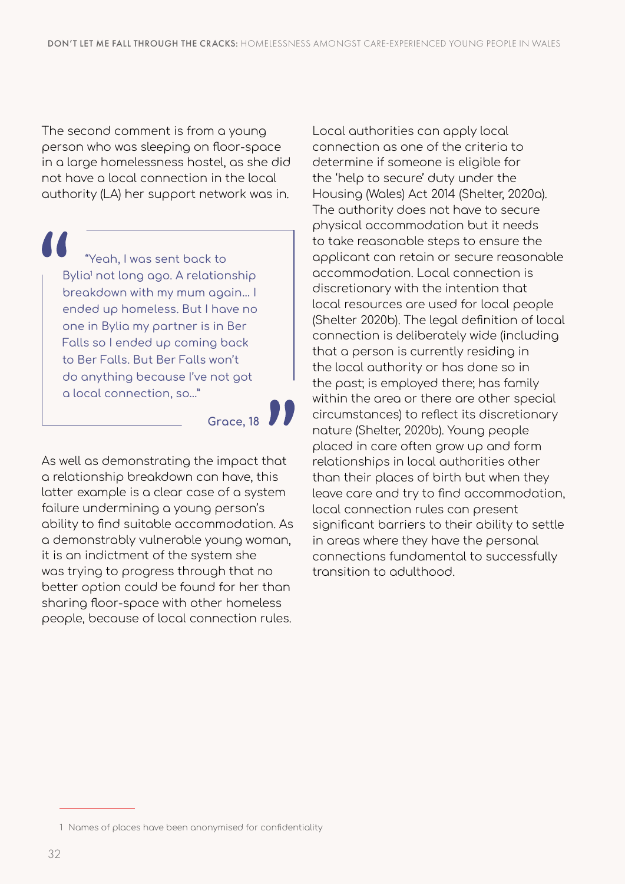The second comment is from a young person who was sleeping on floor-space in a large homelessness hostel, as she did not have a local connection in the local authority (LA) her support network was in.

> "Yeah, I was sent back to Bylia[1] not long ago. A relationship breakdown with my mum again… I ended up homeless. But I have no one in Bylia my partner is in Ber Falls so I ended up coming back to Ber Falls. But Ber Falls won't do anything because I've not got a local connection, so…"
>
> **Grace, 18**

As well as demonstrating the impact that a relationship breakdown can have, this latter example is a clear case of a system failure undermining a young person's ability to find suitable accommodation. As a demonstrably vulnerable young woman, it is an indictment of the system she was trying to progress through that no better option could be found for her than sharing floor-space with other homeless people, because of local connection rules.

Local authorities can apply local connection as one of the criteria to determine if someone is eligible for the 'help to secure' duty under the Housing (Wales) Act 2014 (Shelter, 2020a). The authority does not have to secure physical accommodation but it needs to take reasonable steps to ensure the applicant can retain or secure reasonable accommodation. Local connection is discretionary with the intention that local resources are used for local people (Shelter 2020b). The legal definition of local connection is deliberately wide (including that a person is currently residing in the local authority or has done so in the past; is employed there; has family within the area or there are other special circumstances) to reflect its discretionary nature (Shelter, 2020b). Young people placed in care often grow up and form relationships in local authorities other than their places of birth but when they leave care and try to find accommodation, local connection rules can present significant barriers to their ability to settle in areas where they have the personal connections fundamental to successfully transition to adulthood.

---

1 Names of places have been anonymised for confidentiality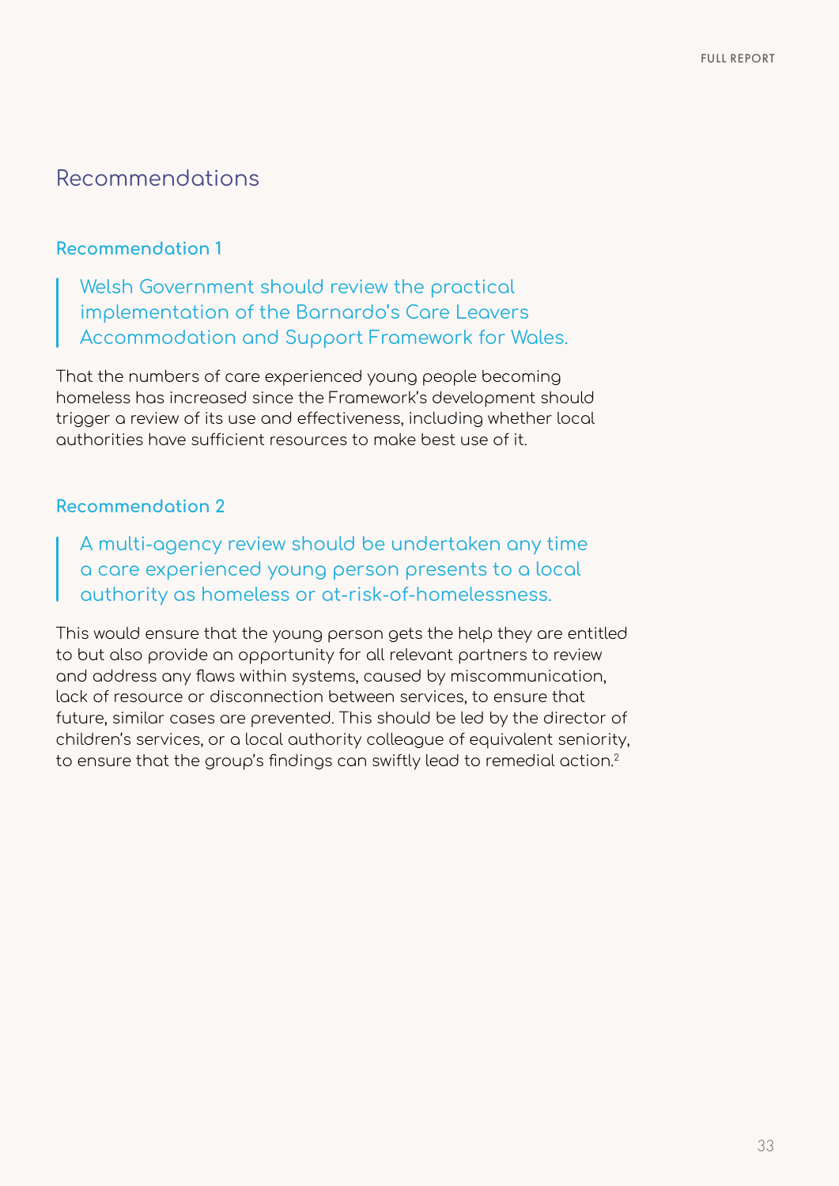## Recommendations

### Recommendation 1

> Welsh Government should review the practical implementation of the Barnardo's Care Leavers Accommodation and Support Framework for Wales.

That the numbers of care experienced young people becoming homeless has increased since the Framework's development should trigger a review of its use and effectiveness, including whether local authorities have sufficient resources to make best use of it.

### Recommendation 2

> A multi-agency review should be undertaken any time a care experienced young person presents to a local authority as homeless or at-risk-of-homelessness.

This would ensure that the young person gets the help they are entitled to but also provide an opportunity for all relevant partners to review and address any flaws within systems, caused by miscommunication, lack of resource or disconnection between services, to ensure that future, similar cases are prevented. This should be led by the director of children's services, or a local authority colleague of equivalent seniority, to ensure that the group's findings can swiftly lead to remedial action.[2]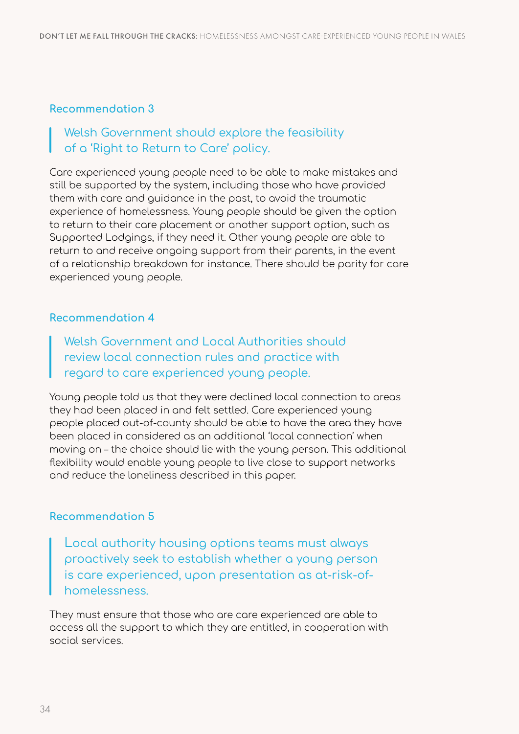### Recommendation 3

> Welsh Government should explore the feasibility of a 'Right to Return to Care' policy.

Care experienced young people need to be able to make mistakes and still be supported by the system, including those who have provided them with care and guidance in the past, to avoid the traumatic experience of homelessness. Young people should be given the option to return to their care placement or another support option, such as Supported Lodgings, if they need it. Other young people are able to return to and receive ongoing support from their parents, in the event of a relationship breakdown for instance. There should be parity for care experienced young people.

### Recommendation 4

> Welsh Government and Local Authorities should review local connection rules and practice with regard to care experienced young people.

Young people told us that they were declined local connection to areas they had been placed in and felt settled. Care experienced young people placed out-of-county should be able to have the area they have been placed in considered as an additional 'local connection' when moving on – the choice should lie with the young person. This additional flexibility would enable young people to live close to support networks and reduce the loneliness described in this paper.

### Recommendation 5

> Local authority housing options teams must always proactively seek to establish whether a young person is care experienced, upon presentation as at-risk-of-homelessness.

They must ensure that those who are care experienced are able to access all the support to which they are entitled, in cooperation with social services.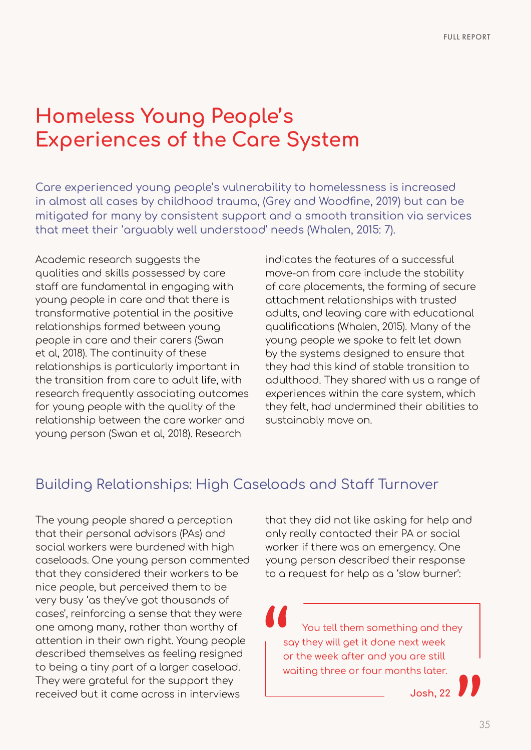# Homeless Young People's Experiences of the Care System

Care experienced young people's vulnerability to homelessness is increased in almost all cases by childhood trauma, (Grey and Woodfine, 2019) but can be mitigated for many by consistent support and a smooth transition via services that meet their 'arguably well understood' needs (Whalen, 2015: 7).

Academic research suggests the qualities and skills possessed by care staff are fundamental in engaging with young people in care and that there is transformative potential in the positive relationships formed between young people in care and their carers (Swan et al, 2018). The continuity of these relationships is particularly important in the transition from care to adult life, with research frequently associating outcomes for young people with the quality of the relationship between the care worker and young person (Swan et al, 2018). Research indicates the features of a successful move-on from care include the stability of care placements, the forming of secure attachment relationships with trusted adults, and leaving care with educational qualifications (Whalen, 2015). Many of the young people we spoke to felt let down by the systems designed to ensure that they had this kind of stable transition to adulthood. They shared with us a range of experiences within the care system, which they felt, had undermined their abilities to sustainably move on.

## Building Relationships: High Caseloads and Staff Turnover

The young people shared a perception that their personal advisors (PAs) and social workers were burdened with high caseloads. One young person commented that they considered their workers to be nice people, but perceived them to be very busy 'as they've got thousands of cases', reinforcing a sense that they were one among many, rather than worthy of attention in their own right. Young people described themselves as feeling resigned to being a tiny part of a larger caseload. They were grateful for the support they received but it came across in interviews that they did not like asking for help and only really contacted their PA or social worker if there was an emergency. One young person described their response to a request for help as a 'slow burner':

> "You tell them something and they say they will get it done next week or the week after and you are still waiting three or four months later."
>
> **Josh, 22**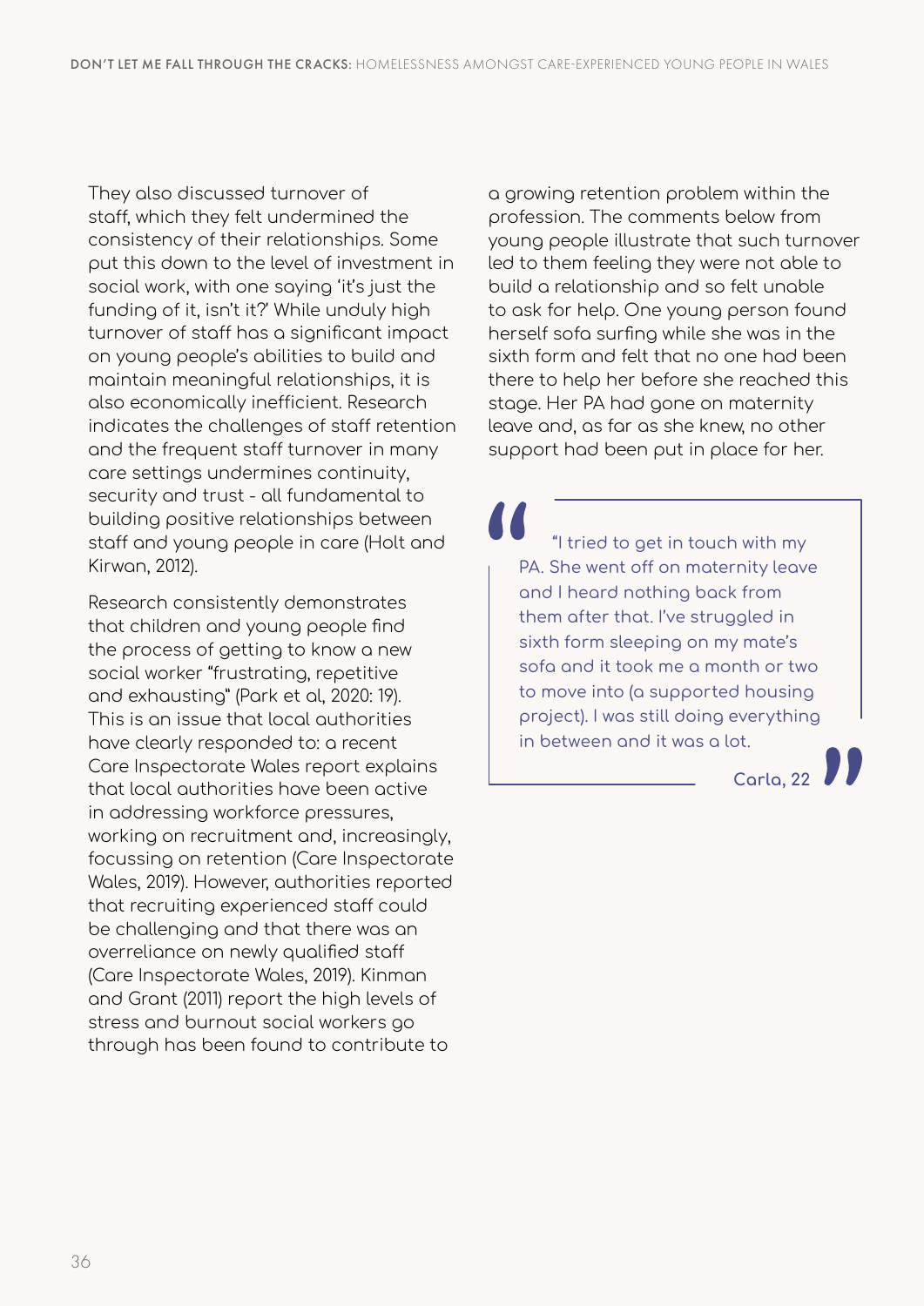They also discussed turnover of staff, which they felt undermined the consistency of their relationships. Some put this down to the level of investment in social work, with one saying 'it's just the funding of it, isn't it?' While unduly high turnover of staff has a significant impact on young people's abilities to build and maintain meaningful relationships, it is also economically inefficient. Research indicates the challenges of staff retention and the frequent staff turnover in many care settings undermines continuity, security and trust - all fundamental to building positive relationships between staff and young people in care (Holt and Kirwan, 2012).

Research consistently demonstrates that children and young people find the process of getting to know a new social worker "frustrating, repetitive and exhausting" (Park et al, 2020: 19). This is an issue that local authorities have clearly responded to: a recent Care Inspectorate Wales report explains that local authorities have been active in addressing workforce pressures, working on recruitment and, increasingly, focussing on retention (Care Inspectorate Wales, 2019). However, authorities reported that recruiting experienced staff could be challenging and that there was an overreliance on newly qualified staff (Care Inspectorate Wales, 2019). Kinman and Grant (2011) report the high levels of stress and burnout social workers go through has been found to contribute to a growing retention problem within the profession. The comments below from young people illustrate that such turnover led to them feeling they were not able to build a relationship and so felt unable to ask for help. One young person found herself sofa surfing while she was in the sixth form and felt that no one had been there to help her before she reached this stage. Her PA had gone on maternity leave and, as far as she knew, no other support had been put in place for her.

> "I tried to get in touch with my PA. She went off on maternity leave and I heard nothing back from them after that. I've struggled in sixth form sleeping on my mate's sofa and it took me a month or two to move into (a supported housing project). I was still doing everything in between and it was a lot.
>
> **Carla, 22**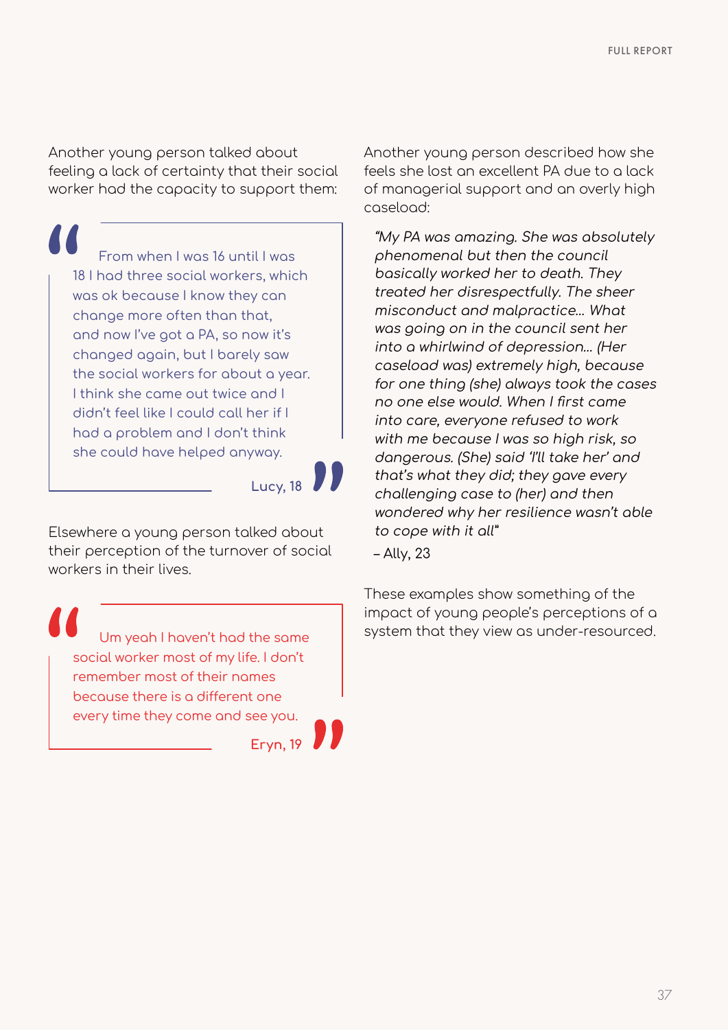Another young person talked about feeling a lack of certainty that their social worker had the capacity to support them:

> From when I was 16 until I was 18 I had three social workers, which was ok because I know they can change more often than that, and now I've got a PA, so now it's changed again, but I barely saw the social workers for about a year. I think she came out twice and I didn't feel like I could call her if I had a problem and I don't think she could have helped anyway.
>
> Lucy, 18

Elsewhere a young person talked about their perception of the turnover of social workers in their lives.

> Um yeah I haven't had the same social worker most of my life. I don't remember most of their names because there is a different one every time they come and see you.
>
> Eryn, 19

Another young person described how she feels she lost an excellent PA due to a lack of managerial support and an overly high caseload:

> *"My PA was amazing. She was absolutely phenomenal but then the council basically worked her to death. They treated her disrespectfully. The sheer misconduct and malpractice… What was going on in the council sent her into a whirlwind of depression… (Her caseload was) extremely high, because for one thing (she) always took the cases no one else would. When I first came into care, everyone refused to work with me because I was so high risk, so dangerous. (She) said 'I'll take her' and that's what they did; they gave every challenging case to (her) and then wondered why her resilience wasn't able to cope with it all"*
>
> – Ally, 23

These examples show something of the impact of young people's perceptions of a system that they view as under-resourced.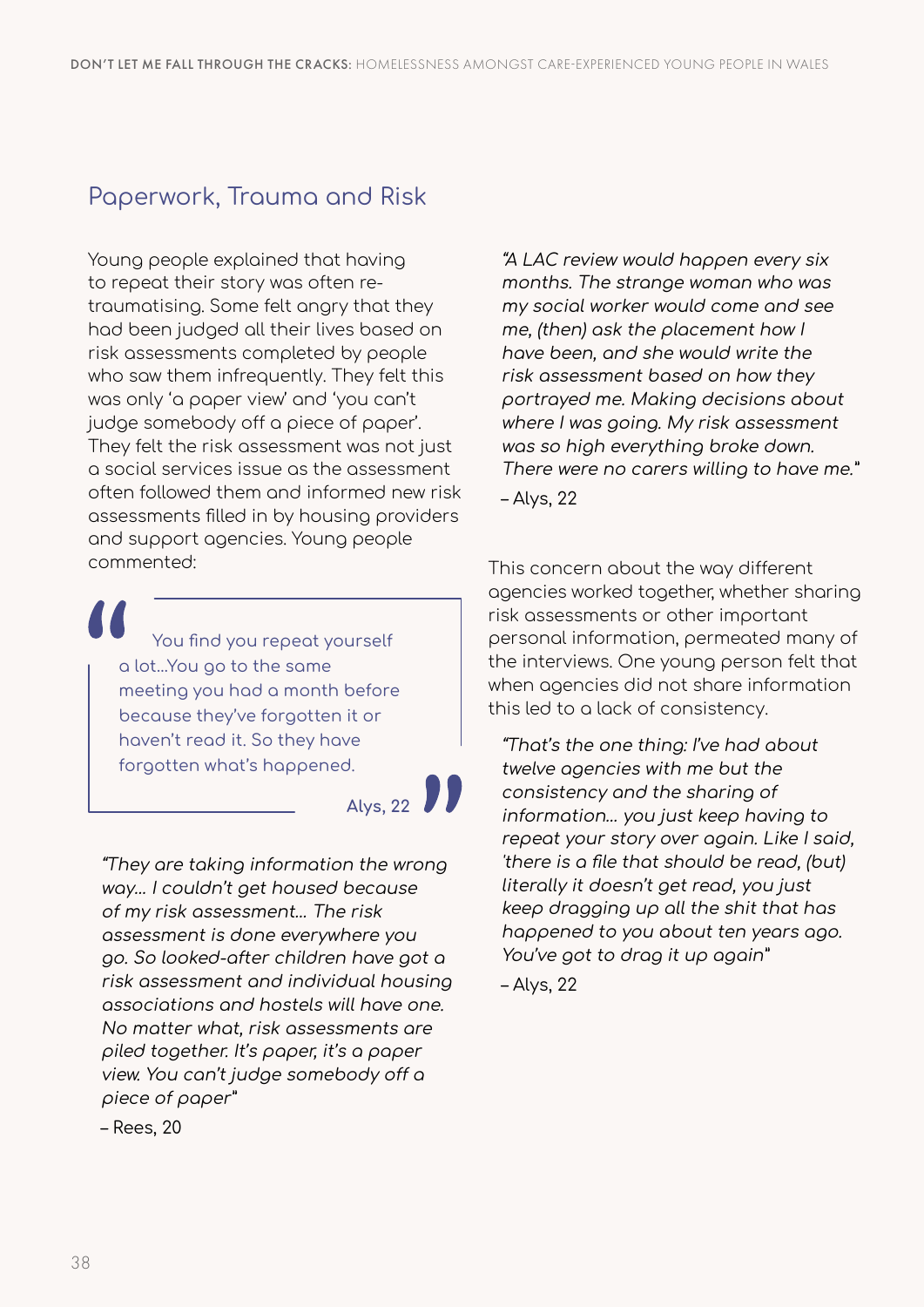## Paperwork, Trauma and Risk

Young people explained that having to repeat their story was often re-traumatising. Some felt angry that they had been judged all their lives based on risk assessments completed by people who saw them infrequently. They felt this was only 'a paper view' and 'you can't judge somebody off a piece of paper'. They felt the risk assessment was not just a social services issue as the assessment often followed them and informed new risk assessments filled in by housing providers and support agencies. Young people commented:

> You find you repeat yourself a lot...You go to the same meeting you had a month before because they've forgotten it or haven't read it. So they have forgotten what's happened.
>
> Alys, 22

*"They are taking information the wrong way... I couldn't get housed because of my risk assessment... The risk assessment is done everywhere you go. So looked-after children have got a risk assessment and individual housing associations and hostels will have one. No matter what, risk assessments are piled together. It's paper, it's a paper view. You can't judge somebody off a piece of paper"*

– Rees, 20

*"A LAC review would happen every six months. The strange woman who was my social worker would come and see me, (then) ask the placement how I have been, and she would write the risk assessment based on how they portrayed me. Making decisions about where I was going. My risk assessment was so high everything broke down. There were no carers willing to have me."*

– Alys, 22

This concern about the way different agencies worked together, whether sharing risk assessments or other important personal information, permeated many of the interviews. One young person felt that when agencies did not share information this led to a lack of consistency.

*"That's the one thing: I've had about twelve agencies with me but the consistency and the sharing of information... you just keep having to repeat your story over again. Like I said, 'there is a file that should be read, (but) literally it doesn't get read, you just keep dragging up all the shit that has happened to you about ten years ago. You've got to drag it up again"*

– Alys, 22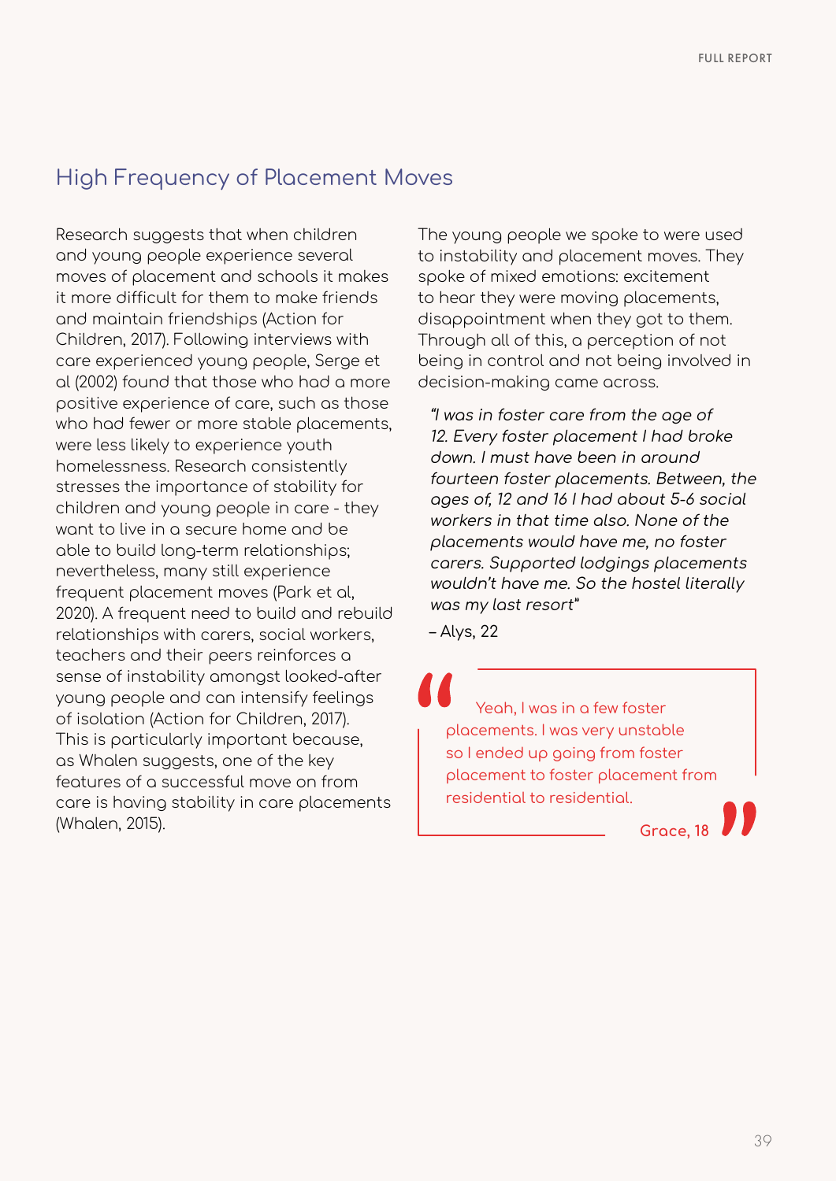## High Frequency of Placement Moves

Research suggests that when children and young people experience several moves of placement and schools it makes it more difficult for them to make friends and maintain friendships (Action for Children, 2017). Following interviews with care experienced young people, Serge et al (2002) found that those who had a more positive experience of care, such as those who had fewer or more stable placements, were less likely to experience youth homelessness. Research consistently stresses the importance of stability for children and young people in care - they want to live in a secure home and be able to build long-term relationships; nevertheless, many still experience frequent placement moves (Park et al, 2020). A frequent need to build and rebuild relationships with carers, social workers, teachers and their peers reinforces a sense of instability amongst looked-after young people and can intensify feelings of isolation (Action for Children, 2017). This is particularly important because, as Whalen suggests, one of the key features of a successful move on from care is having stability in care placements (Whalen, 2015).

The young people we spoke to were used to instability and placement moves. They spoke of mixed emotions: excitement to hear they were moving placements, disappointment when they got to them. Through all of this, a perception of not being in control and not being involved in decision-making came across.

> *"I was in foster care from the age of 12. Every foster placement I had broke down. I must have been in around fourteen foster placements. Between, the ages of, 12 and 16 I had about 5-6 social workers in that time also. None of the placements would have me, no foster carers. Supported lodgings placements wouldn't have me. So the hostel literally was my last resort"*
>
> – Alys, 22

> "Yeah, I was in a few foster placements. I was very unstable so I ended up going from foster placement to foster placement from residential to residential."
>
> **Grace, 18**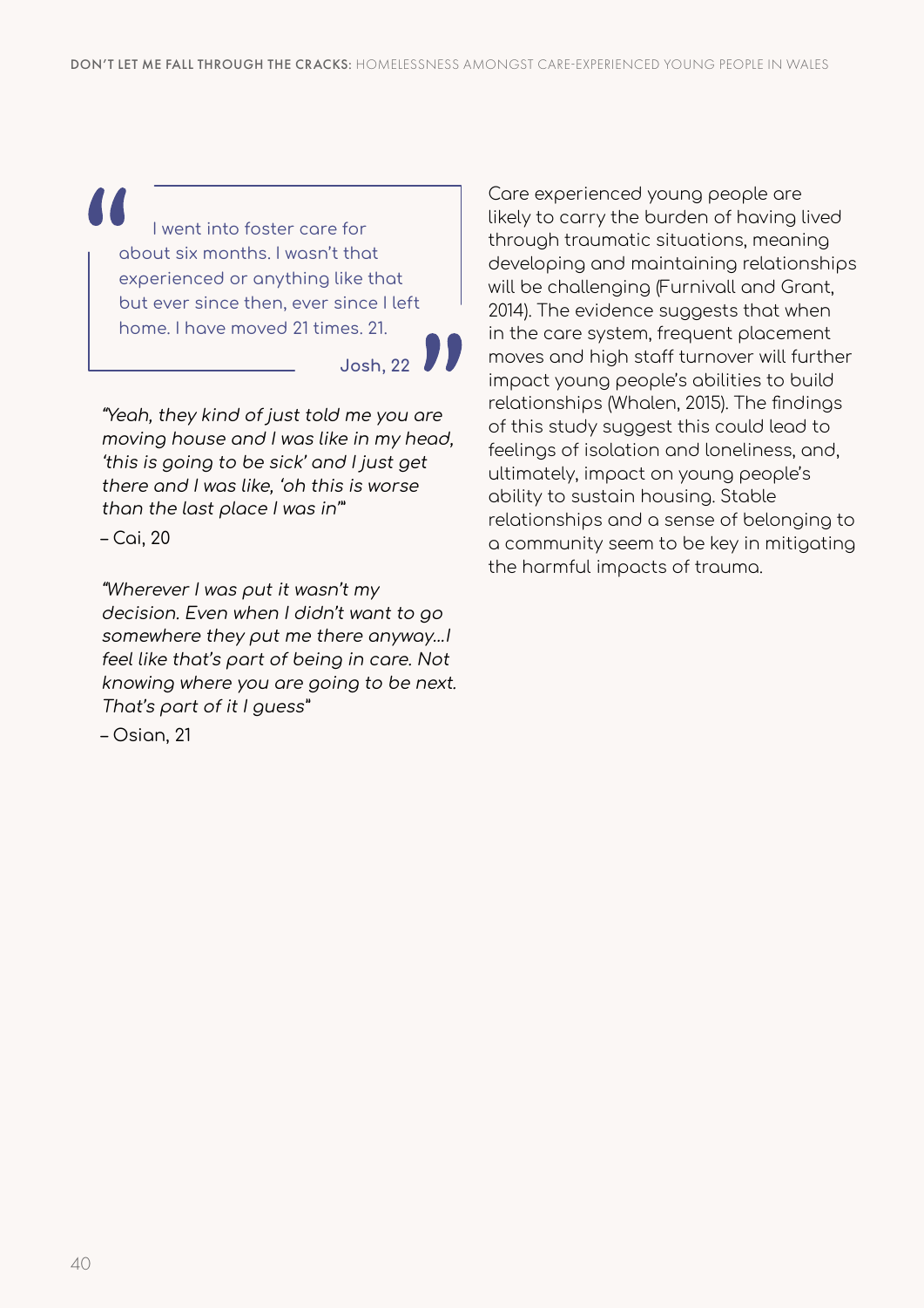> I went into foster care for about six months. I wasn't that experienced or anything like that but ever since then, ever since I left home. I have moved 21 times. 21.
>
> **Josh, 22**

*"Yeah, they kind of just told me you are moving house and I was like in my head, 'this is going to be sick' and I just get there and I was like, 'oh this is worse than the last place I was in'"*

– Cai, 20

*"Wherever I was put it wasn't my decision. Even when I didn't want to go somewhere they put me there anyway…I feel like that's part of being in care. Not knowing where you are going to be next. That's part of it I guess"*

– Osian, 21

Care experienced young people are likely to carry the burden of having lived through traumatic situations, meaning developing and maintaining relationships will be challenging (Furnivall and Grant, 2014). The evidence suggests that when in the care system, frequent placement moves and high staff turnover will further impact young people's abilities to build relationships (Whalen, 2015). The findings of this study suggest this could lead to feelings of isolation and loneliness, and, ultimately, impact on young people's ability to sustain housing. Stable relationships and a sense of belonging to a community seem to be key in mitigating the harmful impacts of trauma.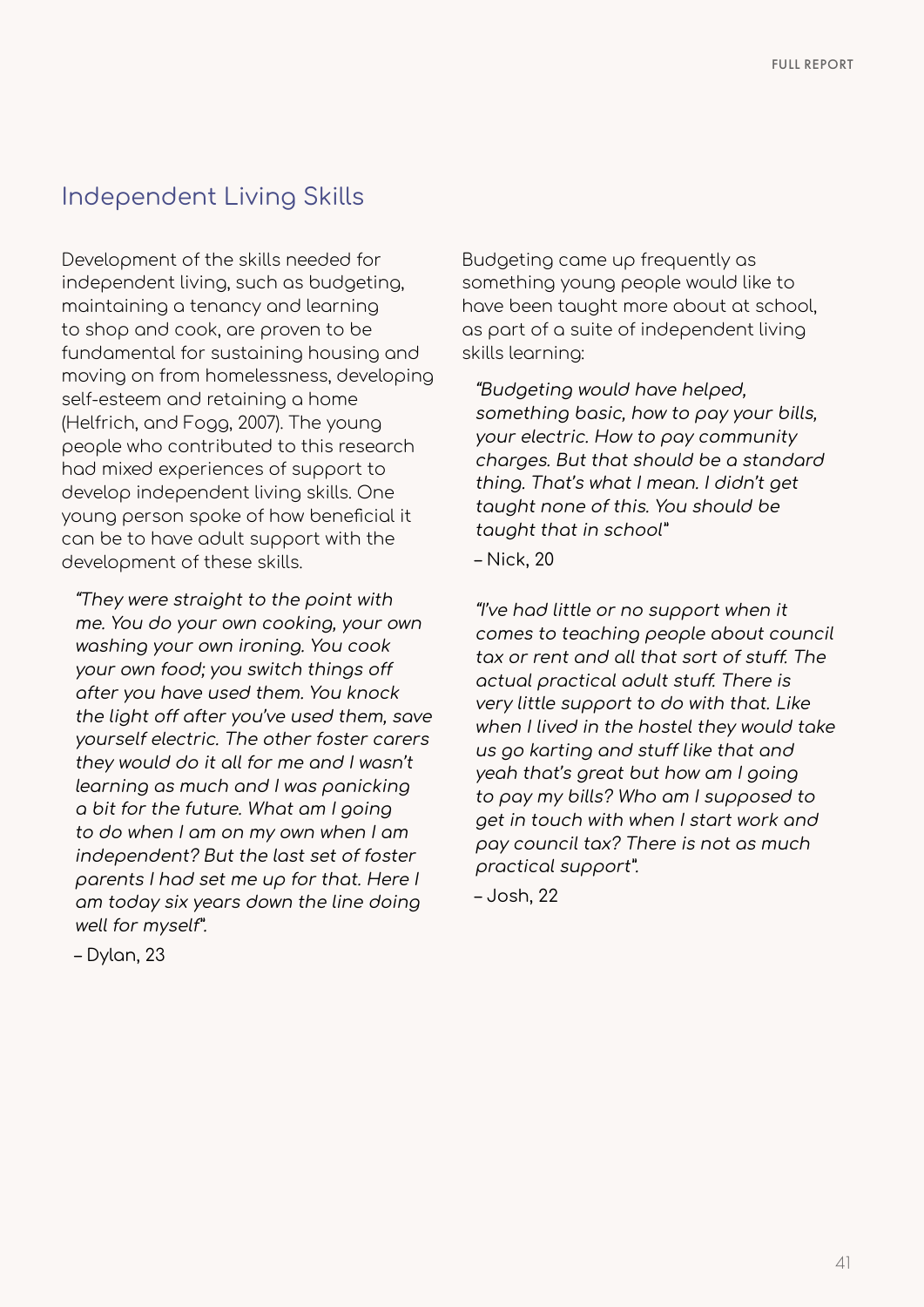## Independent Living Skills

Development of the skills needed for independent living, such as budgeting, maintaining a tenancy and learning to shop and cook, are proven to be fundamental for sustaining housing and moving on from homelessness, developing self-esteem and retaining a home (Helfrich, and Fogg, 2007). The young people who contributed to this research had mixed experiences of support to develop independent living skills. One young person spoke of how beneficial it can be to have adult support with the development of these skills.

> *"They were straight to the point with me. You do your own cooking, your own washing your own ironing. You cook your own food; you switch things off after you have used them. You knock the light off after you've used them, save yourself electric. The other foster carers they would do it all for me and I wasn't learning as much and I was panicking a bit for the future. What am I going to do when I am on my own when I am independent? But the last set of foster parents I had set me up for that. Here I am today six years down the line doing well for myself".*
>
> – Dylan, 23

Budgeting came up frequently as something young people would like to have been taught more about at school, as part of a suite of independent living skills learning:

> *"Budgeting would have helped, something basic, how to pay your bills, your electric. How to pay community charges. But that should be a standard thing. That's what I mean. I didn't get taught none of this. You should be taught that in school"*
>
> – Nick, 20

> *"I've had little or no support when it comes to teaching people about council tax or rent and all that sort of stuff. The actual practical adult stuff. There is very little support to do with that. Like when I lived in the hostel they would take us go karting and stuff like that and yeah that's great but how am I going to pay my bills? Who am I supposed to get in touch with when I start work and pay council tax? There is not as much practical support".*
>
> – Josh, 22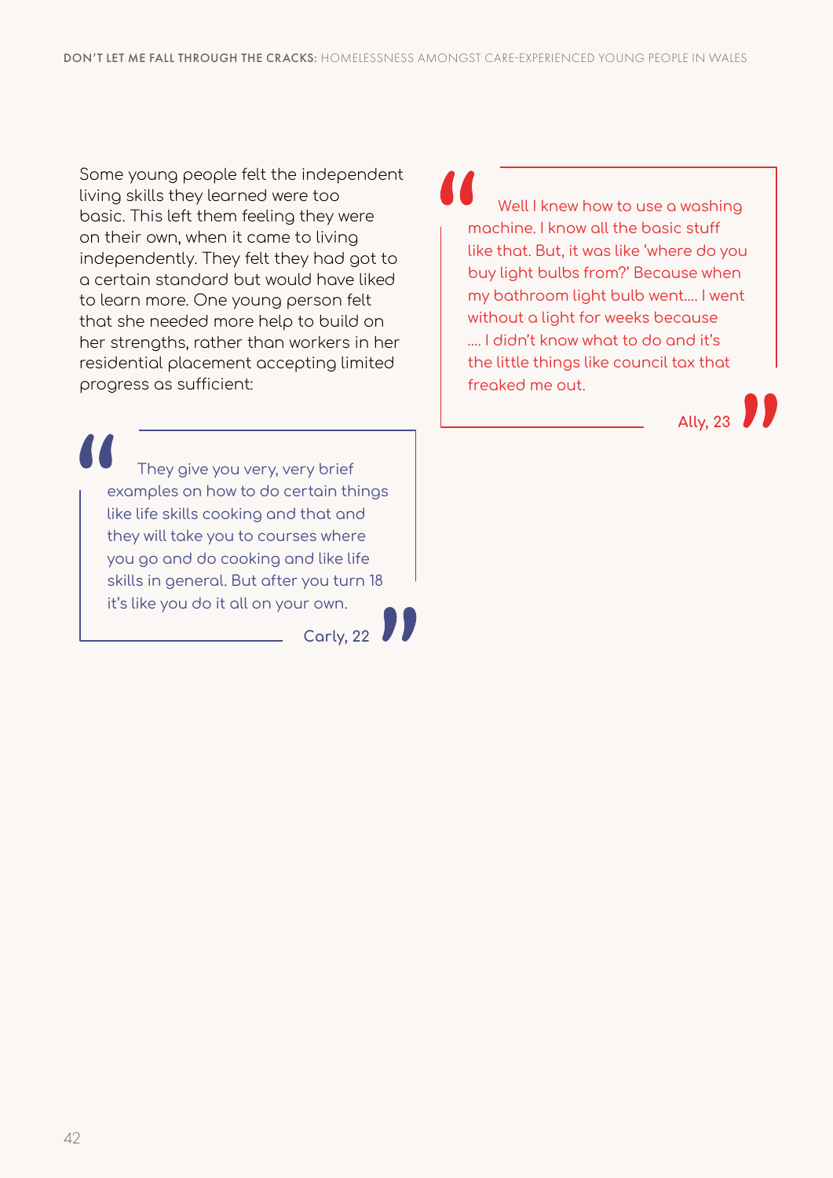Some young people felt the independent living skills they learned were too basic. This left them feeling they were on their own, when it came to living independently. They felt they had got to a certain standard but would have liked to learn more. One young person felt that she needed more help to build on her strengths, rather than workers in her residential placement accepting limited progress as sufficient:

> They give you very, very brief examples on how to do certain things like life skills cooking and that and they will take you to courses where you go and do cooking and like life skills in general. But after you turn 18 it's like you do it all on your own.
>
> Carly, 22

> Well I knew how to use a washing machine. I know all the basic stuff like that. But, it was like 'where do you buy light bulbs from?' Because when my bathroom light bulb went.... I went without a light for weeks because .... I didn't know what to do and it's the little things like council tax that freaked me out.
>
> Ally, 23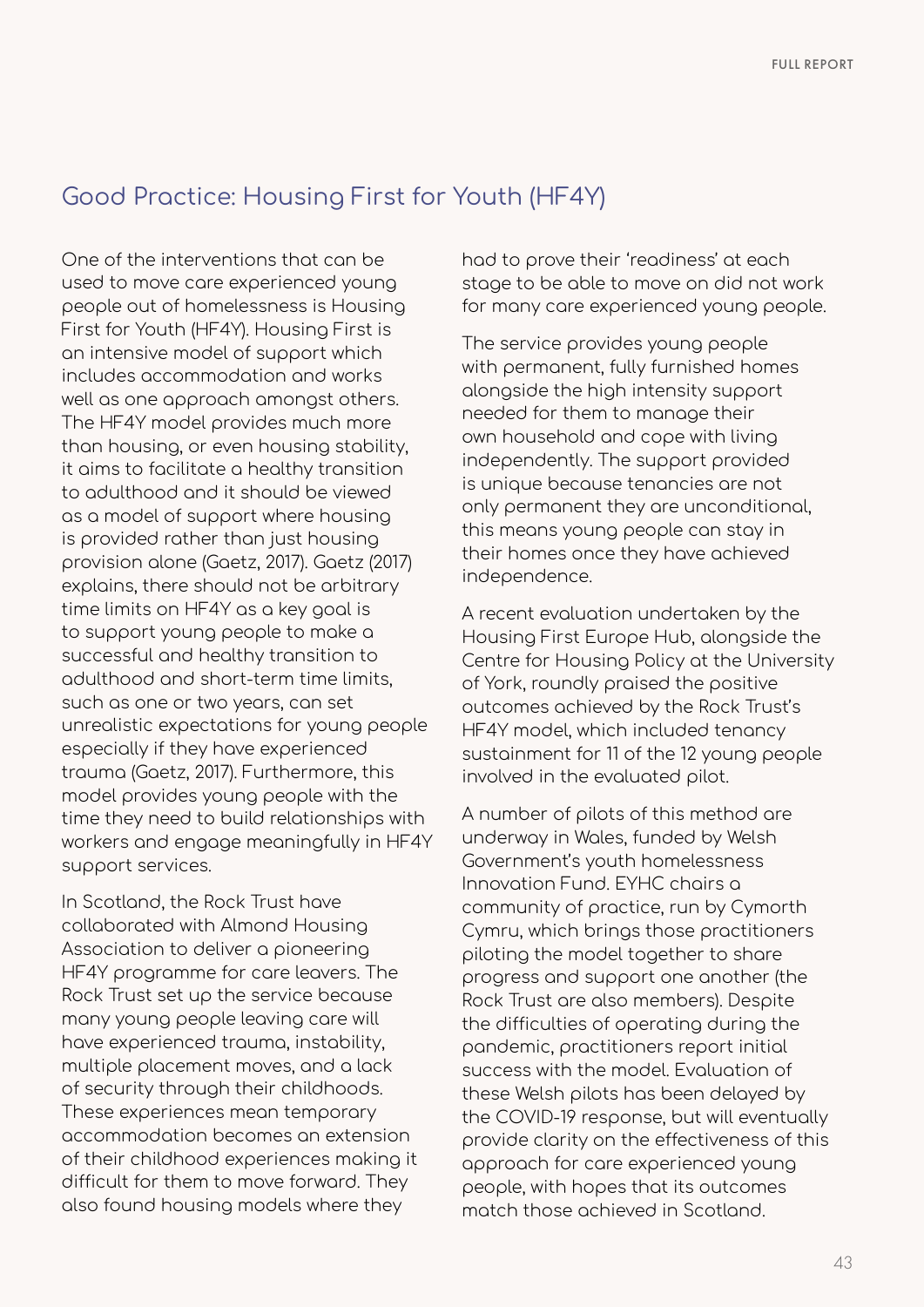## Good Practice: Housing First for Youth (HF4Y)

One of the interventions that can be used to move care experienced young people out of homelessness is Housing First for Youth (HF4Y). Housing First is an intensive model of support which includes accommodation and works well as one approach amongst others. The HF4Y model provides much more than housing, or even housing stability, it aims to facilitate a healthy transition to adulthood and it should be viewed as a model of support where housing is provided rather than just housing provision alone (Gaetz, 2017). Gaetz (2017) explains, there should not be arbitrary time limits on HF4Y as a key goal is to support young people to make a successful and healthy transition to adulthood and short-term time limits, such as one or two years, can set unrealistic expectations for young people especially if they have experienced trauma (Gaetz, 2017). Furthermore, this model provides young people with the time they need to build relationships with workers and engage meaningfully in HF4Y support services.

In Scotland, the Rock Trust have collaborated with Almond Housing Association to deliver a pioneering HF4Y programme for care leavers. The Rock Trust set up the service because many young people leaving care will have experienced trauma, instability, multiple placement moves, and a lack of security through their childhoods. These experiences mean temporary accommodation becomes an extension of their childhood experiences making it difficult for them to move forward. They also found housing models where they had to prove their 'readiness' at each stage to be able to move on did not work for many care experienced young people.

The service provides young people with permanent, fully furnished homes alongside the high intensity support needed for them to manage their own household and cope with living independently. The support provided is unique because tenancies are not only permanent they are unconditional, this means young people can stay in their homes once they have achieved independence.

A recent evaluation undertaken by the Housing First Europe Hub, alongside the Centre for Housing Policy at the University of York, roundly praised the positive outcomes achieved by the Rock Trust's HF4Y model, which included tenancy sustainment for 11 of the 12 young people involved in the evaluated pilot.

A number of pilots of this method are underway in Wales, funded by Welsh Government's youth homelessness Innovation Fund. EYHC chairs a community of practice, run by Cymorth Cymru, which brings those practitioners piloting the model together to share progress and support one another (the Rock Trust are also members). Despite the difficulties of operating during the pandemic, practitioners report initial success with the model. Evaluation of these Welsh pilots has been delayed by the COVID-19 response, but will eventually provide clarity on the effectiveness of this approach for care experienced young people, with hopes that its outcomes match those achieved in Scotland.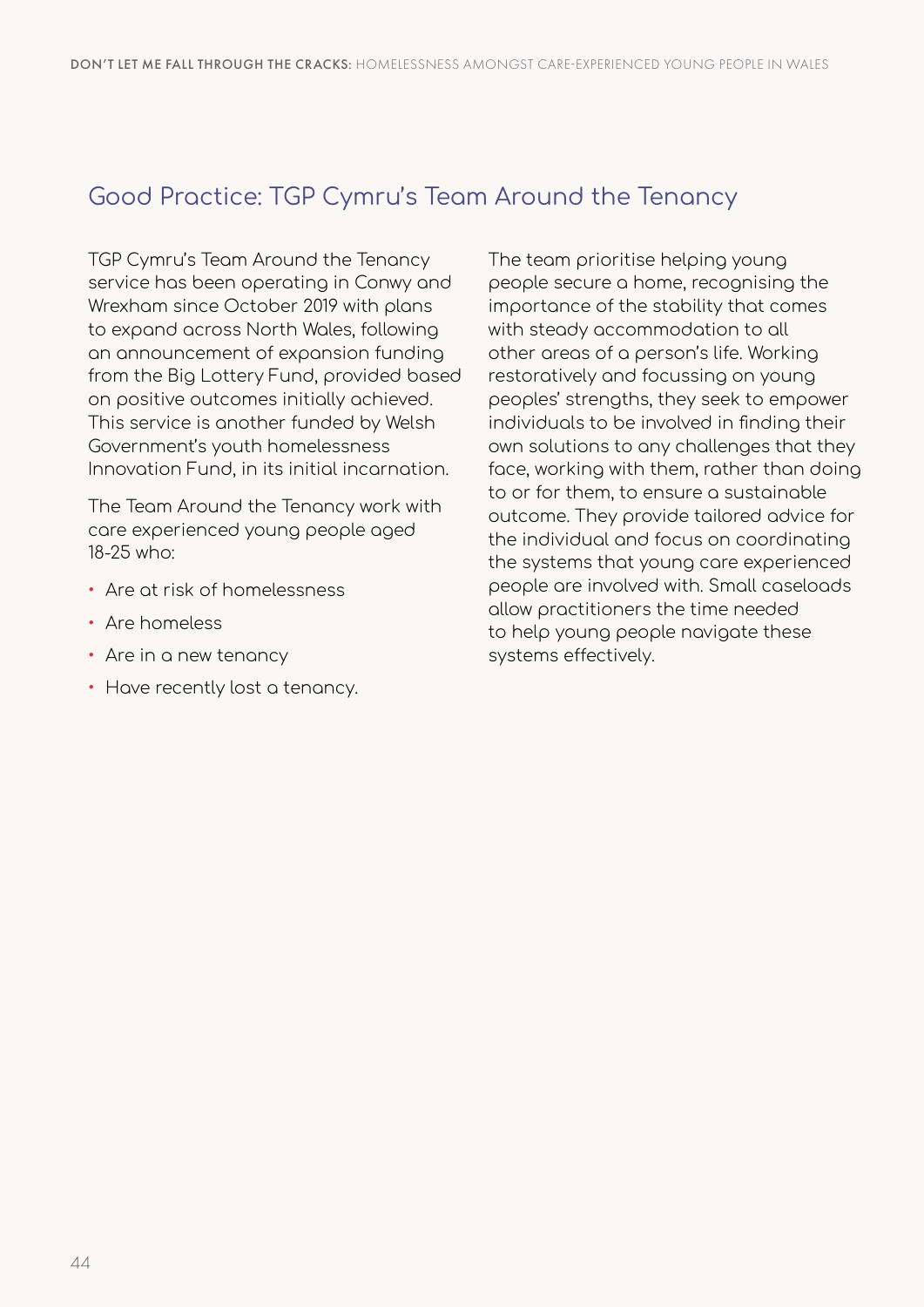## Good Practice: TGP Cymru's Team Around the Tenancy

TGP Cymru's Team Around the Tenancy service has been operating in Conwy and Wrexham since October 2019 with plans to expand across North Wales, following an announcement of expansion funding from the Big Lottery Fund, provided based on positive outcomes initially achieved. This service is another funded by Welsh Government's youth homelessness Innovation Fund, in its initial incarnation.

The Team Around the Tenancy work with care experienced young people aged 18-25 who:

- Are at risk of homelessness
- Are homeless
- Are in a new tenancy
- Have recently lost a tenancy.

The team prioritise helping young people secure a home, recognising the importance of the stability that comes with steady accommodation to all other areas of a person's life. Working restoratively and focussing on young peoples' strengths, they seek to empower individuals to be involved in finding their own solutions to any challenges that they face, working with them, rather than doing to or for them, to ensure a sustainable outcome. They provide tailored advice for the individual and focus on coordinating the systems that young care experienced people are involved with. Small caseloads allow practitioners the time needed to help young people navigate these systems effectively.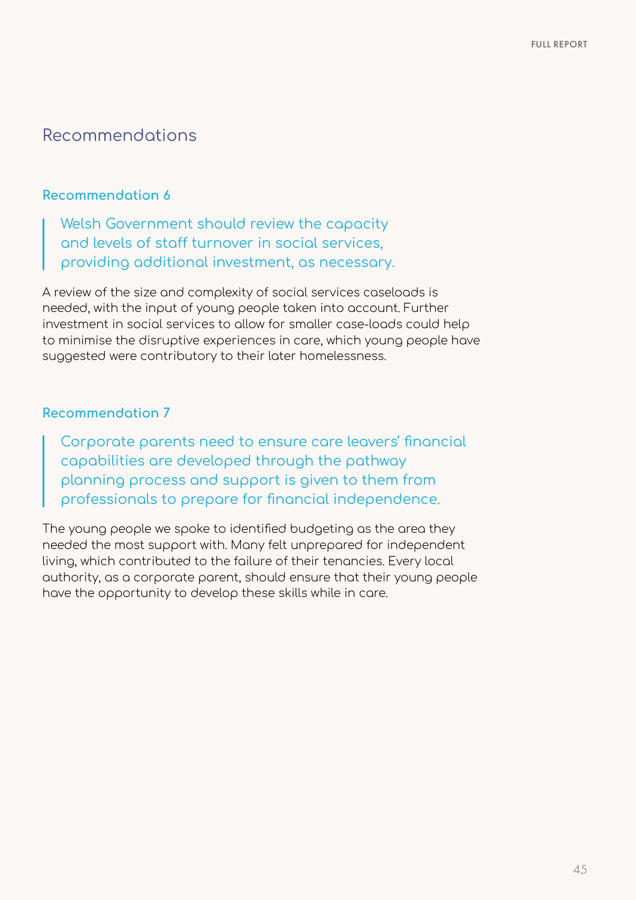## Recommendations

### Recommendation 6

> Welsh Government should review the capacity and levels of staff turnover in social services, providing additional investment, as necessary.

A review of the size and complexity of social services caseloads is needed, with the input of young people taken into account. Further investment in social services to allow for smaller case-loads could help to minimise the disruptive experiences in care, which young people have suggested were contributory to their later homelessness.

### Recommendation 7

> Corporate parents need to ensure care leavers' financial capabilities are developed through the pathway planning process and support is given to them from professionals to prepare for financial independence.

The young people we spoke to identified budgeting as the area they needed the most support with. Many felt unprepared for independent living, which contributed to the failure of their tenancies. Every local authority, as a corporate parent, should ensure that their young people have the opportunity to develop these skills while in care.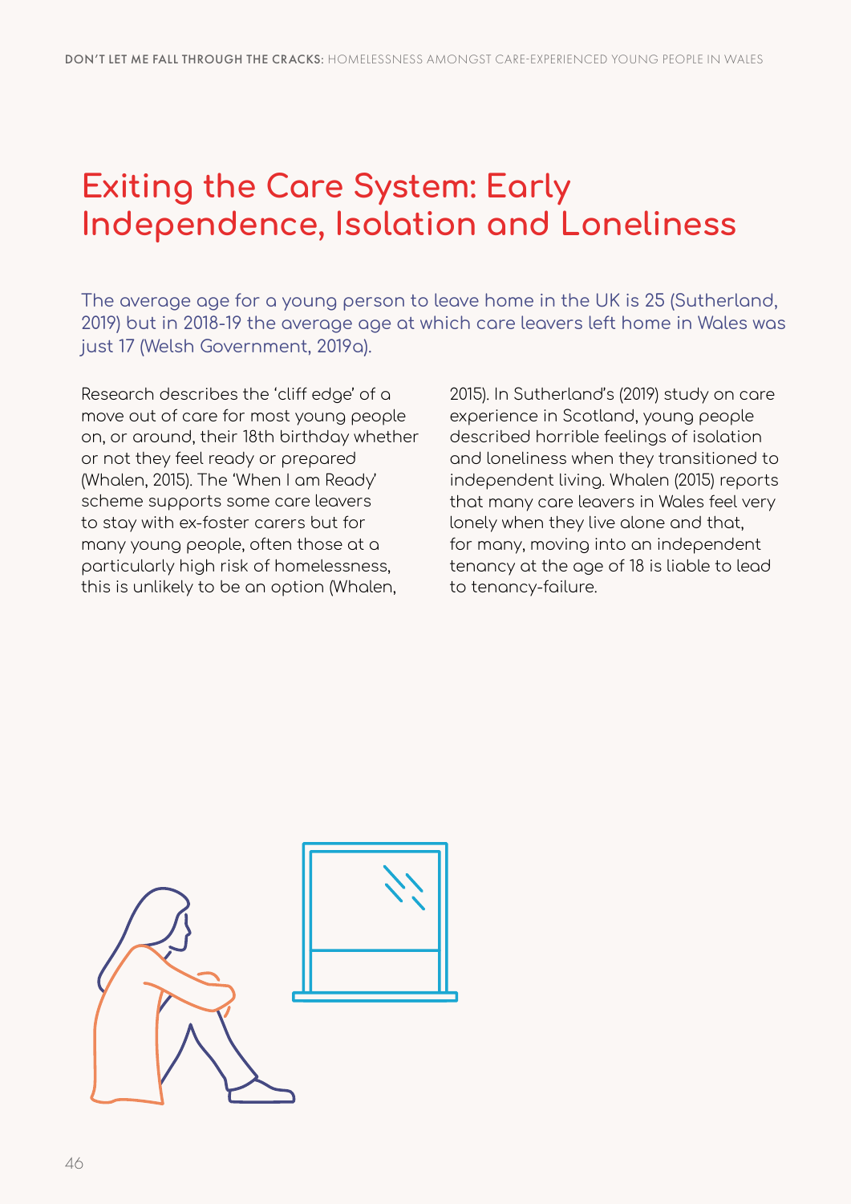# Exiting the Care System: Early Independence, Isolation and Loneliness

The average age for a young person to leave home in the UK is 25 (Sutherland, 2019) but in 2018-19 the average age at which care leavers left home in Wales was just 17 (Welsh Government, 2019a).

Research describes the 'cliff edge' of a move out of care for most young people on, or around, their 18th birthday whether or not they feel ready or prepared (Whalen, 2015). The 'When I am Ready' scheme supports some care leavers to stay with ex-foster carers but for many young people, often those at a particularly high risk of homelessness, this is unlikely to be an option (Whalen, 2015). In Sutherland's (2019) study on care experience in Scotland, young people described horrible feelings of isolation and loneliness when they transitioned to independent living. Whalen (2015) reports that many care leavers in Wales feel very lonely when they live alone and that, for many, moving into an independent tenancy at the age of 18 is liable to lead to tenancy-failure.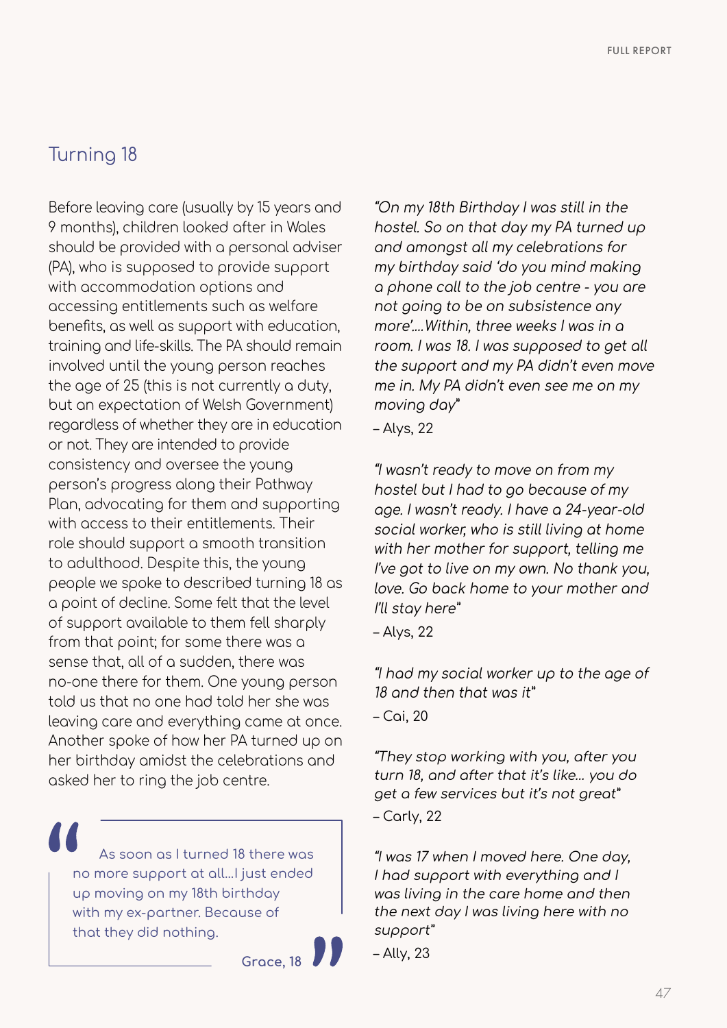## Turning 18

Before leaving care (usually by 15 years and 9 months), children looked after in Wales should be provided with a personal adviser (PA), who is supposed to provide support with accommodation options and accessing entitlements such as welfare benefits, as well as support with education, training and life-skills. The PA should remain involved until the young person reaches the age of 25 (this is not currently a duty, but an expectation of Welsh Government) regardless of whether they are in education or not. They are intended to provide consistency and oversee the young person's progress along their Pathway Plan, advocating for them and supporting with access to their entitlements. Their role should support a smooth transition to adulthood. Despite this, the young people we spoke to described turning 18 as a point of decline. Some felt that the level of support available to them fell sharply from that point; for some there was a sense that, all of a sudden, there was no-one there for them. One young person told us that no one had told her she was leaving care and everything came at once. Another spoke of how her PA turned up on her birthday amidst the celebrations and asked her to ring the job centre.

> "As soon as I turned 18 there was no more support at all...I just ended up moving on my 18th birthday with my ex-partner. Because of that they did nothing."
>
> **Grace, 18**

*"On my 18th Birthday I was still in the hostel. So on that day my PA turned up and amongst all my celebrations for my birthday said 'do you mind making a phone call to the job centre - you are not going to be on subsistence any more'....Within, three weeks I was in a room. I was 18. I was supposed to get all the support and my PA didn't even move me in. My PA didn't even see me on my moving day"*

– Alys, 22

*"I wasn't ready to move on from my hostel but I had to go because of my age. I wasn't ready. I have a 24-year-old social worker, who is still living at home with her mother for support, telling me I've got to live on my own. No thank you, love. Go back home to your mother and I'll stay here"*

– Alys, 22

*"I had my social worker up to the age of 18 and then that was it"*

– Cai, 20

*"They stop working with you, after you turn 18, and after that it's like... you do get a few services but it's not great"*

– Carly, 22

*"I was 17 when I moved here. One day, I had support with everything and I was living in the care home and then the next day I was living here with no support"*

– Ally, 23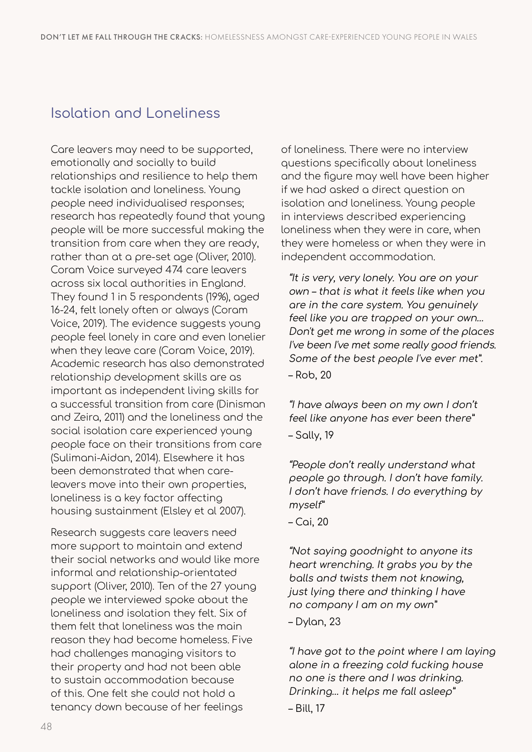## Isolation and Loneliness

Care leavers may need to be supported, emotionally and socially to build relationships and resilience to help them tackle isolation and loneliness. Young people need individualised responses; research has repeatedly found that young people will be more successful making the transition from care when they are ready, rather than at a pre-set age (Oliver, 2010). Coram Voice surveyed 474 care leavers across six local authorities in England. They found 1 in 5 respondents (19%), aged 16-24, felt lonely often or always (Coram Voice, 2019). The evidence suggests young people feel lonely in care and even lonelier when they leave care (Coram Voice, 2019). Academic research has also demonstrated relationship development skills are as important as independent living skills for a successful transition from care (Dinisman and Zeira, 2011) and the loneliness and the social isolation care experienced young people face on their transitions from care (Sulimani-Aidan, 2014). Elsewhere it has been demonstrated that when care-leavers move into their own properties, loneliness is a key factor affecting housing sustainment (Elsley et al 2007).

Research suggests care leavers need more support to maintain and extend their social networks and would like more informal and relationship-orientated support (Oliver, 2010). Ten of the 27 young people we interviewed spoke about the loneliness and isolation they felt. Six of them felt that loneliness was the main reason they had become homeless. Five had challenges managing visitors to their property and had not been able to sustain accommodation because of this. One felt she could not hold a tenancy down because of her feelings of loneliness. There were no interview questions specifically about loneliness and the figure may well have been higher if we had asked a direct question on isolation and loneliness. Young people in interviews described experiencing loneliness when they were in care, when they were homeless or when they were in independent accommodation.

> *"It is very, very lonely. You are on your own – that is what it feels like when you are in the care system. You genuinely feel like you are trapped on your own… Don't get me wrong in some of the places I've been I've met some really good friends. Some of the best people I've ever met".*
>
> – Rob, 20

> *"I have always been on my own I don't feel like anyone has ever been there"*
>
> – Sally, 19

> *"People don't really understand what people go through. I don't have family. I don't have friends. I do everything by myself"*
>
> – Cai, 20

> *"Not saying goodnight to anyone its heart wrenching. It grabs you by the balls and twists them not knowing, just lying there and thinking I have no company I am on my own"*
>
> – Dylan, 23

> *"I have got to the point where I am laying alone in a freezing cold fucking house no one is there and I was drinking. Drinking… it helps me fall asleep"*
>
> – Bill, 17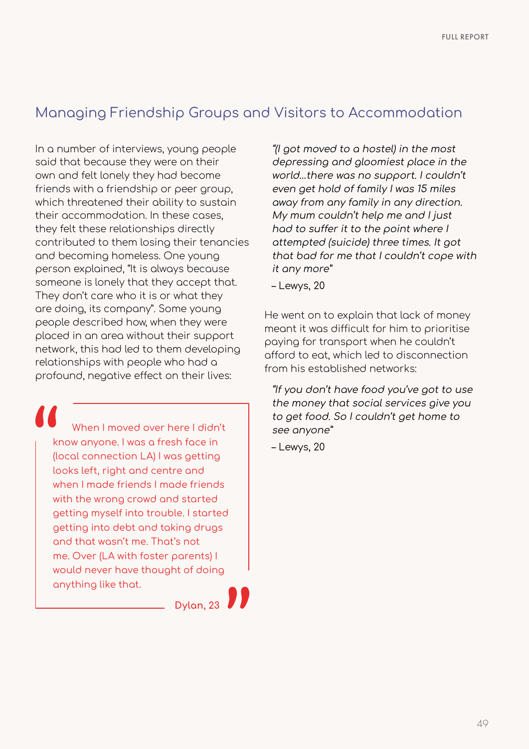## Managing Friendship Groups and Visitors to Accommodation

In a number of interviews, young people said that because they were on their own and felt lonely they had become friends with a friendship or peer group, which threatened their ability to sustain their accommodation. In these cases, they felt these relationships directly contributed to them losing their tenancies and becoming homeless. One young person explained, "It is always because someone is lonely that they accept that. They don't care who it is or what they are doing, its company". Some young people described how, when they were placed in an area without their support network, this had led to them developing relationships with people who had a profound, negative effect on their lives:

> "When I moved over here I didn't know anyone. I was a fresh face in (local connection LA) I was getting looks left, right and centre and when I made friends I made friends with the wrong crowd and started getting myself into trouble. I started getting into debt and taking drugs and that wasn't me. That's not me. Over (LA with foster parents) I would never have thought of doing anything like that."
>
> **Dylan, 23**

> *"(I got moved to a hostel) in the most depressing and gloomiest place in the world…there was no support. I couldn't even get hold of family I was 15 miles away from any family in any direction. My mum couldn't help me and I just had to suffer it to the point where I attempted (suicide) three times. It got that bad for me that I couldn't cope with it any more"*
>
> – Lewys, 20

He went on to explain that lack of money meant it was difficult for him to prioritise paying for transport when he couldn't afford to eat, which led to disconnection from his established networks:

> *"If you don't have food you've got to use the money that social services give you to get food. So I couldn't get home to see anyone"*
>
> – Lewys, 20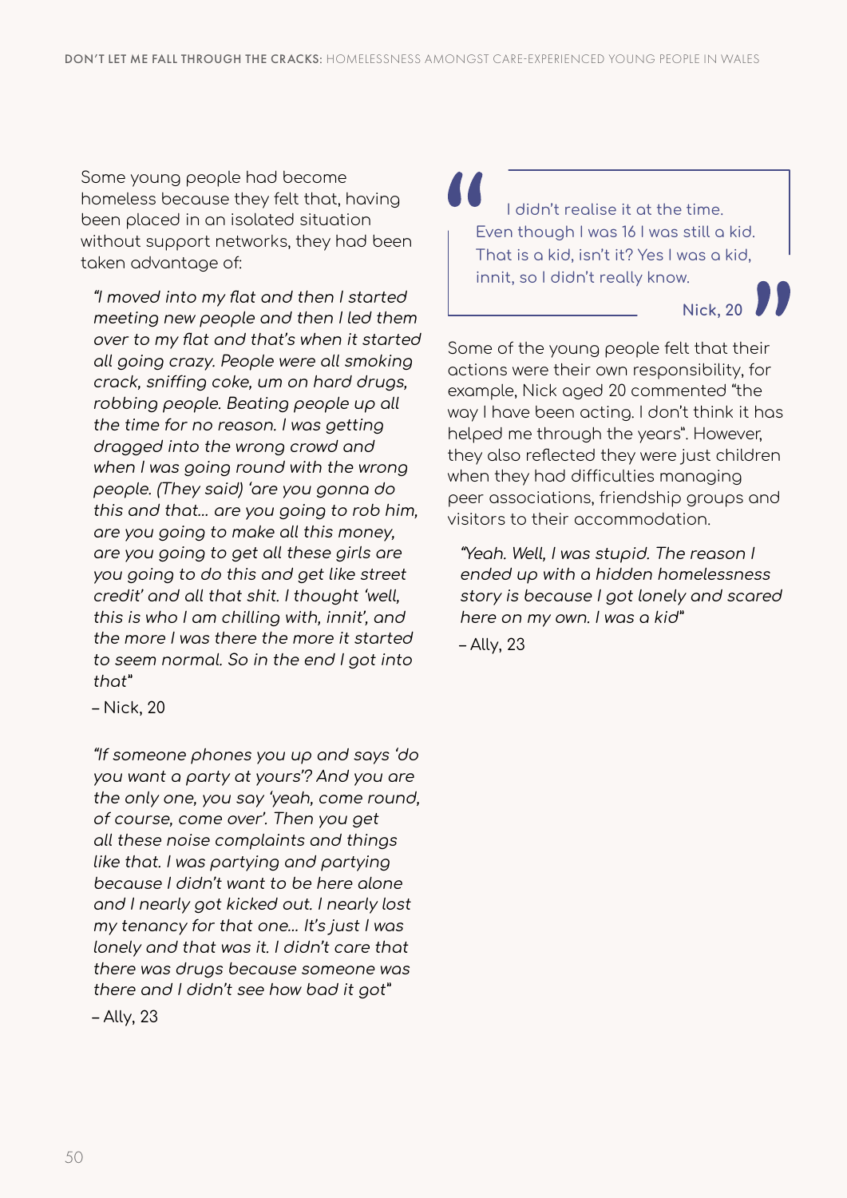Some young people had become homeless because they felt that, having been placed in an isolated situation without support networks, they had been taken advantage of:

> *"I moved into my flat and then I started meeting new people and then I led them over to my flat and that's when it started all going crazy. People were all smoking crack, sniffing coke, um on hard drugs, robbing people. Beating people up all the time for no reason. I was getting dragged into the wrong crowd and when I was going round with the wrong people. (They said) 'are you gonna do this and that... are you going to rob him, are you going to make all this money, are you going to get all these girls are you going to do this and get like street credit' and all that shit. I thought 'well, this is who I am chilling with, innit', and the more I was there the more it started to seem normal. So in the end I got into that"*
>
> – Nick, 20

> *"If someone phones you up and says 'do you want a party at yours'? And you are the only one, you say 'yeah, come round, of course, come over'. Then you get all these noise complaints and things like that. I was partying and partying because I didn't want to be here alone and I nearly got kicked out. I nearly lost my tenancy for that one... It's just I was lonely and that was it. I didn't care that there was drugs because someone was there and I didn't see how bad it got"*
>
> – Ally, 23

> "I didn't realise it at the time. Even though I was 16 I was still a kid. That is a kid, isn't it? Yes I was a kid, innit, so I didn't really know."
>
> **Nick, 20**

Some of the young people felt that their actions were their own responsibility, for example, Nick aged 20 commented "the way I have been acting. I don't think it has helped me through the years". However, they also reflected they were just children when they had difficulties managing peer associations, friendship groups and visitors to their accommodation.

> *"Yeah. Well, I was stupid. The reason I ended up with a hidden homelessness story is because I got lonely and scared here on my own. I was a kid"*
>
> – Ally, 23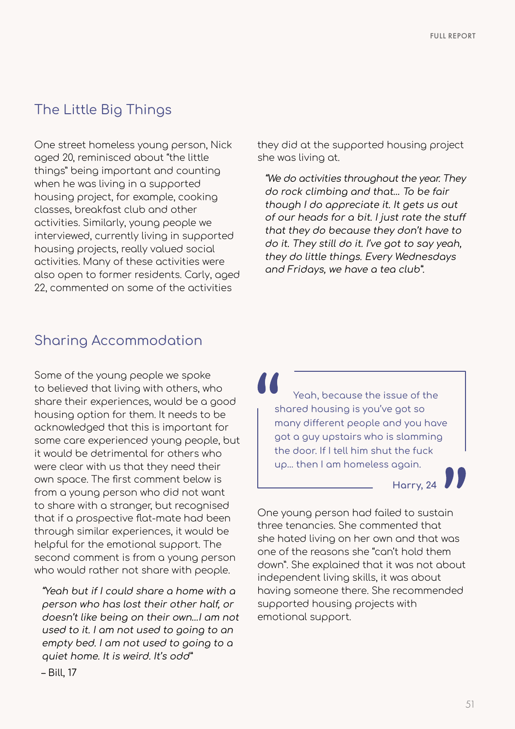## The Little Big Things

One street homeless young person, Nick aged 20, reminisced about "the little things" being important and counting when he was living in a supported housing project, for example, cooking classes, breakfast club and other activities. Similarly, young people we interviewed, currently living in supported housing projects, really valued social activities. Many of these activities were also open to former residents. Carly, aged 22, commented on some of the activities they did at the supported housing project she was living at.

> *"We do activities throughout the year. They do rock climbing and that... To be fair though I do appreciate it. It gets us out of our heads for a bit. I just rate the stuff that they do because they don't have to do it. They still do it. I've got to say yeah, they do little things. Every Wednesdays and Fridays, we have a tea club".*

## Sharing Accommodation

Some of the young people we spoke to believed that living with others, who share their experiences, would be a good housing option for them. It needs to be acknowledged that this is important for some care experienced young people, but it would be detrimental for others who were clear with us that they need their own space. The first comment below is from a young person who did not want to share with a stranger, but recognised that if a prospective flat-mate had been through similar experiences, it would be helpful for the emotional support. The second comment is from a young person who would rather not share with people.

> *"Yeah but if I could share a home with a person who has lost their other half, or doesn't like being on their own...I am not used to it. I am not used to going to an empty bed. I am not used to going to a quiet home. It is weird. It's odd"*
>
> – Bill, 17

> "Yeah, because the issue of the shared housing is you've got so many different people and you have got a guy upstairs who is slamming the door. If I tell him shut the fuck up... then I am homeless again."
>
> **Harry, 24**

One young person had failed to sustain three tenancies. She commented that she hated living on her own and that was one of the reasons she "can't hold them down". She explained that it was not about independent living skills, it was about having someone there. She recommended supported housing projects with emotional support.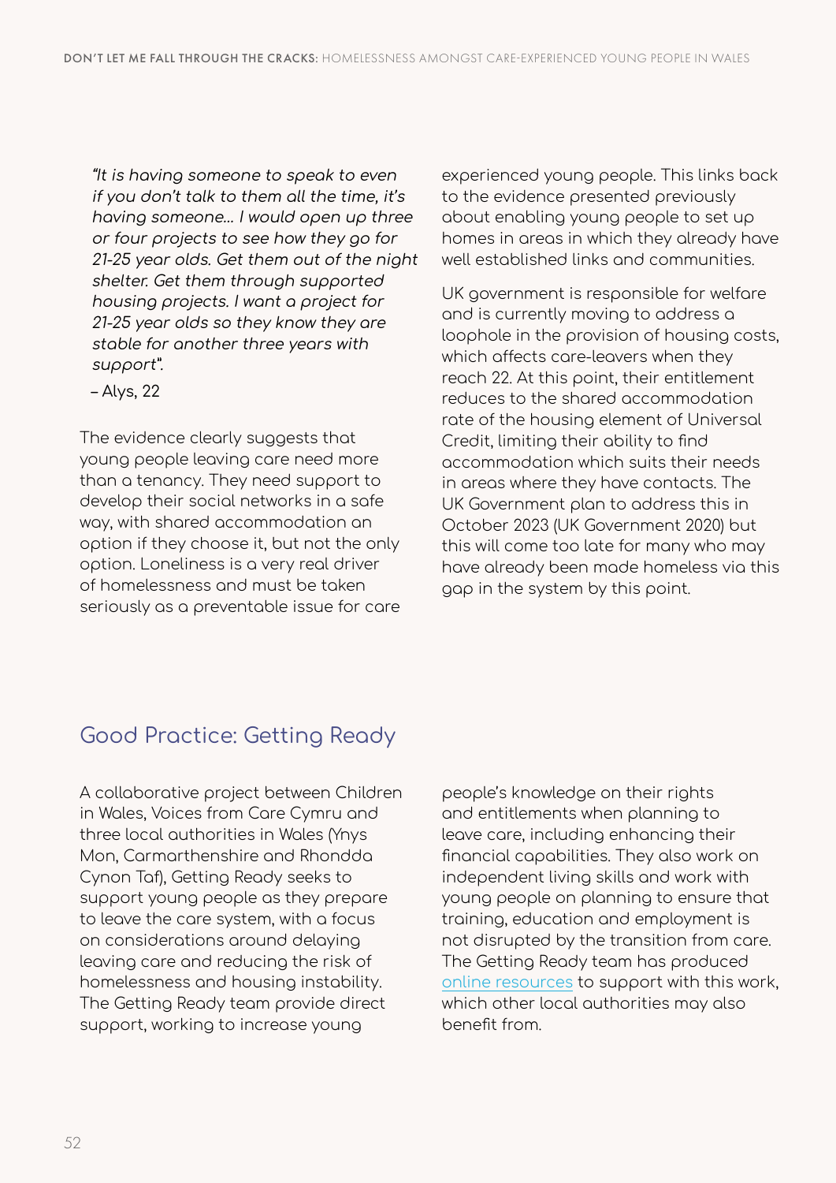*"It is having someone to speak to even if you don't talk to them all the time, it's having someone... I would open up three or four projects to see how they go for 21-25 year olds. Get them out of the night shelter. Get them through supported housing projects. I want a project for 21-25 year olds so they know they are stable for another three years with support".*

– Alys, 22

The evidence clearly suggests that young people leaving care need more than a tenancy. They need support to develop their social networks in a safe way, with shared accommodation an option if they choose it, but not the only option. Loneliness is a very real driver of homelessness and must be taken seriously as a preventable issue for care experienced young people. This links back to the evidence presented previously about enabling young people to set up homes in areas in which they already have well established links and communities.

UK government is responsible for welfare and is currently moving to address a loophole in the provision of housing costs, which affects care-leavers when they reach 22. At this point, their entitlement reduces to the shared accommodation rate of the housing element of Universal Credit, limiting their ability to find accommodation which suits their needs in areas where they have contacts. The UK Government plan to address this in October 2023 (UK Government 2020) but this will come too late for many who may have already been made homeless via this gap in the system by this point.

## Good Practice: Getting Ready

A collaborative project between Children in Wales, Voices from Care Cymru and three local authorities in Wales (Ynys Mon, Carmarthenshire and Rhondda Cynon Taf), Getting Ready seeks to support young people as they prepare to leave the care system, with a focus on considerations around delaying leaving care and reducing the risk of homelessness and housing instability. The Getting Ready team provide direct support, working to increase young people's knowledge on their rights and entitlements when planning to leave care, including enhancing their financial capabilities. They also work on independent living skills and work with young people on planning to ensure that training, education and employment is not disrupted by the transition from care. The Getting Ready team has produced online resources to support with this work, which other local authorities may also benefit from.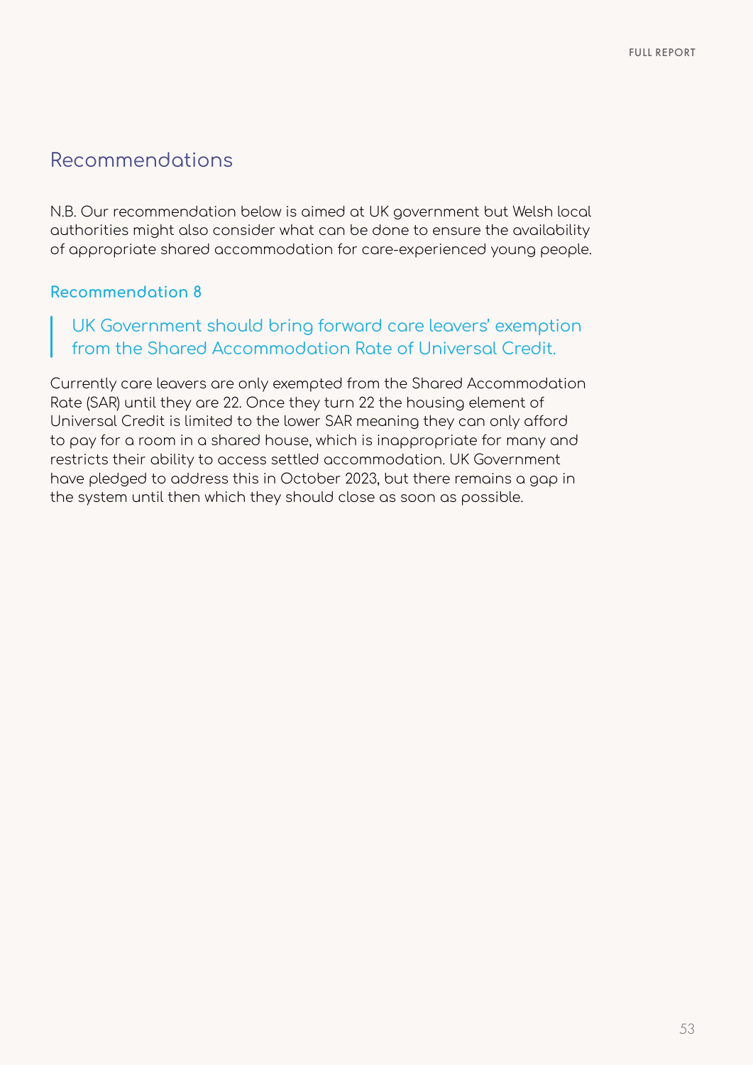## Recommendations

N.B. Our recommendation below is aimed at UK government but Welsh local authorities might also consider what can be done to ensure the availability of appropriate shared accommodation for care-experienced young people.

### Recommendation 8

> UK Government should bring forward care leavers' exemption from the Shared Accommodation Rate of Universal Credit.

Currently care leavers are only exempted from the Shared Accommodation Rate (SAR) until they are 22. Once they turn 22 the housing element of Universal Credit is limited to the lower SAR meaning they can only afford to pay for a room in a shared house, which is inappropriate for many and restricts their ability to access settled accommodation. UK Government have pledged to address this in October 2023, but there remains a gap in the system until then which they should close as soon as possible.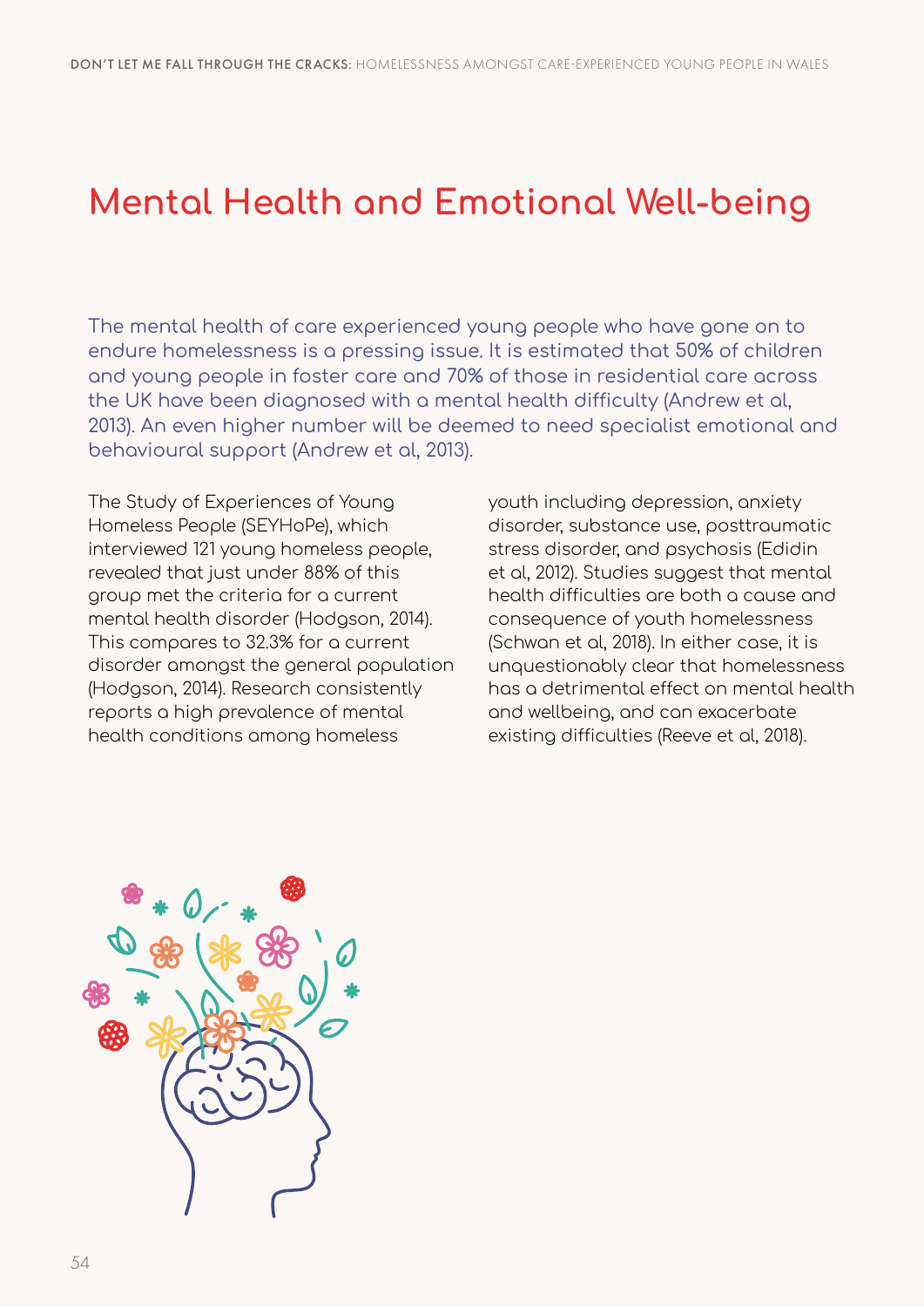# Mental Health and Emotional Well-being

The mental health of care experienced young people who have gone on to endure homelessness is a pressing issue. It is estimated that 50% of children and young people in foster care and 70% of those in residential care across the UK have been diagnosed with a mental health difficulty (Andrew et al, 2013). An even higher number will be deemed to need specialist emotional and behavioural support (Andrew et al, 2013).

The Study of Experiences of Young Homeless People (SEYHoPe), which interviewed 121 young homeless people, revealed that just under 88% of this group met the criteria for a current mental health disorder (Hodgson, 2014). This compares to 32.3% for a current disorder amongst the general population (Hodgson, 2014). Research consistently reports a high prevalence of mental health conditions among homeless youth including depression, anxiety disorder, substance use, posttraumatic stress disorder, and psychosis (Edidin et al, 2012). Studies suggest that mental health difficulties are both a cause and consequence of youth homelessness (Schwan et al, 2018). In either case, it is unquestionably clear that homelessness has a detrimental effect on mental health and wellbeing, and can exacerbate existing difficulties (Reeve et al, 2018).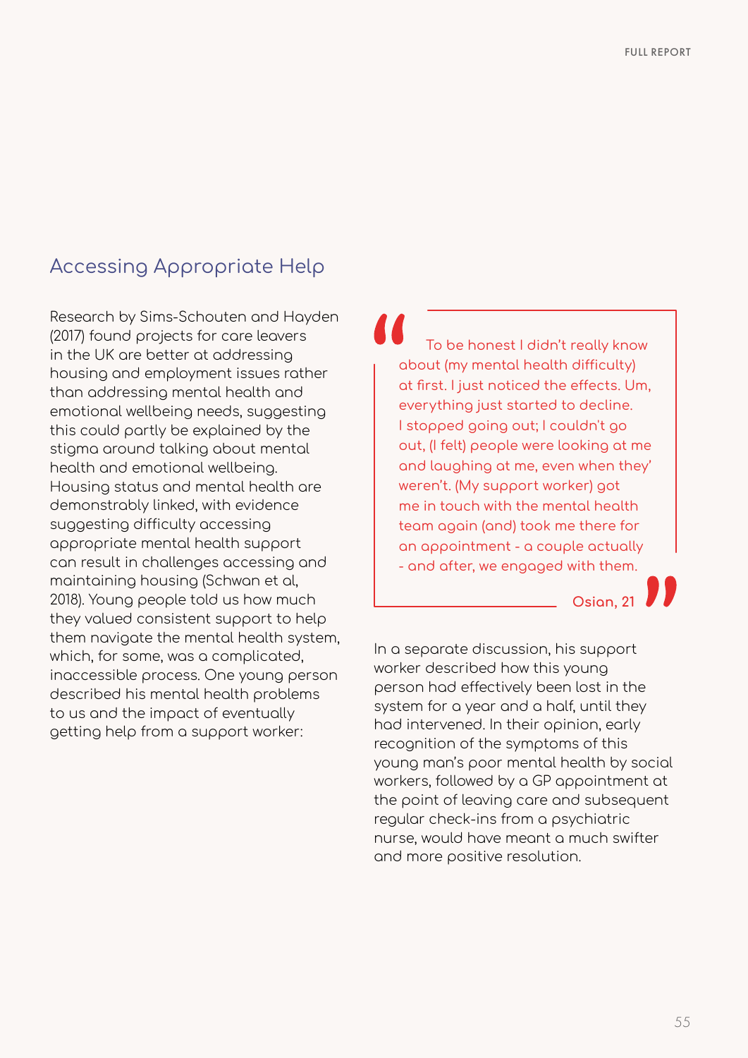## Accessing Appropriate Help

Research by Sims-Schouten and Hayden (2017) found projects for care leavers in the UK are better at addressing housing and employment issues rather than addressing mental health and emotional wellbeing needs, suggesting this could partly be explained by the stigma around talking about mental health and emotional wellbeing. Housing status and mental health are demonstrably linked, with evidence suggesting difficulty accessing appropriate mental health support can result in challenges accessing and maintaining housing (Schwan et al, 2018). Young people told us how much they valued consistent support to help them navigate the mental health system, which, for some, was a complicated, inaccessible process. One young person described his mental health problems to us and the impact of eventually getting help from a support worker:

> "To be honest I didn't really know about (my mental health difficulty) at first. I just noticed the effects. Um, everything just started to decline. I stopped going out; I couldn't go out, (I felt) people were looking at me and laughing at me, even when they' weren't. (My support worker) got me in touch with the mental health team again (and) took me there for an appointment - a couple actually - and after, we engaged with them."
>
> **Osian, 21**

In a separate discussion, his support worker described how this young person had effectively been lost in the system for a year and a half, until they had intervened. In their opinion, early recognition of the symptoms of this young man's poor mental health by social workers, followed by a GP appointment at the point of leaving care and subsequent regular check-ins from a psychiatric nurse, would have meant a much swifter and more positive resolution.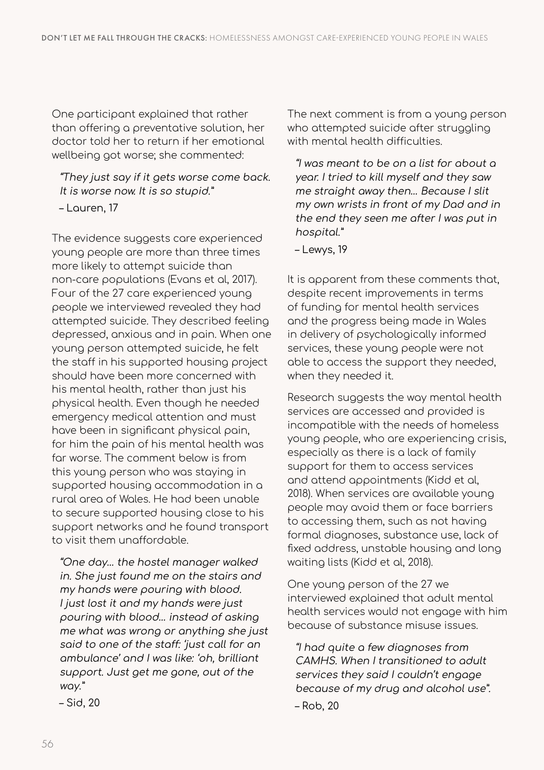One participant explained that rather than offering a preventative solution, her doctor told her to return if her emotional wellbeing got worse; she commented:

> *"They just say if it gets worse come back. It is worse now. It is so stupid."*
>
> – Lauren, 17

The evidence suggests care experienced young people are more than three times more likely to attempt suicide than non-care populations (Evans et al, 2017). Four of the 27 care experienced young people we interviewed revealed they had attempted suicide. They described feeling depressed, anxious and in pain. When one young person attempted suicide, he felt the staff in his supported housing project should have been more concerned with his mental health, rather than just his physical health. Even though he needed emergency medical attention and must have been in significant physical pain, for him the pain of his mental health was far worse. The comment below is from this young person who was staying in supported housing accommodation in a rural area of Wales. He had been unable to secure supported housing close to his support networks and he found transport to visit them unaffordable.

> *"One day… the hostel manager walked in. She just found me on the stairs and my hands were pouring with blood. I just lost it and my hands were just pouring with blood… instead of asking me what was wrong or anything she just said to one of the staff: 'just call for an ambulance' and I was like: 'oh, brilliant support. Just get me gone, out of the way."*
>
> – Sid, 20

The next comment is from a young person who attempted suicide after struggling with mental health difficulties.

> *"I was meant to be on a list for about a year. I tried to kill myself and they saw me straight away then… Because I slit my own wrists in front of my Dad and in the end they seen me after I was put in hospital."*
>
> – Lewys, 19

It is apparent from these comments that, despite recent improvements in terms of funding for mental health services and the progress being made in Wales in delivery of psychologically informed services, these young people were not able to access the support they needed, when they needed it.

Research suggests the way mental health services are accessed and provided is incompatible with the needs of homeless young people, who are experiencing crisis, especially as there is a lack of family support for them to access services and attend appointments (Kidd et al, 2018). When services are available young people may avoid them or face barriers to accessing them, such as not having formal diagnoses, substance use, lack of fixed address, unstable housing and long waiting lists (Kidd et al, 2018).

One young person of the 27 we interviewed explained that adult mental health services would not engage with him because of substance misuse issues.

> *"I had quite a few diagnoses from CAMHS. When I transitioned to adult services they said I couldn't engage because of my drug and alcohol use".*
>
> – Rob, 20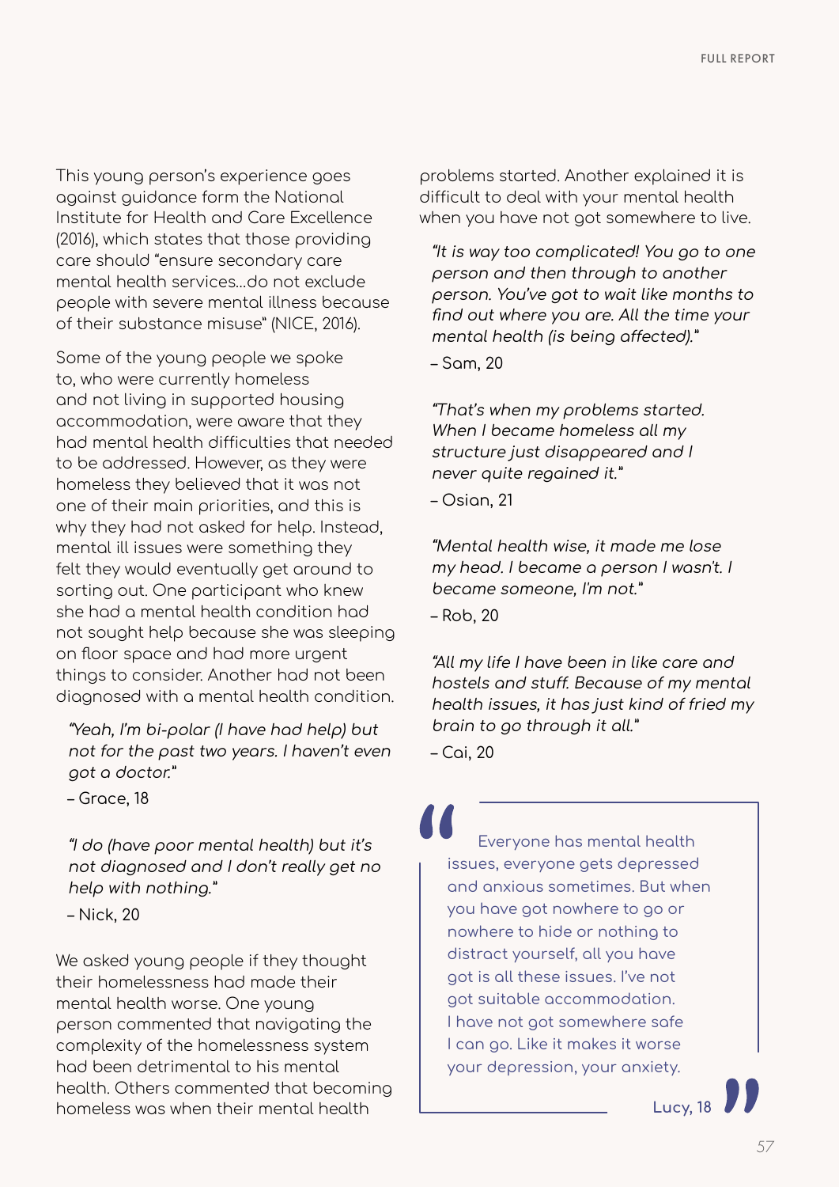This young person's experience goes against guidance form the National Institute for Health and Care Excellence (2016), which states that those providing care should "ensure secondary care mental health services...do not exclude people with severe mental illness because of their substance misuse" (NICE, 2016).

Some of the young people we spoke to, who were currently homeless and not living in supported housing accommodation, were aware that they had mental health difficulties that needed to be addressed. However, as they were homeless they believed that it was not one of their main priorities, and this is why they had not asked for help. Instead, mental ill issues were something they felt they would eventually get around to sorting out. One participant who knew she had a mental health condition had not sought help because she was sleeping on floor space and had more urgent things to consider. Another had not been diagnosed with a mental health condition.

> *"Yeah, I'm bi-polar (I have had help) but not for the past two years. I haven't even got a doctor."*
>
> – Grace, 18

> *"I do (have poor mental health) but it's not diagnosed and I don't really get no help with nothing."*
>
> – Nick, 20

We asked young people if they thought their homelessness had made their mental health worse. One young person commented that navigating the complexity of the homelessness system had been detrimental to his mental health. Others commented that becoming homeless was when their mental health problems started. Another explained it is difficult to deal with your mental health when you have not got somewhere to live.

> *"It is way too complicated! You go to one person and then through to another person. You've got to wait like months to find out where you are. All the time your mental health (is being affected)."*
>
> – Sam, 20

> *"That's when my problems started. When I became homeless all my structure just disappeared and I never quite regained it."*
>
> – Osian, 21

> *"Mental health wise, it made me lose my head. I became a person I wasn't. I became someone, I'm not."*
>
> – Rob, 20

> *"All my life I have been in like care and hostels and stuff. Because of my mental health issues, it has just kind of fried my brain to go through it all."*
>
> – Cai, 20

> Everyone has mental health issues, everyone gets depressed and anxious sometimes. But when you have got nowhere to go or nowhere to hide or nothing to distract yourself, all you have got is all these issues. I've not got suitable accommodation. I have not got somewhere safe I can go. Like it makes it worse your depression, your anxiety.
>
> **Lucy, 18**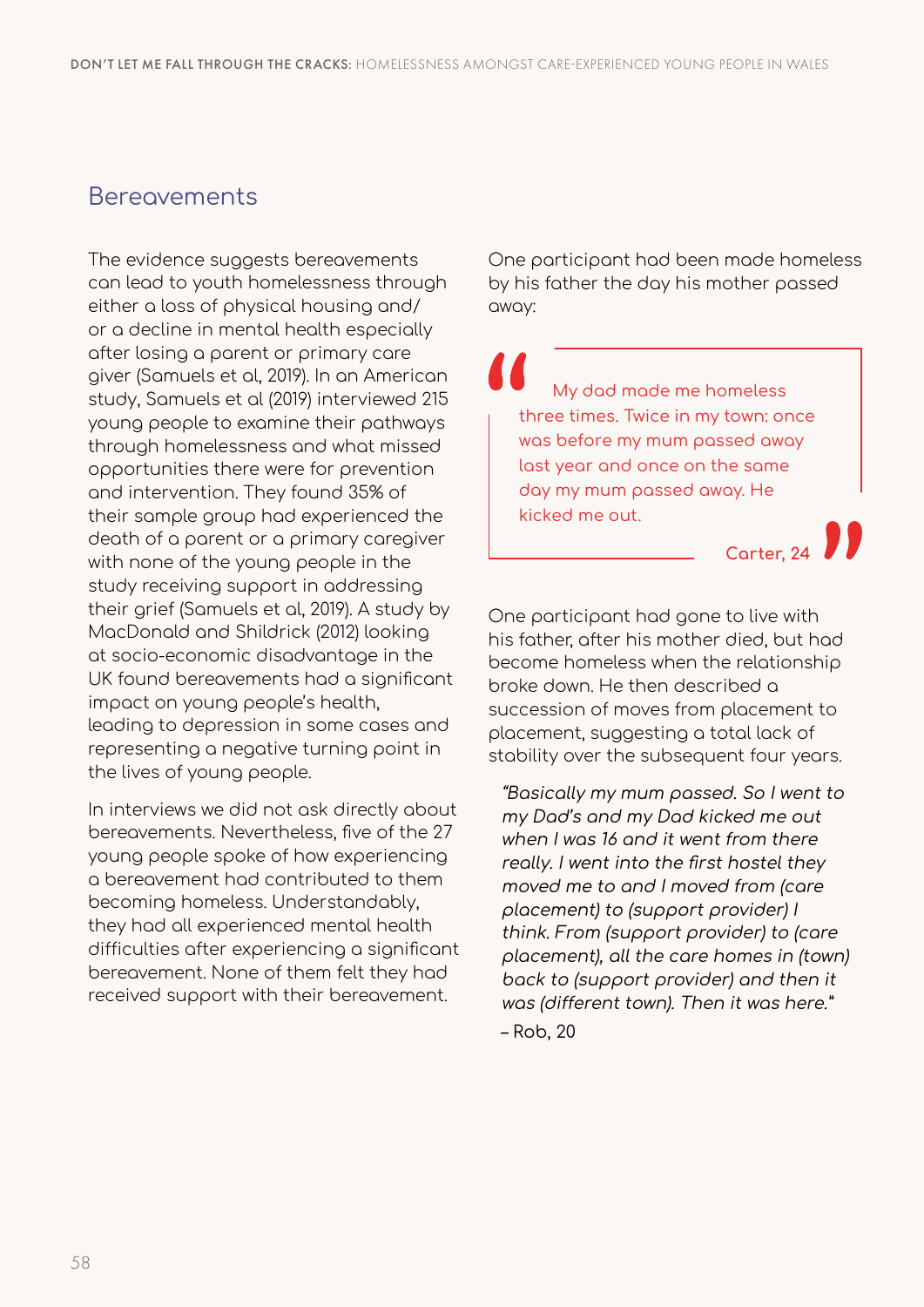## Bereavements

The evidence suggests bereavements can lead to youth homelessness through either a loss of physical housing and/or a decline in mental health especially after losing a parent or primary care giver (Samuels et al, 2019). In an American study, Samuels et al (2019) interviewed 215 young people to examine their pathways through homelessness and what missed opportunities there were for prevention and intervention. They found 35% of their sample group had experienced the death of a parent or a primary caregiver with none of the young people in the study receiving support in addressing their grief (Samuels et al, 2019). A study by MacDonald and Shildrick (2012) looking at socio-economic disadvantage in the UK found bereavements had a significant impact on young people's health, leading to depression in some cases and representing a negative turning point in the lives of young people.

In interviews we did not ask directly about bereavements. Nevertheless, five of the 27 young people spoke of how experiencing a bereavement had contributed to them becoming homeless. Understandably, they had all experienced mental health difficulties after experiencing a significant bereavement. None of them felt they had received support with their bereavement.

One participant had been made homeless by his father the day his mother passed away:

> "My dad made me homeless three times. Twice in my town: once was before my mum passed away last year and once on the same day my mum passed away. He kicked me out."
>
> Carter, 24

One participant had gone to live with his father, after his mother died, but had become homeless when the relationship broke down. He then described a succession of moves from placement to placement, suggesting a total lack of stability over the subsequent four years.

> *"Basically my mum passed. So I went to my Dad's and my Dad kicked me out when I was 16 and it went from there really. I went into the first hostel they moved me to and I moved from (care placement) to (support provider) I think. From (support provider) to (care placement), all the care homes in (town) back to (support provider) and then it was (different town). Then it was here."*
>
> – Rob, 20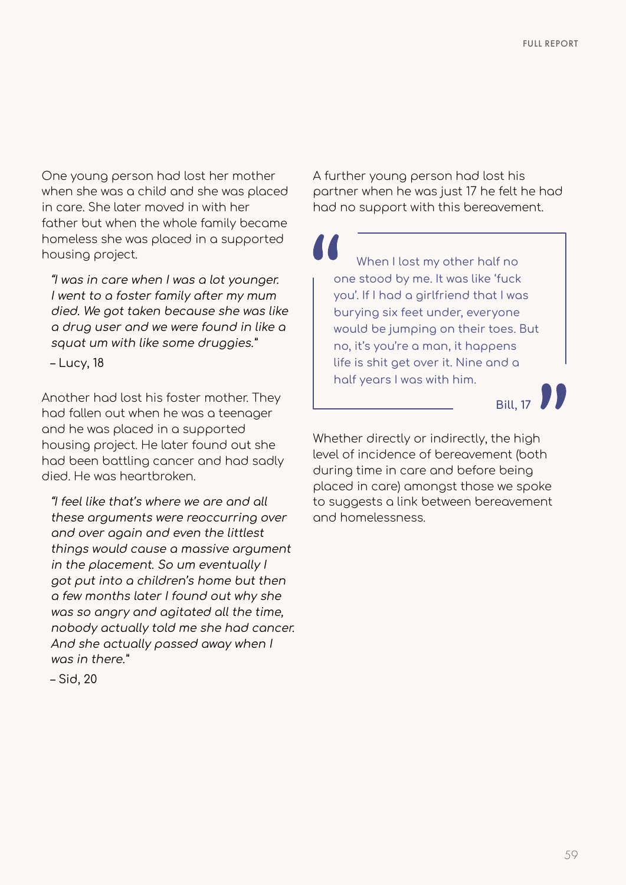One young person had lost her mother when she was a child and she was placed in care. She later moved in with her father but when the whole family became homeless she was placed in a supported housing project.

> *"I was in care when I was a lot younger. I went to a foster family after my mum died. We got taken because she was like a drug user and we were found in like a squat um with like some druggies."*
>
> – Lucy, 18

Another had lost his foster mother. They had fallen out when he was a teenager and he was placed in a supported housing project. He later found out she had been battling cancer and had sadly died. He was heartbroken.

> *"I feel like that's where we are and all these arguments were reoccurring over and over again and even the littlest things would cause a massive argument in the placement. So um eventually I got put into a children's home but then a few months later I found out why she was so angry and agitated all the time, nobody actually told me she had cancer. And she actually passed away when I was in there."*
>
> – Sid, 20

A further young person had lost his partner when he was just 17 he felt he had had no support with this bereavement.

> "When I lost my other half no one stood by me. It was like 'fuck you'. If I had a girlfriend that I was burying six feet under, everyone would be jumping on their toes. But no, it's you're a man, it happens life is shit get over it. Nine and a half years I was with him."
>
> Bill, 17

Whether directly or indirectly, the high level of incidence of bereavement (both during time in care and before being placed in care) amongst those we spoke to suggests a link between bereavement and homelessness.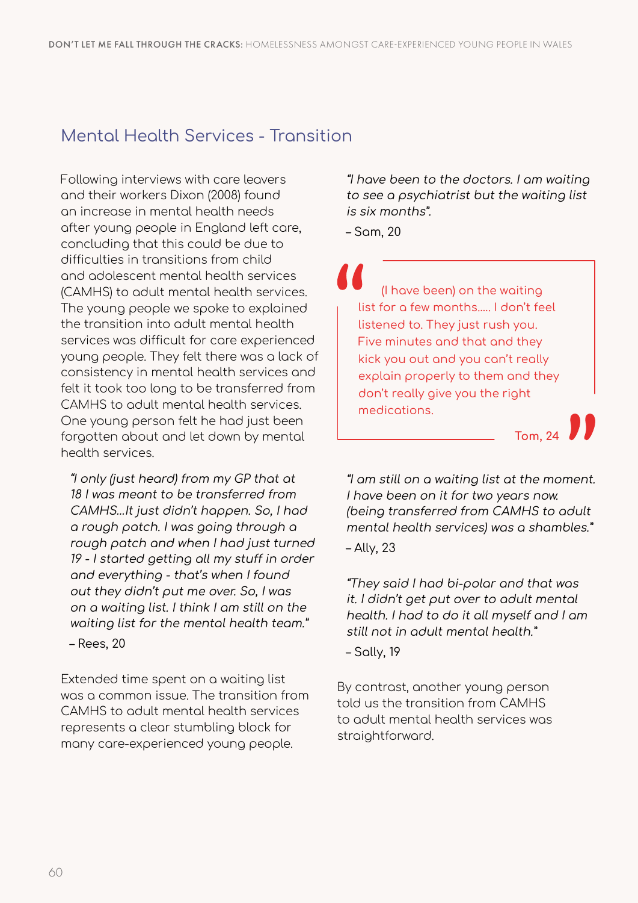## Mental Health Services - Transition

Following interviews with care leavers and their workers Dixon (2008) found an increase in mental health needs after young people in England left care, concluding that this could be due to difficulties in transitions from child and adolescent mental health services (CAMHS) to adult mental health services. The young people we spoke to explained the transition into adult mental health services was difficult for care experienced young people. They felt there was a lack of consistency in mental health services and felt it took too long to be transferred from CAMHS to adult mental health services. One young person felt he had just been forgotten about and let down by mental health services.

> *"I only (just heard) from my GP that at 18 I was meant to be transferred from CAMHS...It just didn't happen. So, I had a rough patch. I was going through a rough patch and when I had just turned 19 - I started getting all my stuff in order and everything - that's when I found out they didn't put me over. So, I was on a waiting list. I think I am still on the waiting list for the mental health team."*
>
> – Rees, 20

Extended time spent on a waiting list was a common issue. The transition from CAMHS to adult mental health services represents a clear stumbling block for many care-experienced young people.

> *"I have been to the doctors. I am waiting to see a psychiatrist but the waiting list is six months".*
>
> – Sam, 20

> "(I have been) on the waiting list for a few months..... I don't feel listened to. They just rush you. Five minutes and that and they kick you out and you can't really explain properly to them and they don't really give you the right medications."
>
> Tom, 24

> *"I am still on a waiting list at the moment. I have been on it for two years now. (being transferred from CAMHS to adult mental health services) was a shambles."*
>
> – Ally, 23

> *"They said I had bi-polar and that was it. I didn't get put over to adult mental health. I had to do it all myself and I am still not in adult mental health."*
>
> – Sally, 19

By contrast, another young person told us the transition from CAMHS to adult mental health services was straightforward.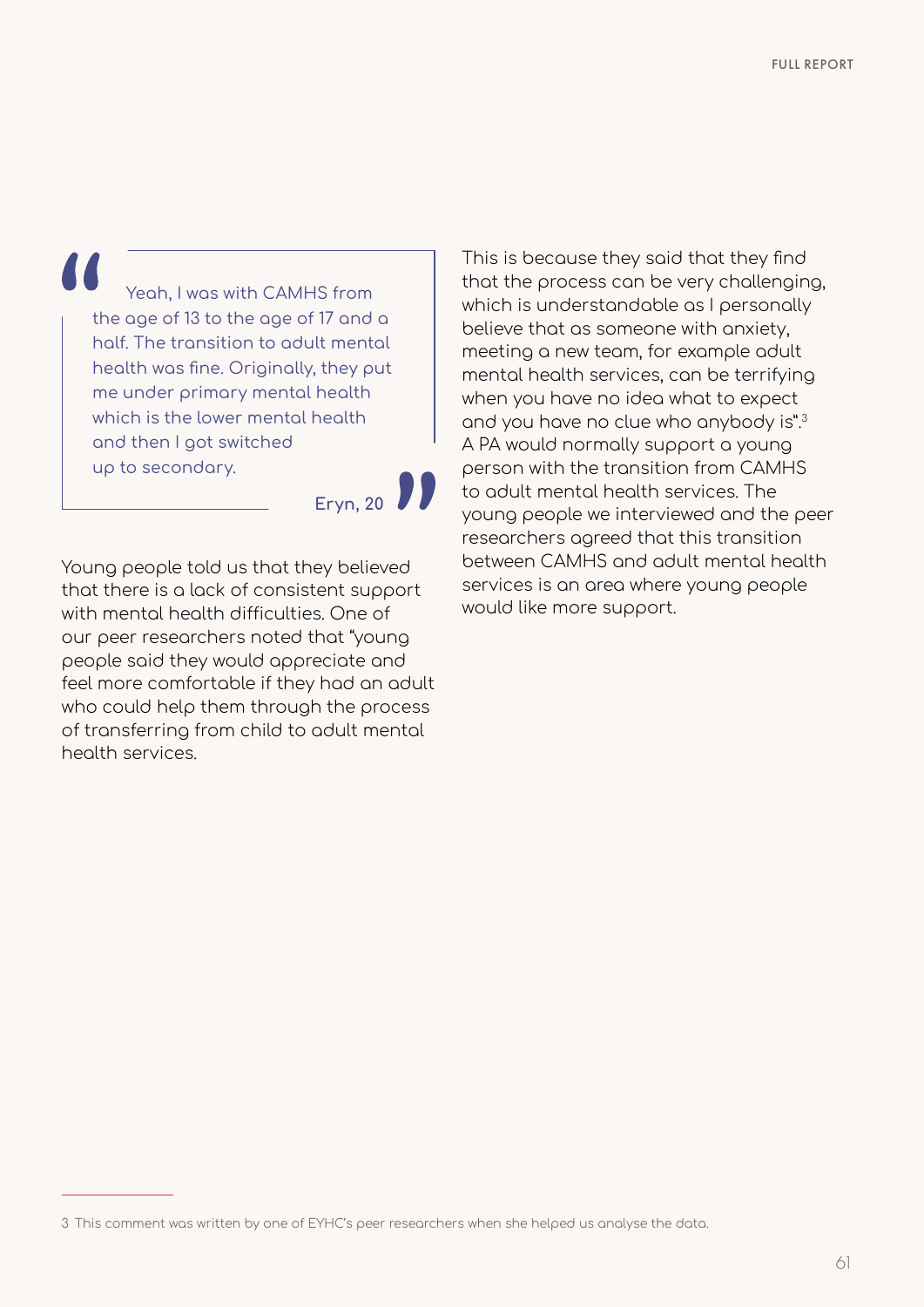> Yeah, I was with CAMHS from the age of 13 to the age of 17 and a half. The transition to adult mental health was fine. Originally, they put me under primary mental health which is the lower mental health and then I got switched up to secondary.
>
> **Eryn, 20**

Young people told us that they believed that there is a lack of consistent support with mental health difficulties. One of our peer researchers noted that "young people said they would appreciate and feel more comfortable if they had an adult who could help them through the process of transferring from child to adult mental health services.

This is because they said that they find that the process can be very challenging, which is understandable as I personally believe that as someone with anxiety, meeting a new team, for example adult mental health services, can be terrifying when you have no idea what to expect and you have no clue who anybody is".[3] A PA would normally support a young person with the transition from CAMHS to adult mental health services. The young people we interviewed and the peer researchers agreed that this transition between CAMHS and adult mental health services is an area where young people would like more support.

---

3 This comment was written by one of EYHC's peer researchers when she helped us analyse the data.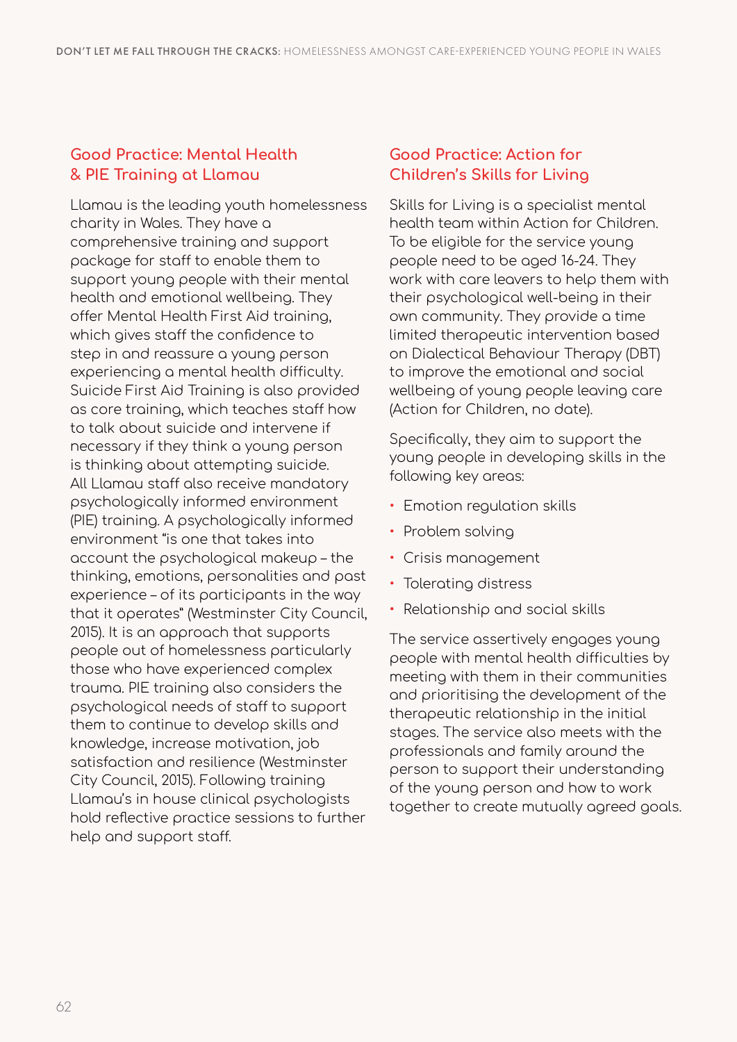## Good Practice: Mental Health & PIE Training at Llamau

Llamau is the leading youth homelessness charity in Wales. They have a comprehensive training and support package for staff to enable them to support young people with their mental health and emotional wellbeing. They offer Mental Health First Aid training, which gives staff the confidence to step in and reassure a young person experiencing a mental health difficulty. Suicide First Aid Training is also provided as core training, which teaches staff how to talk about suicide and intervene if necessary if they think a young person is thinking about attempting suicide. All Llamau staff also receive mandatory psychologically informed environment (PIE) training. A psychologically informed environment "is one that takes into account the psychological makeup – the thinking, emotions, personalities and past experience – of its participants in the way that it operates" (Westminster City Council, 2015). It is an approach that supports people out of homelessness particularly those who have experienced complex trauma. PIE training also considers the psychological needs of staff to support them to continue to develop skills and knowledge, increase motivation, job satisfaction and resilience (Westminster City Council, 2015). Following training Llamau's in house clinical psychologists hold reflective practice sessions to further help and support staff.

## Good Practice: Action for Children's Skills for Living

Skills for Living is a specialist mental health team within Action for Children. To be eligible for the service young people need to be aged 16-24. They work with care leavers to help them with their psychological well-being in their own community. They provide a time limited therapeutic intervention based on Dialectical Behaviour Therapy (DBT) to improve the emotional and social wellbeing of young people leaving care (Action for Children, no date).

Specifically, they aim to support the young people in developing skills in the following key areas:

- Emotion regulation skills
- Problem solving
- Crisis management
- Tolerating distress
- Relationship and social skills

The service assertively engages young people with mental health difficulties by meeting with them in their communities and prioritising the development of the therapeutic relationship in the initial stages. The service also meets with the professionals and family around the person to support their understanding of the young person and how to work together to create mutually agreed goals.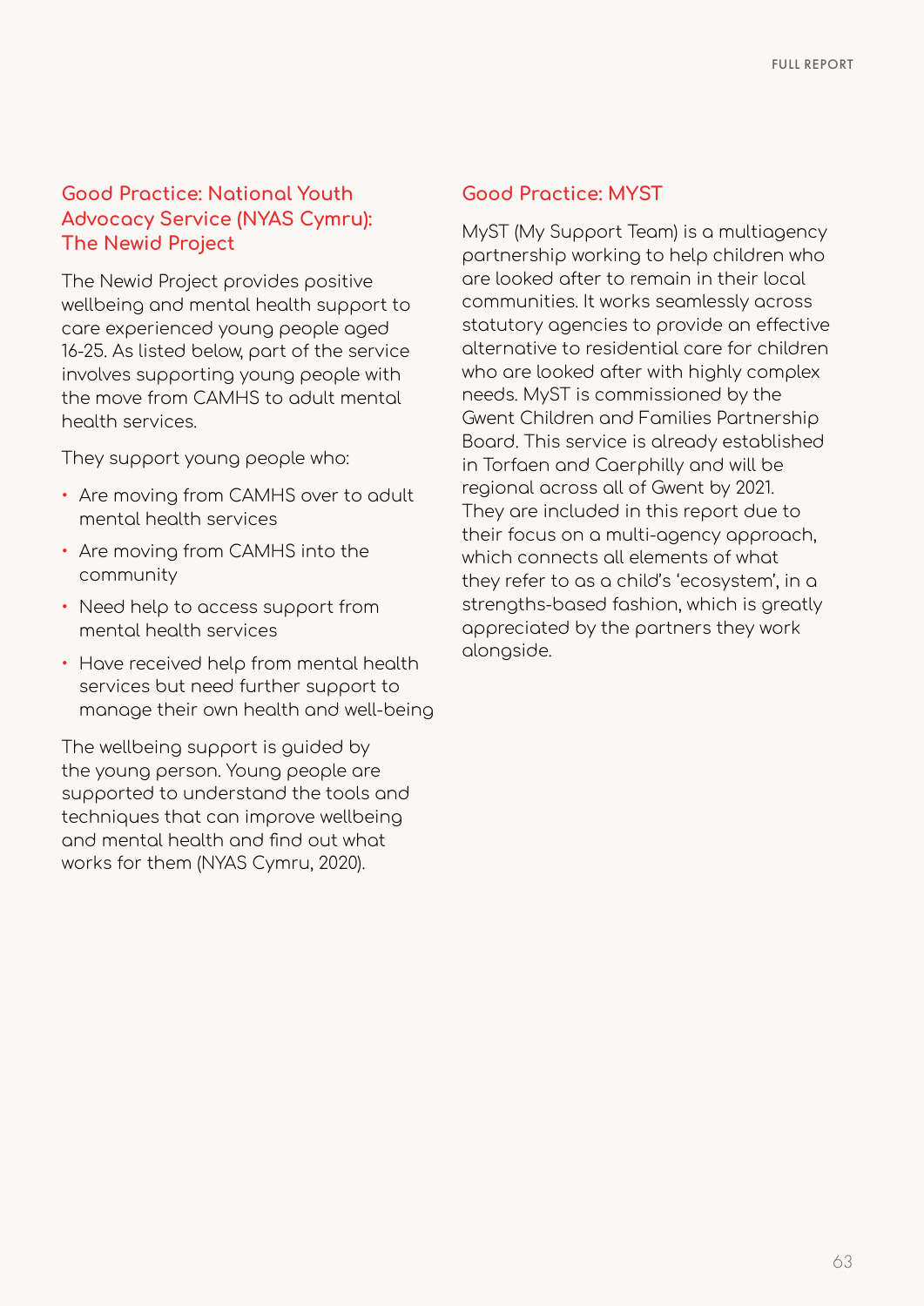## Good Practice: National Youth Advocacy Service (NYAS Cymru): The Newid Project

The Newid Project provides positive wellbeing and mental health support to care experienced young people aged 16-25. As listed below, part of the service involves supporting young people with the move from CAMHS to adult mental health services.

They support young people who:

- Are moving from CAMHS over to adult mental health services
- Are moving from CAMHS into the community
- Need help to access support from mental health services
- Have received help from mental health services but need further support to manage their own health and well-being

The wellbeing support is guided by the young person. Young people are supported to understand the tools and techniques that can improve wellbeing and mental health and find out what works for them (NYAS Cymru, 2020).

## Good Practice: MYST

MyST (My Support Team) is a multiagency partnership working to help children who are looked after to remain in their local communities. It works seamlessly across statutory agencies to provide an effective alternative to residential care for children who are looked after with highly complex needs. MyST is commissioned by the Gwent Children and Families Partnership Board. This service is already established in Torfaen and Caerphilly and will be regional across all of Gwent by 2021. They are included in this report due to their focus on a multi-agency approach, which connects all elements of what they refer to as a child's 'ecosystem', in a strengths-based fashion, which is greatly appreciated by the partners they work alongside.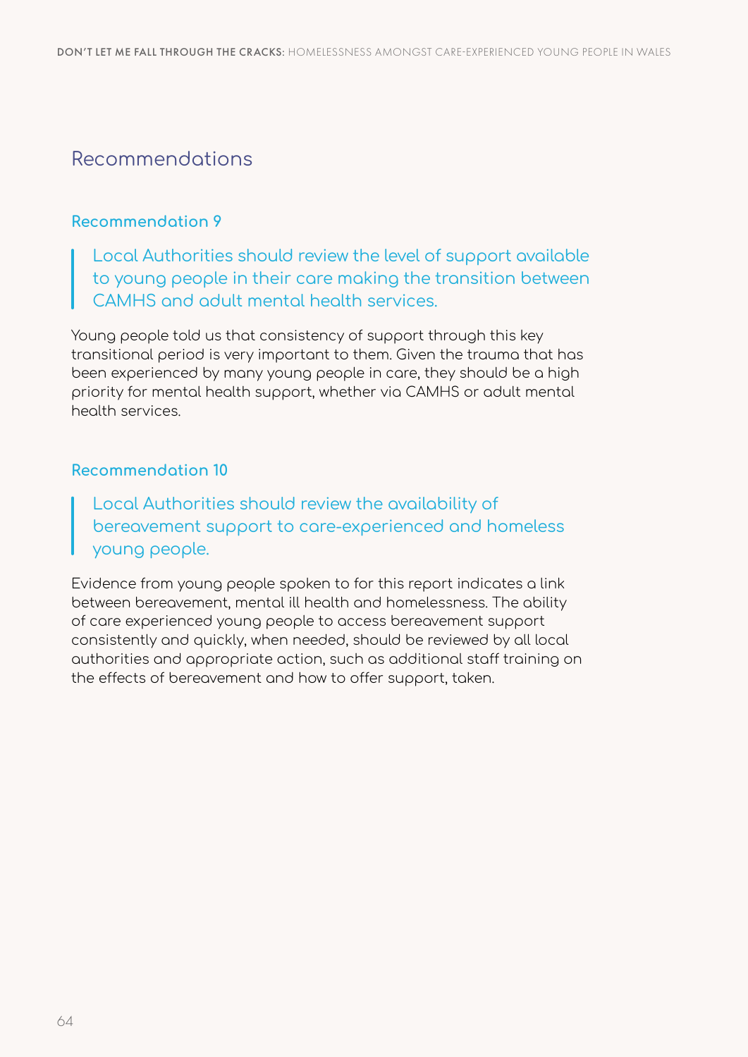## Recommendations

### Recommendation 9

> Local Authorities should review the level of support available to young people in their care making the transition between CAMHS and adult mental health services.

Young people told us that consistency of support through this key transitional period is very important to them. Given the trauma that has been experienced by many young people in care, they should be a high priority for mental health support, whether via CAMHS or adult mental health services.

### Recommendation 10

> Local Authorities should review the availability of bereavement support to care-experienced and homeless young people.

Evidence from young people spoken to for this report indicates a link between bereavement, mental ill health and homelessness. The ability of care experienced young people to access bereavement support consistently and quickly, when needed, should be reviewed by all local authorities and appropriate action, such as additional staff training on the effects of bereavement and how to offer support, taken.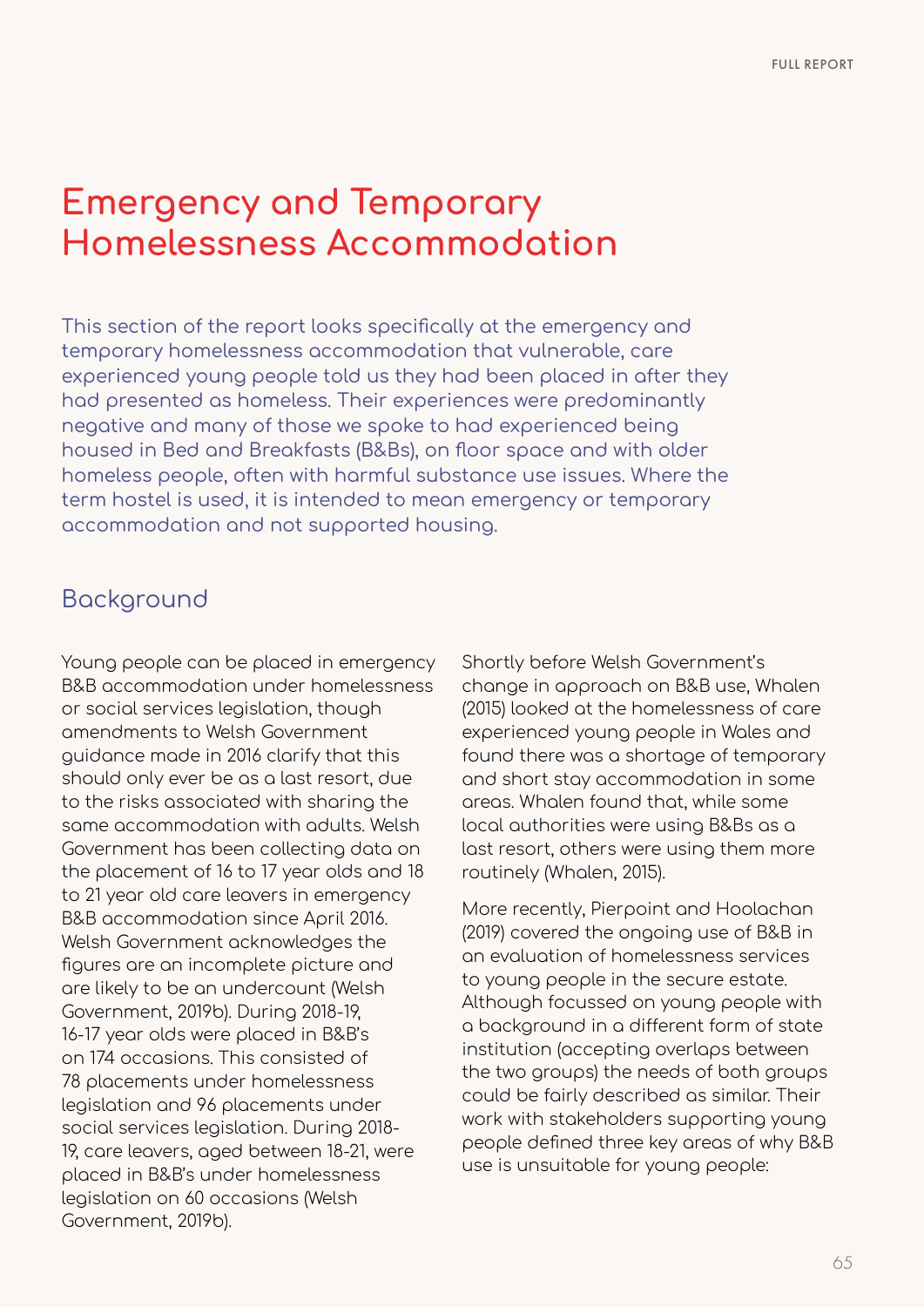# Emergency and Temporary Homelessness Accommodation

This section of the report looks specifically at the emergency and temporary homelessness accommodation that vulnerable, care experienced young people told us they had been placed in after they had presented as homeless. Their experiences were predominantly negative and many of those we spoke to had experienced being housed in Bed and Breakfasts (B&Bs), on floor space and with older homeless people, often with harmful substance use issues. Where the term hostel is used, it is intended to mean emergency or temporary accommodation and not supported housing.

## Background

Young people can be placed in emergency B&B accommodation under homelessness or social services legislation, though amendments to Welsh Government guidance made in 2016 clarify that this should only ever be as a last resort, due to the risks associated with sharing the same accommodation with adults. Welsh Government has been collecting data on the placement of 16 to 17 year olds and 18 to 21 year old care leavers in emergency B&B accommodation since April 2016. Welsh Government acknowledges the figures are an incomplete picture and are likely to be an undercount (Welsh Government, 2019b). During 2018-19, 16-17 year olds were placed in B&B's on 174 occasions. This consisted of 78 placements under homelessness legislation and 96 placements under social services legislation. During 2018-19, care leavers, aged between 18-21, were placed in B&B's under homelessness legislation on 60 occasions (Welsh Government, 2019b).

Shortly before Welsh Government's change in approach on B&B use, Whalen (2015) looked at the homelessness of care experienced young people in Wales and found there was a shortage of temporary and short stay accommodation in some areas. Whalen found that, while some local authorities were using B&Bs as a last resort, others were using them more routinely (Whalen, 2015).

More recently, Pierpoint and Hoolachan (2019) covered the ongoing use of B&B in an evaluation of homelessness services to young people in the secure estate. Although focussed on young people with a background in a different form of state institution (accepting overlaps between the two groups) the needs of both groups could be fairly described as similar. Their work with stakeholders supporting young people defined three key areas of why B&B use is unsuitable for young people: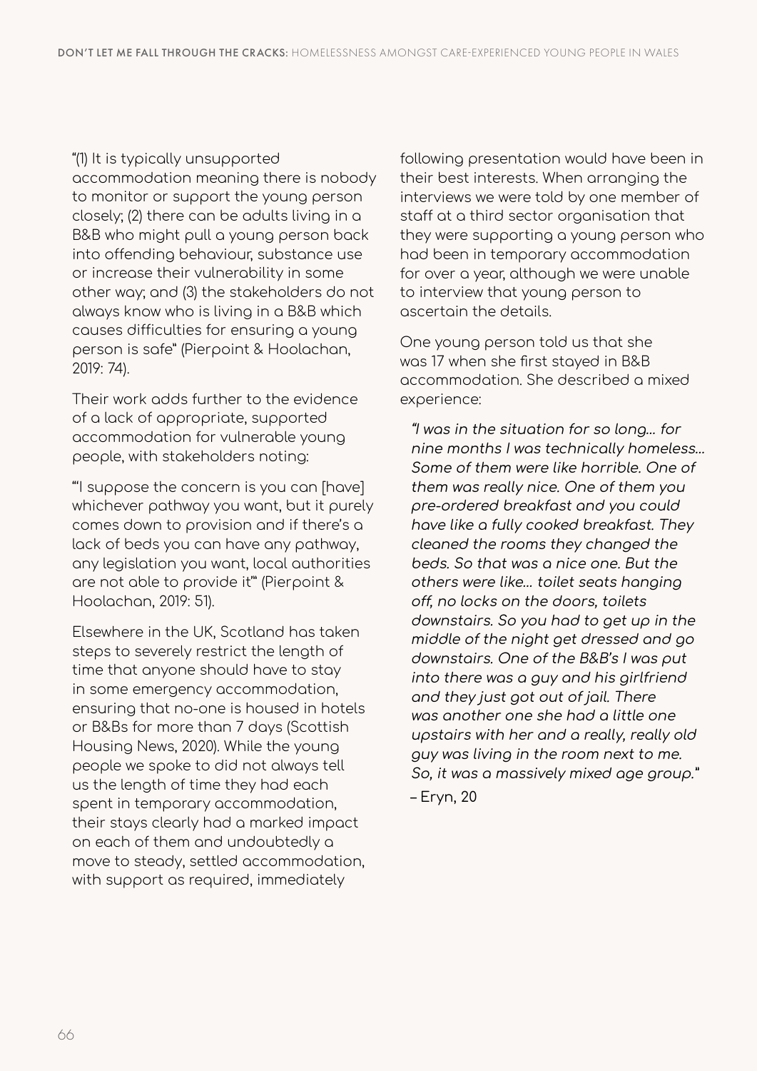"(1) It is typically unsupported accommodation meaning there is nobody to monitor or support the young person closely; (2) there can be adults living in a B&B who might pull a young person back into offending behaviour, substance use or increase their vulnerability in some other way; and (3) the stakeholders do not always know who is living in a B&B which causes difficulties for ensuring a young person is safe" (Pierpoint & Hoolachan, 2019: 74).

Their work adds further to the evidence of a lack of appropriate, supported accommodation for vulnerable young people, with stakeholders noting:

"'I suppose the concern is you can [have] whichever pathway you want, but it purely comes down to provision and if there's a lack of beds you can have any pathway, any legislation you want, local authorities are not able to provide it'" (Pierpoint & Hoolachan, 2019: 51).

Elsewhere in the UK, Scotland has taken steps to severely restrict the length of time that anyone should have to stay in some emergency accommodation, ensuring that no-one is housed in hotels or B&Bs for more than 7 days (Scottish Housing News, 2020). While the young people we spoke to did not always tell us the length of time they had each spent in temporary accommodation, their stays clearly had a marked impact on each of them and undoubtedly a move to steady, settled accommodation, with support as required, immediately following presentation would have been in their best interests. When arranging the interviews we were told by one member of staff at a third sector organisation that they were supporting a young person who had been in temporary accommodation for over a year, although we were unable to interview that young person to ascertain the details.

One young person told us that she was 17 when she first stayed in B&B accommodation. She described a mixed experience:

> *"I was in the situation for so long… for nine months I was technically homeless… Some of them were like horrible. One of them was really nice. One of them you pre-ordered breakfast and you could have like a fully cooked breakfast. They cleaned the rooms they changed the beds. So that was a nice one. But the others were like… toilet seats hanging off, no locks on the doors, toilets downstairs. So you had to get up in the middle of the night get dressed and go downstairs. One of the B&B's I was put into there was a guy and his girlfriend and they just got out of jail. There was another one she had a little one upstairs with her and a really, really old guy was living in the room next to me. So, it was a massively mixed age group."*
>
> – Eryn, 20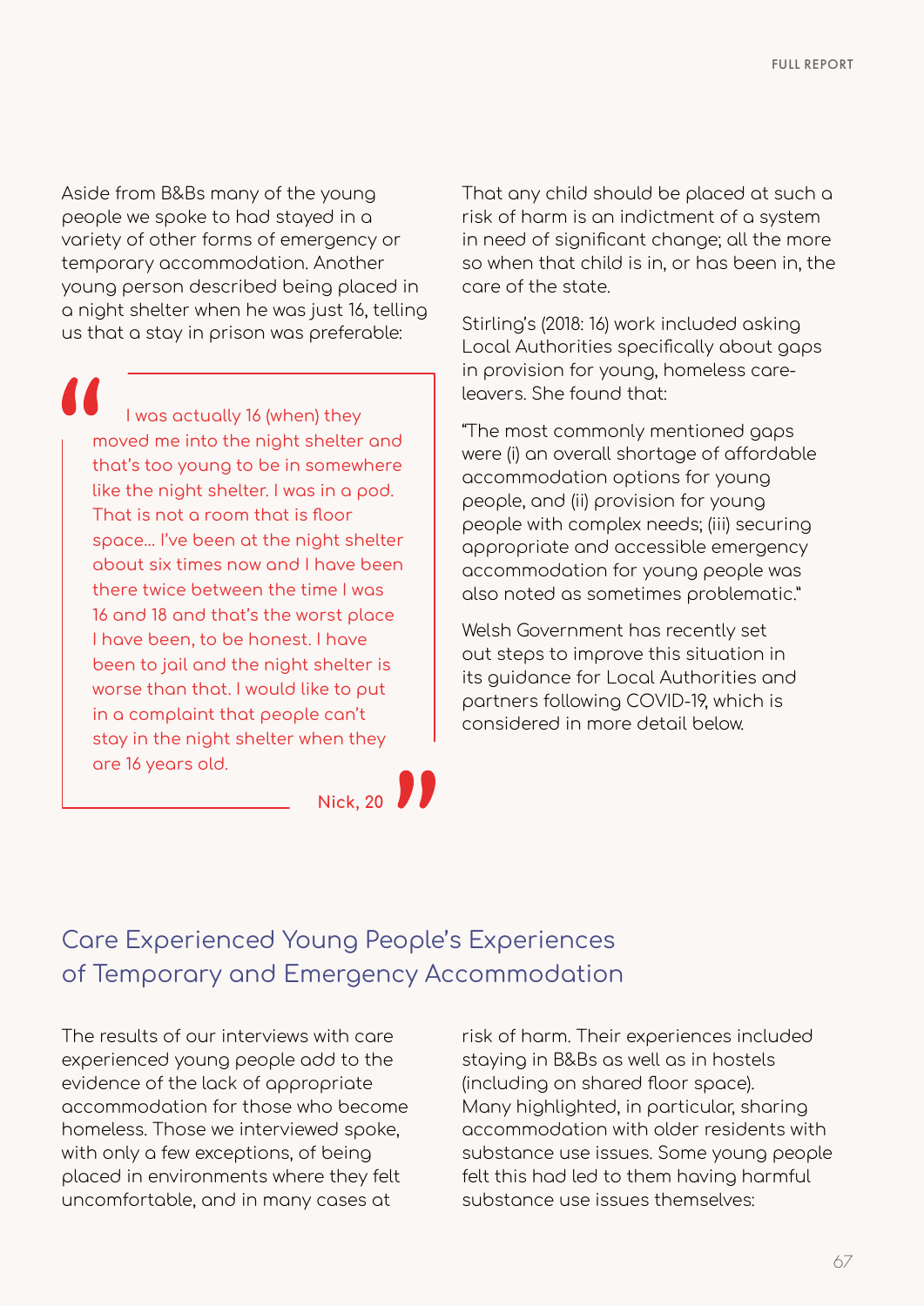Aside from B&Bs many of the young people we spoke to had stayed in a variety of other forms of emergency or temporary accommodation. Another young person described being placed in a night shelter when he was just 16, telling us that a stay in prison was preferable:

> I was actually 16 (when) they moved me into the night shelter and that's too young to be in somewhere like the night shelter. I was in a pod. That is not a room that is floor space... I've been at the night shelter about six times now and I have been there twice between the time I was 16 and 18 and that's the worst place I have been, to be honest. I have been to jail and the night shelter is worse than that. I would like to put in a complaint that people can't stay in the night shelter when they are 16 years old.
>
> **Nick, 20**

That any child should be placed at such a risk of harm is an indictment of a system in need of significant change; all the more so when that child is in, or has been in, the care of the state.

Stirling's (2018: 16) work included asking Local Authorities specifically about gaps in provision for young, homeless care-leavers. She found that:

"The most commonly mentioned gaps were (i) an overall shortage of affordable accommodation options for young people, and (ii) provision for young people with complex needs; (iii) securing appropriate and accessible emergency accommodation for young people was also noted as sometimes problematic."

Welsh Government has recently set out steps to improve this situation in its guidance for Local Authorities and partners following COVID-19, which is considered in more detail below.

## Care Experienced Young People's Experiences of Temporary and Emergency Accommodation

The results of our interviews with care experienced young people add to the evidence of the lack of appropriate accommodation for those who become homeless. Those we interviewed spoke, with only a few exceptions, of being placed in environments where they felt uncomfortable, and in many cases at risk of harm. Their experiences included staying in B&Bs as well as in hostels (including on shared floor space). Many highlighted, in particular, sharing accommodation with older residents with substance use issues. Some young people felt this had led to them having harmful substance use issues themselves: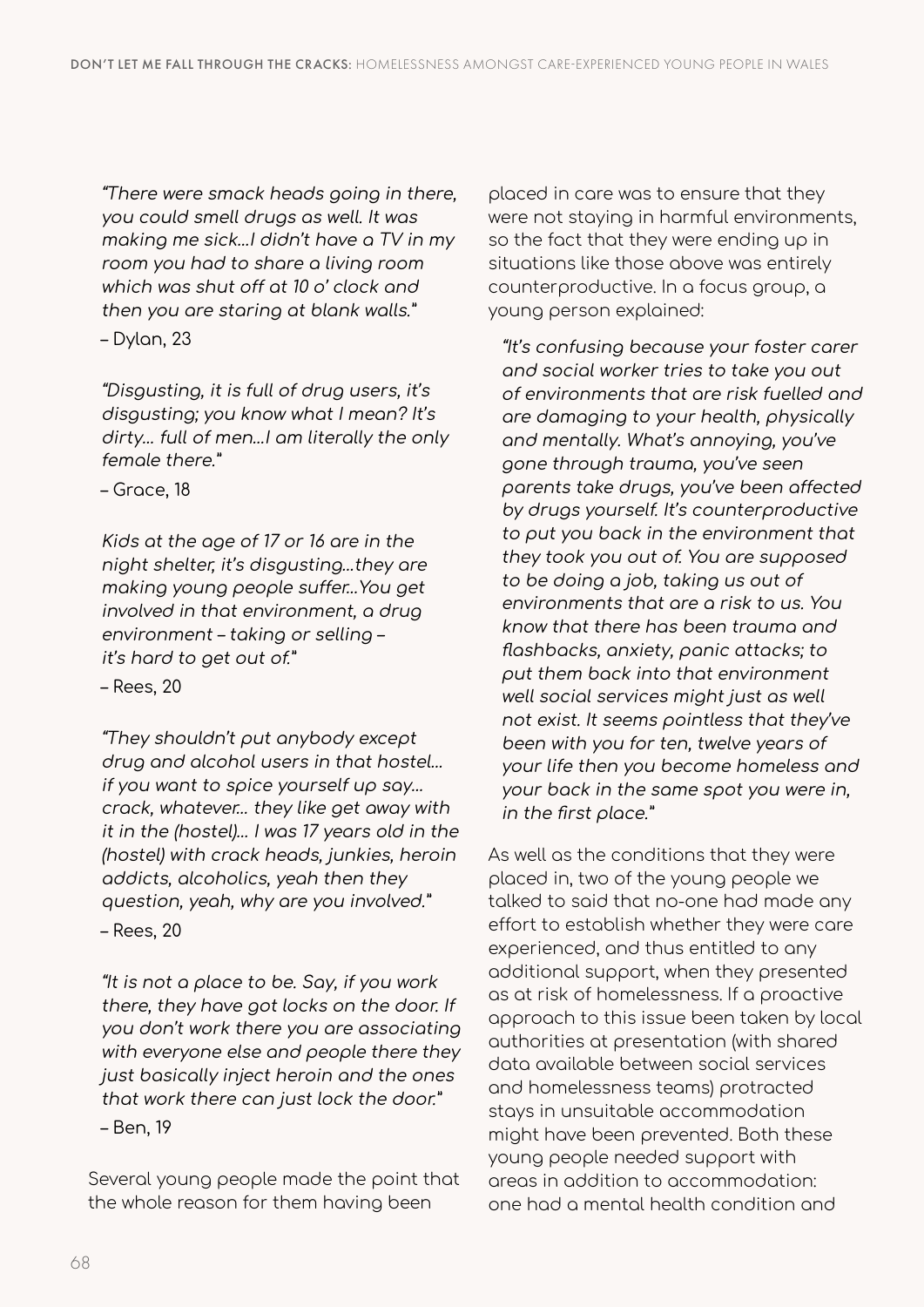*"There were smack heads going in there, you could smell drugs as well. It was making me sick…I didn't have a TV in my room you had to share a living room which was shut off at 10 o' clock and then you are staring at blank walls."*

– Dylan, 23

*"Disgusting, it is full of drug users, it's disgusting; you know what I mean? It's dirty… full of men…I am literally the only female there."*

– Grace, 18

*Kids at the age of 17 or 16 are in the night shelter, it's disgusting…they are making young people suffer…You get involved in that environment, a drug environment – taking or selling – it's hard to get out of."*

– Rees, 20

*"They shouldn't put anybody except drug and alcohol users in that hostel… if you want to spice yourself up say… crack, whatever… they like get away with it in the (hostel)… I was 17 years old in the (hostel) with crack heads, junkies, heroin addicts, alcoholics, yeah then they question, yeah, why are you involved."*

– Rees, 20

*"It is not a place to be. Say, if you work there, they have got locks on the door. If you don't work there you are associating with everyone else and people there they just basically inject heroin and the ones that work there can just lock the door."*

– Ben, 19

Several young people made the point that the whole reason for them having been placed in care was to ensure that they were not staying in harmful environments, so the fact that they were ending up in situations like those above was entirely counterproductive. In a focus group, a young person explained:

*"It's confusing because your foster carer and social worker tries to take you out of environments that are risk fuelled and are damaging to your health, physically and mentally. What's annoying, you've gone through trauma, you've seen parents take drugs, you've been affected by drugs yourself. It's counterproductive to put you back in the environment that they took you out of. You are supposed to be doing a job, taking us out of environments that are a risk to us. You know that there has been trauma and flashbacks, anxiety, panic attacks; to put them back into that environment well social services might just as well not exist. It seems pointless that they've been with you for ten, twelve years of your life then you become homeless and your back in the same spot you were in, in the first place."*

As well as the conditions that they were placed in, two of the young people we talked to said that no-one had made any effort to establish whether they were care experienced, and thus entitled to any additional support, when they presented as at risk of homelessness. If a proactive approach to this issue been taken by local authorities at presentation (with shared data available between social services and homelessness teams) protracted stays in unsuitable accommodation might have been prevented. Both these young people needed support with areas in addition to accommodation: one had a mental health condition and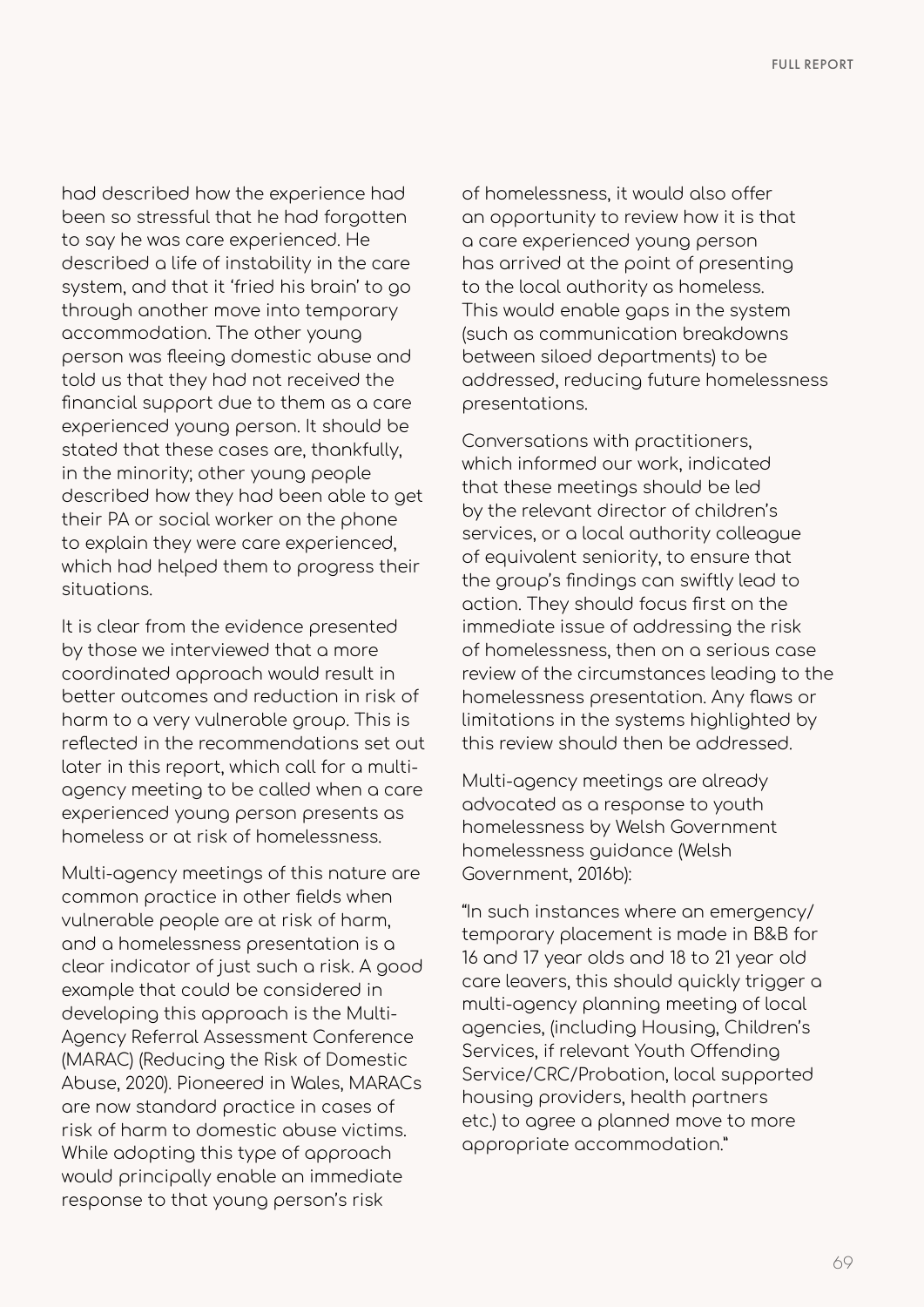had described how the experience had been so stressful that he had forgotten to say he was care experienced. He described a life of instability in the care system, and that it 'fried his brain' to go through another move into temporary accommodation. The other young person was fleeing domestic abuse and told us that they had not received the financial support due to them as a care experienced young person. It should be stated that these cases are, thankfully, in the minority; other young people described how they had been able to get their PA or social worker on the phone to explain they were care experienced, which had helped them to progress their situations.

It is clear from the evidence presented by those we interviewed that a more coordinated approach would result in better outcomes and reduction in risk of harm to a very vulnerable group. This is reflected in the recommendations set out later in this report, which call for a multi-agency meeting to be called when a care experienced young person presents as homeless or at risk of homelessness.

Multi-agency meetings of this nature are common practice in other fields when vulnerable people are at risk of harm, and a homelessness presentation is a clear indicator of just such a risk. A good example that could be considered in developing this approach is the Multi-Agency Referral Assessment Conference (MARAC) (Reducing the Risk of Domestic Abuse, 2020). Pioneered in Wales, MARACs are now standard practice in cases of risk of harm to domestic abuse victims. While adopting this type of approach would principally enable an immediate response to that young person's risk of homelessness, it would also offer an opportunity to review how it is that a care experienced young person has arrived at the point of presenting to the local authority as homeless. This would enable gaps in the system (such as communication breakdowns between siloed departments) to be addressed, reducing future homelessness presentations.

Conversations with practitioners, which informed our work, indicated that these meetings should be led by the relevant director of children's services, or a local authority colleague of equivalent seniority, to ensure that the group's findings can swiftly lead to action. They should focus first on the immediate issue of addressing the risk of homelessness, then on a serious case review of the circumstances leading to the homelessness presentation. Any flaws or limitations in the systems highlighted by this review should then be addressed.

Multi-agency meetings are already advocated as a response to youth homelessness by Welsh Government homelessness guidance (Welsh Government, 2016b):

"In such instances where an emergency/temporary placement is made in B&B for 16 and 17 year olds and 18 to 21 year old care leavers, this should quickly trigger a multi-agency planning meeting of local agencies, (including Housing, Children's Services, if relevant Youth Offending Service/CRC/Probation, local supported housing providers, health partners etc.) to agree a planned move to more appropriate accommodation."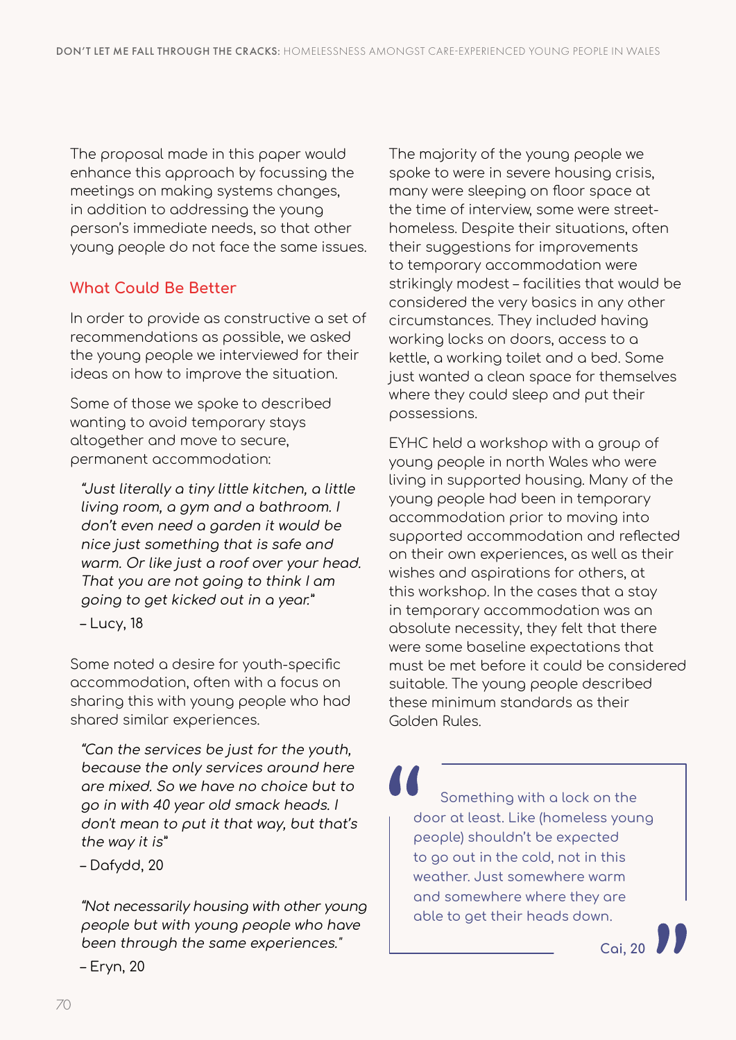The proposal made in this paper would enhance this approach by focussing the meetings on making systems changes, in addition to addressing the young person's immediate needs, so that other young people do not face the same issues.

## What Could Be Better

In order to provide as constructive a set of recommendations as possible, we asked the young people we interviewed for their ideas on how to improve the situation.

Some of those we spoke to described wanting to avoid temporary stays altogether and move to secure, permanent accommodation:

> *"Just literally a tiny little kitchen, a little living room, a gym and a bathroom. I don't even need a garden it would be nice just something that is safe and warm. Or like just a roof over your head. That you are not going to think I am going to get kicked out in a year."*
>
> – Lucy, 18

Some noted a desire for youth-specific accommodation, often with a focus on sharing this with young people who had shared similar experiences.

> *"Can the services be just for the youth, because the only services around here are mixed. So we have no choice but to go in with 40 year old smack heads. I don't mean to put it that way, but that's the way it is"*
>
> – Dafydd, 20

> *"Not necessarily housing with other young people but with young people who have been through the same experiences."*
>
> – Eryn, 20

The majority of the young people we spoke to were in severe housing crisis, many were sleeping on floor space at the time of interview, some were street-homeless. Despite their situations, often their suggestions for improvements to temporary accommodation were strikingly modest – facilities that would be considered the very basics in any other circumstances. They included having working locks on doors, access to a kettle, a working toilet and a bed. Some just wanted a clean space for themselves where they could sleep and put their possessions.

EYHC held a workshop with a group of young people in north Wales who were living in supported housing. Many of the young people had been in temporary accommodation prior to moving into supported accommodation and reflected on their own experiences, as well as their wishes and aspirations for others, at this workshop. In the cases that a stay in temporary accommodation was an absolute necessity, they felt that there were some baseline expectations that must be met before it could be considered suitable. The young people described these minimum standards as their Golden Rules.

> "Something with a lock on the door at least. Like (homeless young people) shouldn't be expected to go out in the cold, not in this weather. Just somewhere warm and somewhere where they are able to get their heads down."
>
> **Cai, 20**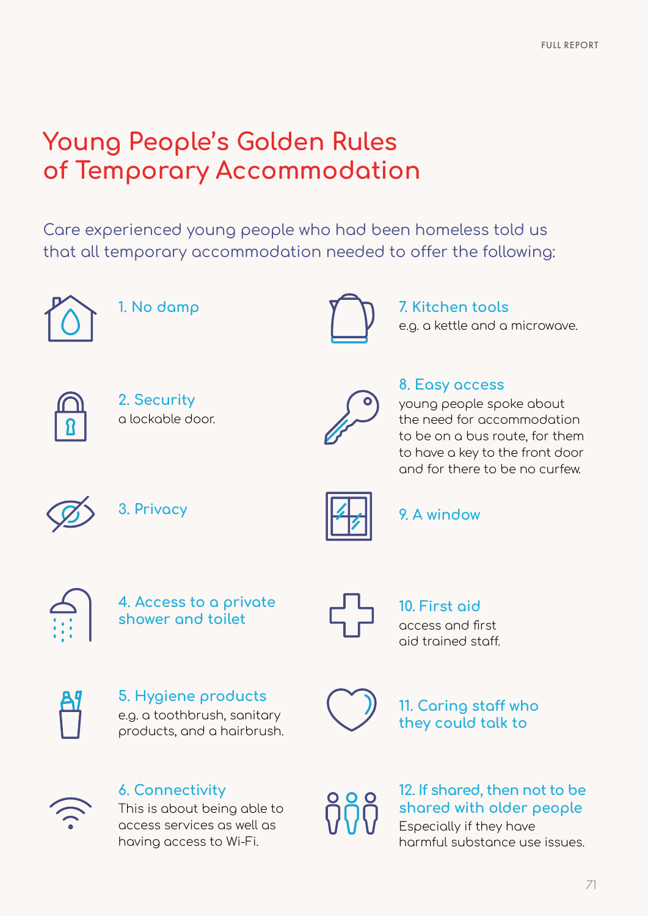# Young People's Golden Rules of Temporary Accommodation

Care experienced young people who had been homeless told us that all temporary accommodation needed to offer the following:

**1. No damp**

**2. Security**
a lockable door.

**3. Privacy**

**4. Access to a private shower and toilet**

**5. Hygiene products**
e.g. a toothbrush, sanitary products, and a hairbrush.

**6. Connectivity**
This is about being able to access services as well as having access to Wi-Fi.

**7. Kitchen tools**
e.g. a kettle and a microwave.

**8. Easy access**
young people spoke about the need for accommodation to be on a bus route, for them to have a key to the front door and for there to be no curfew.

**9. A window**

**10. First aid**
access and first aid trained staff.

**11. Caring staff who they could talk to**

**12. If shared, then not to be shared with older people**
Especially if they have harmful substance use issues.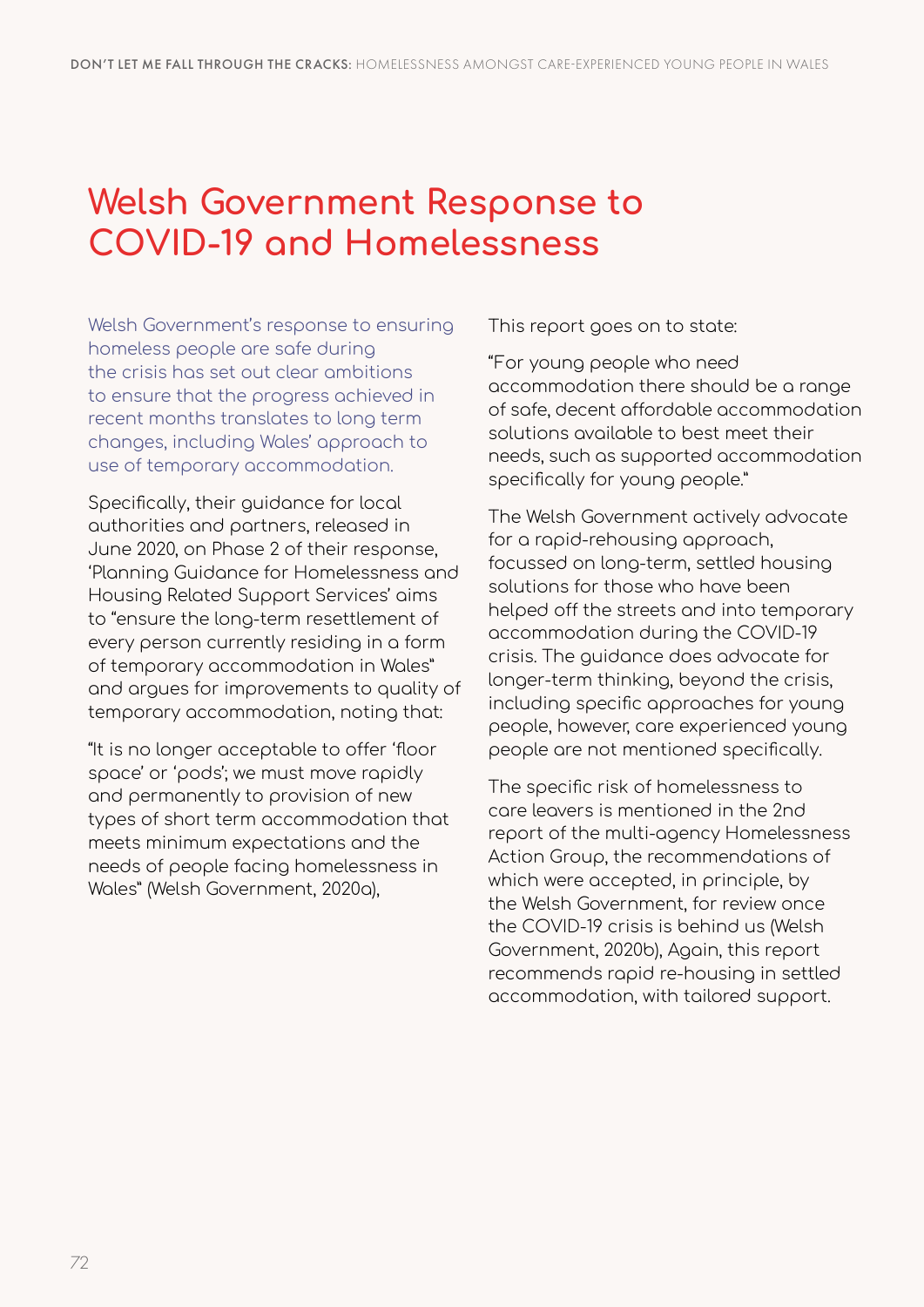# Welsh Government Response to COVID-19 and Homelessness

Welsh Government's response to ensuring homeless people are safe during the crisis has set out clear ambitions to ensure that the progress achieved in recent months translates to long term changes, including Wales' approach to use of temporary accommodation.

Specifically, their guidance for local authorities and partners, released in June 2020, on Phase 2 of their response, 'Planning Guidance for Homelessness and Housing Related Support Services' aims to "ensure the long-term resettlement of every person currently residing in a form of temporary accommodation in Wales" and argues for improvements to quality of temporary accommodation, noting that:

"It is no longer acceptable to offer 'floor space' or 'pods'; we must move rapidly and permanently to provision of new types of short term accommodation that meets minimum expectations and the needs of people facing homelessness in Wales" (Welsh Government, 2020a),

This report goes on to state:

"For young people who need accommodation there should be a range of safe, decent affordable accommodation solutions available to best meet their needs, such as supported accommodation specifically for young people."

The Welsh Government actively advocate for a rapid-rehousing approach, focussed on long-term, settled housing solutions for those who have been helped off the streets and into temporary accommodation during the COVID-19 crisis. The guidance does advocate for longer-term thinking, beyond the crisis, including specific approaches for young people, however, care experienced young people are not mentioned specifically.

The specific risk of homelessness to care leavers is mentioned in the 2nd report of the multi-agency Homelessness Action Group, the recommendations of which were accepted, in principle, by the Welsh Government, for review once the COVID-19 crisis is behind us (Welsh Government, 2020b), Again, this report recommends rapid re-housing in settled accommodation, with tailored support.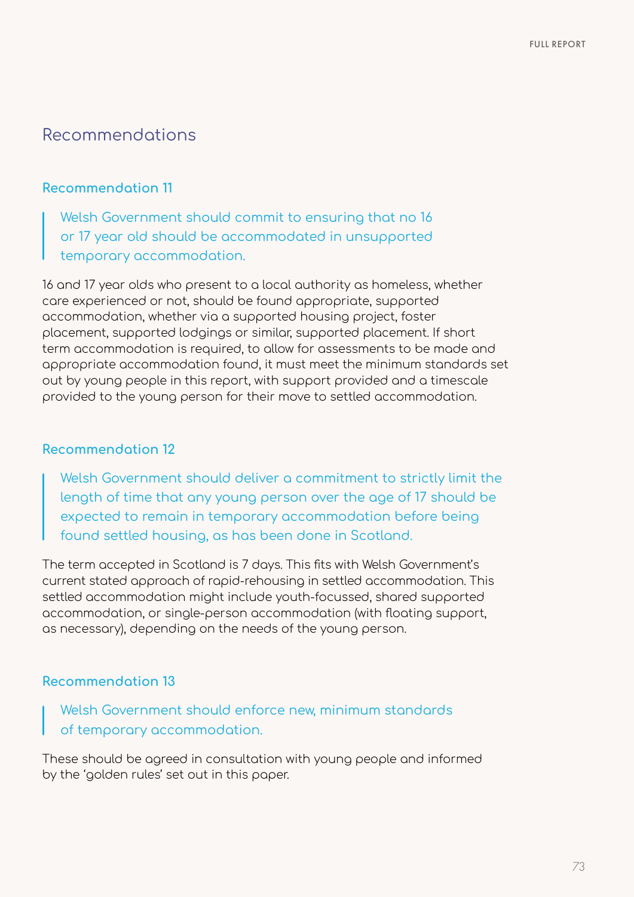## Recommendations

### Recommendation 11

> Welsh Government should commit to ensuring that no 16 or 17 year old should be accommodated in unsupported temporary accommodation.

16 and 17 year olds who present to a local authority as homeless, whether care experienced or not, should be found appropriate, supported accommodation, whether via a supported housing project, foster placement, supported lodgings or similar, supported placement. If short term accommodation is required, to allow for assessments to be made and appropriate accommodation found, it must meet the minimum standards set out by young people in this report, with support provided and a timescale provided to the young person for their move to settled accommodation.

### Recommendation 12

> Welsh Government should deliver a commitment to strictly limit the length of time that any young person over the age of 17 should be expected to remain in temporary accommodation before being found settled housing, as has been done in Scotland.

The term accepted in Scotland is 7 days. This fits with Welsh Government's current stated approach of rapid-rehousing in settled accommodation. This settled accommodation might include youth-focussed, shared supported accommodation, or single-person accommodation (with floating support, as necessary), depending on the needs of the young person.

### Recommendation 13

> Welsh Government should enforce new, minimum standards of temporary accommodation.

These should be agreed in consultation with young people and informed by the 'golden rules' set out in this paper.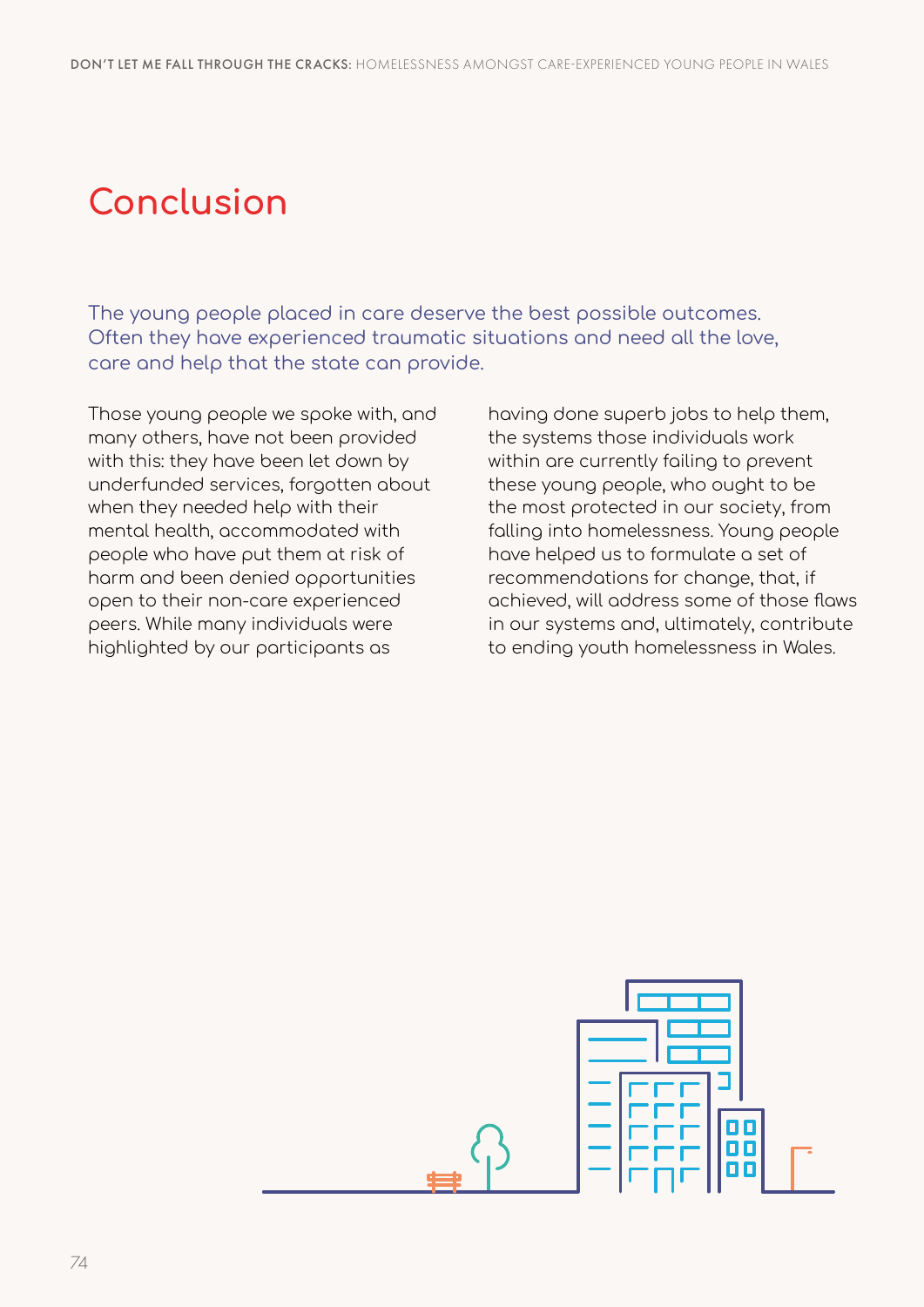# Conclusion

The young people placed in care deserve the best possible outcomes. Often they have experienced traumatic situations and need all the love, care and help that the state can provide.

Those young people we spoke with, and many others, have not been provided with this: they have been let down by underfunded services, forgotten about when they needed help with their mental health, accommodated with people who have put them at risk of harm and been denied opportunities open to their non-care experienced peers. While many individuals were highlighted by our participants as having done superb jobs to help them, the systems those individuals work within are currently failing to prevent these young people, who ought to be the most protected in our society, from falling into homelessness. Young people have helped us to formulate a set of recommendations for change, that, if achieved, will address some of those flaws in our systems and, ultimately, contribute to ending youth homelessness in Wales.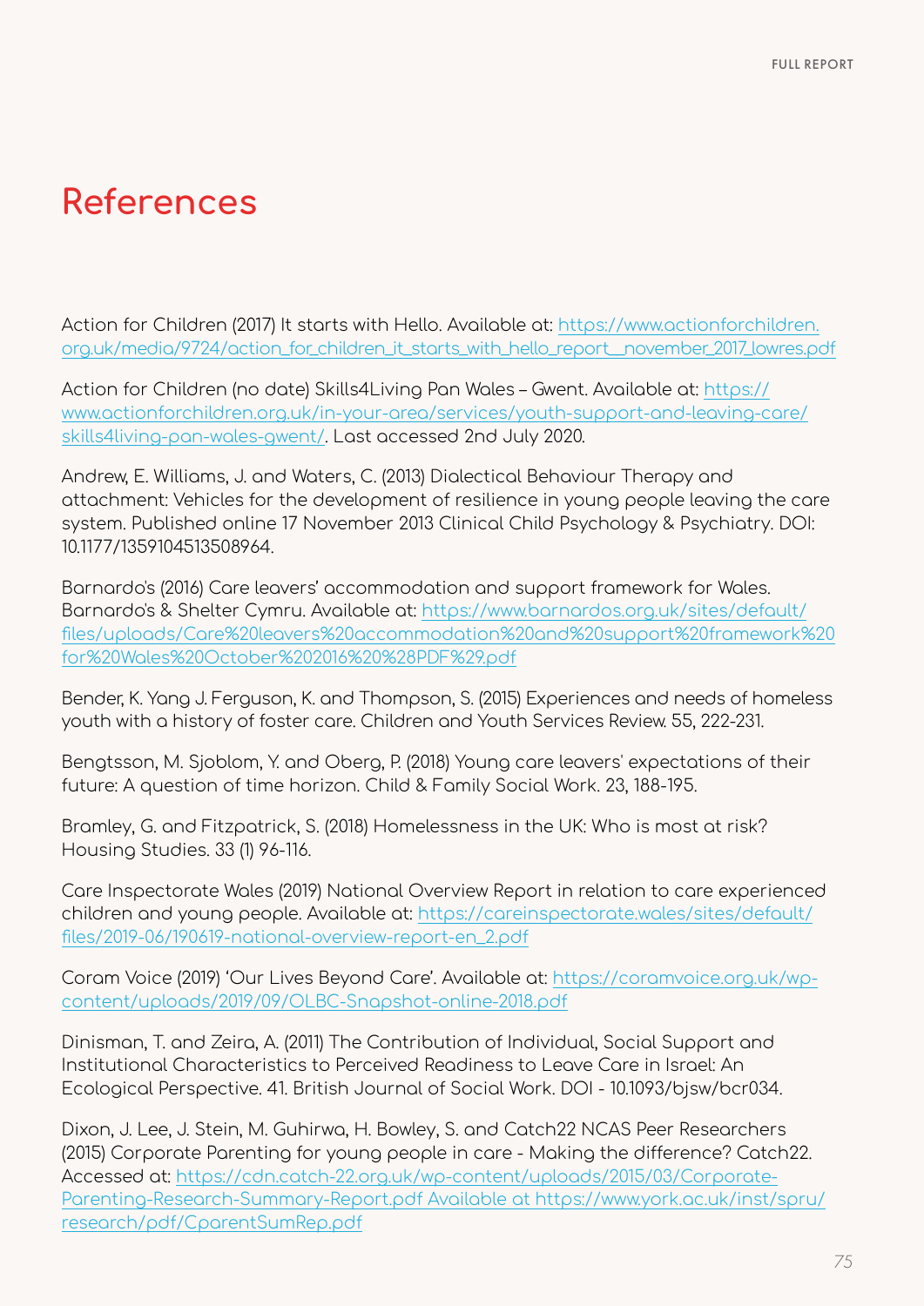# References

Action for Children (2017) It starts with Hello. Available at: https://www.actionforchildren.org.uk/media/9724/action_for_children_it_starts_with_hello_report__november_2017_lowres.pdf

Action for Children (no date) Skills4Living Pan Wales – Gwent. Available at: https://www.actionforchildren.org.uk/in-your-area/services/youth-support-and-leaving-care/skills4living-pan-wales-gwent/. Last accessed 2nd July 2020.

Andrew, E. Williams, J. and Waters, C. (2013) Dialectical Behaviour Therapy and attachment: Vehicles for the development of resilience in young people leaving the care system. Published online 17 November 2013 Clinical Child Psychology & Psychiatry. DOI: 10.1177/1359104513508964.

Barnardo's (2016) Care leavers' accommodation and support framework for Wales. Barnardo's & Shelter Cymru. Available at: https://www.barnardos.org.uk/sites/default/files/uploads/Care%20leavers%20accommodation%20and%20support%20framework%20for%20Wales%20October%202016%20%28PDF%29.pdf

Bender, K. Yang J. Ferguson, K. and Thompson, S. (2015) Experiences and needs of homeless youth with a history of foster care. Children and Youth Services Review. 55, 222-231.

Bengtsson, M. Sjoblom, Y. and Oberg, P. (2018) Young care leavers' expectations of their future: A question of time horizon. Child & Family Social Work. 23, 188-195.

Bramley, G. and Fitzpatrick, S. (2018) Homelessness in the UK: Who is most at risk? Housing Studies. 33 (1) 96-116.

Care Inspectorate Wales (2019) National Overview Report in relation to care experienced children and young people. Available at: https://careinspectorate.wales/sites/default/files/2019-06/190619-national-overview-report-en_2.pdf

Coram Voice (2019) 'Our Lives Beyond Care'. Available at: https://coramvoice.org.uk/wp-content/uploads/2019/09/OLBC-Snapshot-online-2018.pdf

Dinisman, T. and Zeira, A. (2011) The Contribution of Individual, Social Support and Institutional Characteristics to Perceived Readiness to Leave Care in Israel: An Ecological Perspective. 41. British Journal of Social Work. DOI - 10.1093/bjsw/bcr034.

Dixon, J. Lee, J. Stein, M. Guhirwa, H. Bowley, S. and Catch22 NCAS Peer Researchers (2015) Corporate Parenting for young people in care - Making the difference? Catch22. Accessed at: https://cdn.catch-22.org.uk/wp-content/uploads/2015/03/Corporate-Parenting-Research-Summary-Report.pdf Available at https://www.york.ac.uk/inst/spru/research/pdf/CparentSumRep.pdf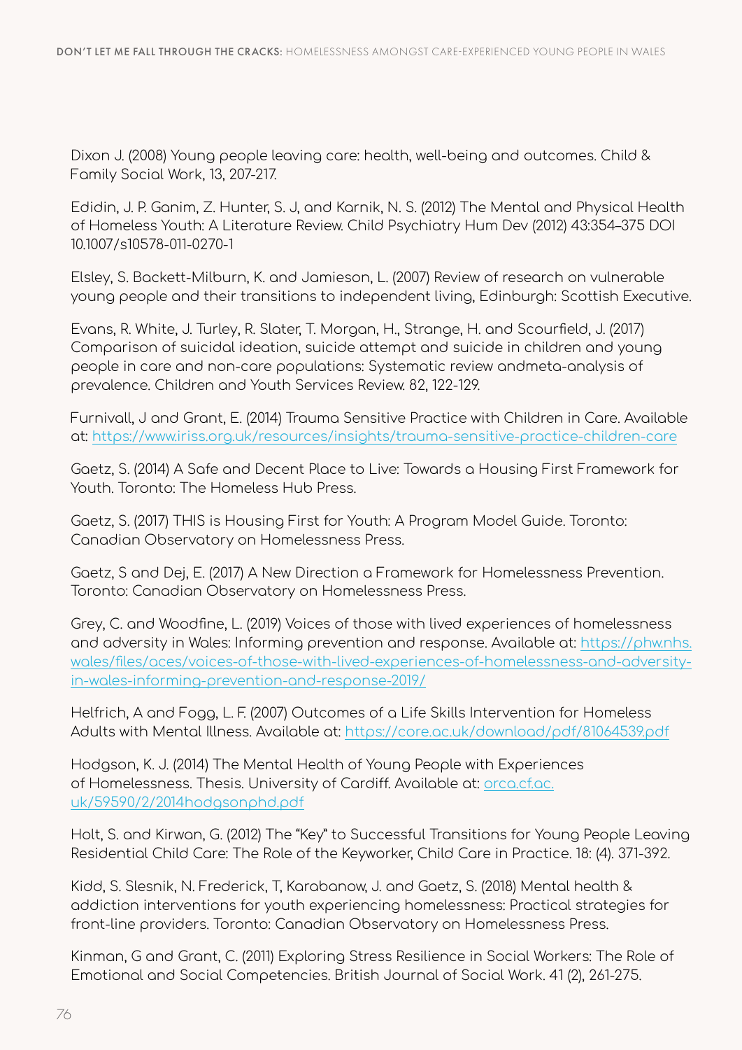Dixon J. (2008) Young people leaving care: health, well-being and outcomes. Child & Family Social Work, 13, 207-217.

Edidin, J. P. Ganim, Z. Hunter, S. J, and Karnik, N. S. (2012) The Mental and Physical Health of Homeless Youth: A Literature Review. Child Psychiatry Hum Dev (2012) 43:354–375 DOI 10.1007/s10578-011-0270-1

Elsley, S. Backett-Milburn, K. and Jamieson, L. (2007) Review of research on vulnerable young people and their transitions to independent living, Edinburgh: Scottish Executive.

Evans, R. White, J. Turley, R. Slater, T. Morgan, H., Strange, H. and Scourfield, J. (2017) Comparison of suicidal ideation, suicide attempt and suicide in children and young people in care and non-care populations: Systematic review andmeta-analysis of prevalence. Children and Youth Services Review. 82, 122-129.

Furnivall, J and Grant, E. (2014) Trauma Sensitive Practice with Children in Care. Available at: https://www.iriss.org.uk/resources/insights/trauma-sensitive-practice-children-care

Gaetz, S. (2014) A Safe and Decent Place to Live: Towards a Housing First Framework for Youth. Toronto: The Homeless Hub Press.

Gaetz, S. (2017) THIS is Housing First for Youth: A Program Model Guide. Toronto: Canadian Observatory on Homelessness Press.

Gaetz, S and Dej, E. (2017) A New Direction a Framework for Homelessness Prevention. Toronto: Canadian Observatory on Homelessness Press.

Grey, C. and Woodfine, L. (2019) Voices of those with lived experiences of homelessness and adversity in Wales: Informing prevention and response. Available at: https://phw.nhs.wales/files/aces/voices-of-those-with-lived-experiences-of-homelessness-and-adversity-in-wales-informing-prevention-and-response-2019/

Helfrich, A and Fogg, L. F. (2007) Outcomes of a Life Skills Intervention for Homeless Adults with Mental Illness. Available at: https://core.ac.uk/download/pdf/81064539.pdf

Hodgson, K. J. (2014) The Mental Health of Young People with Experiences of Homelessness. Thesis. University of Cardiff. Available at: orca.cf.ac.uk/59590/2/2014hodgsonphd.pdf

Holt, S. and Kirwan, G. (2012) The "Key" to Successful Transitions for Young People Leaving Residential Child Care: The Role of the Keyworker, Child Care in Practice. 18: (4). 371-392.

Kidd, S. Slesnik, N. Frederick, T, Karabanow, J. and Gaetz, S. (2018) Mental health & addiction interventions for youth experiencing homelessness: Practical strategies for front-line providers. Toronto: Canadian Observatory on Homelessness Press.

Kinman, G and Grant, C. (2011) Exploring Stress Resilience in Social Workers: The Role of Emotional and Social Competencies. British Journal of Social Work. 41 (2), 261-275.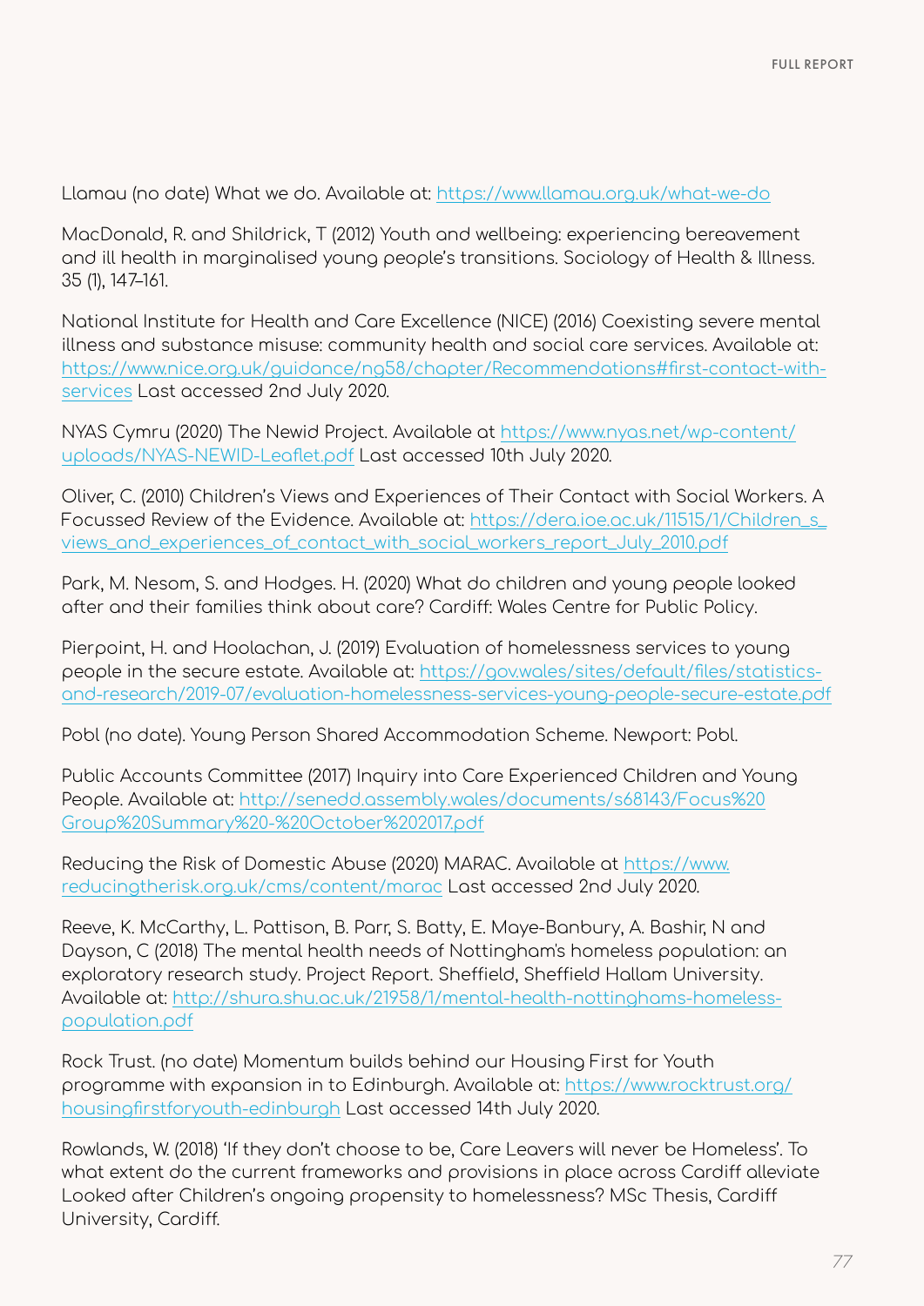Llamau (no date) What we do. Available at: https://www.llamau.org.uk/what-we-do

MacDonald, R. and Shildrick, T (2012) Youth and wellbeing: experiencing bereavement and ill health in marginalised young people's transitions. Sociology of Health & Illness. 35 (1), 147–161.

National Institute for Health and Care Excellence (NICE) (2016) Coexisting severe mental illness and substance misuse: community health and social care services. Available at: https://www.nice.org.uk/guidance/ng58/chapter/Recommendations#first-contact-with-services Last accessed 2nd July 2020.

NYAS Cymru (2020) The Newid Project. Available at https://www.nyas.net/wp-content/uploads/NYAS-NEWID-Leaflet.pdf Last accessed 10th July 2020.

Oliver, C. (2010) Children's Views and Experiences of Their Contact with Social Workers. A Focussed Review of the Evidence. Available at: https://dera.ioe.ac.uk/11515/1/Children_s_views_and_experiences_of_contact_with_social_workers_report_July_2010.pdf

Park, M. Nesom, S. and Hodges. H. (2020) What do children and young people looked after and their families think about care? Cardiff: Wales Centre for Public Policy.

Pierpoint, H. and Hoolachan, J. (2019) Evaluation of homelessness services to young people in the secure estate. Available at: https://gov.wales/sites/default/files/statistics-and-research/2019-07/evaluation-homelessness-services-young-people-secure-estate.pdf

Pobl (no date). Young Person Shared Accommodation Scheme. Newport: Pobl.

Public Accounts Committee (2017) Inquiry into Care Experienced Children and Young People. Available at: http://senedd.assembly.wales/documents/s68143/Focus%20Group%20Summary%20-%20October%202017.pdf

Reducing the Risk of Domestic Abuse (2020) MARAC. Available at https://www.reducingtherisk.org.uk/cms/content/marac Last accessed 2nd July 2020.

Reeve, K. McCarthy, L. Pattison, B. Parr, S. Batty, E. Maye-Banbury, A. Bashir, N and Dayson, C (2018) The mental health needs of Nottingham's homeless population: an exploratory research study. Project Report. Sheffield, Sheffield Hallam University. Available at: http://shura.shu.ac.uk/21958/1/mental-health-nottinghams-homeless-population.pdf

Rock Trust. (no date) Momentum builds behind our Housing First for Youth programme with expansion in to Edinburgh. Available at: https://www.rocktrust.org/housingfirstforyouth-edinburgh Last accessed 14th July 2020.

Rowlands, W. (2018) 'If they don't choose to be, Care Leavers will never be Homeless'. To what extent do the current frameworks and provisions in place across Cardiff alleviate Looked after Children's ongoing propensity to homelessness? MSc Thesis, Cardiff University, Cardiff.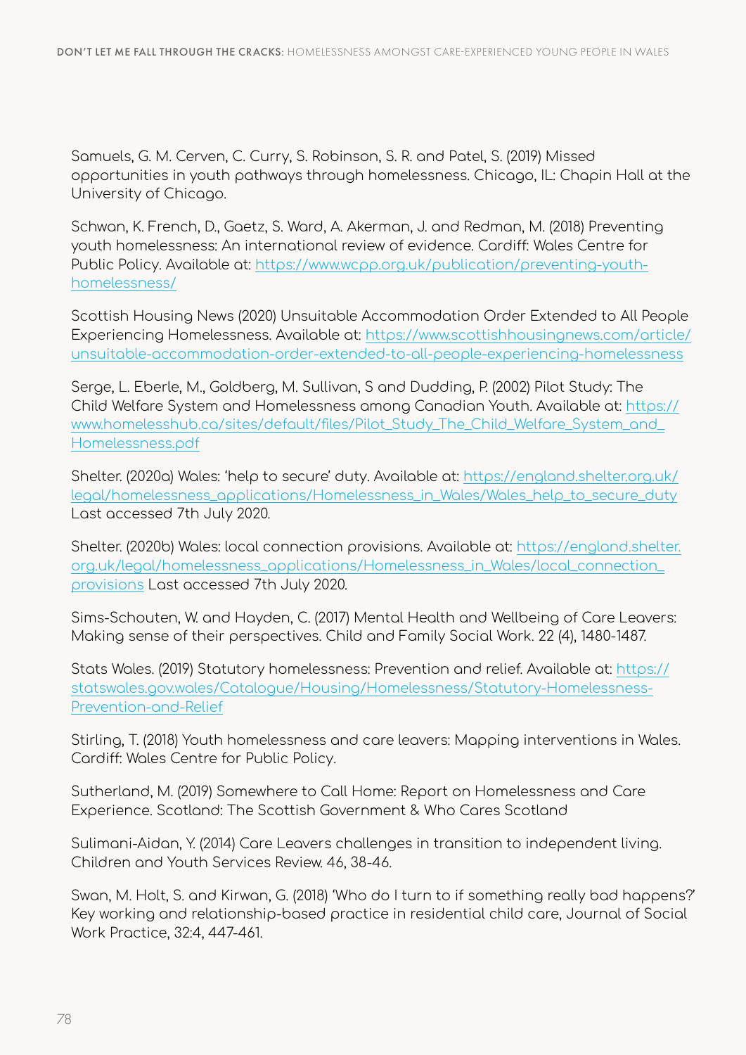Samuels, G. M. Cerven, C. Curry, S. Robinson, S. R. and Patel, S. (2019) Missed opportunities in youth pathways through homelessness. Chicago, IL: Chapin Hall at the University of Chicago.

Schwan, K. French, D., Gaetz, S. Ward, A. Akerman, J. and Redman, M. (2018) Preventing youth homelessness: An international review of evidence. Cardiff: Wales Centre for Public Policy. Available at: https://www.wcpp.org.uk/publication/preventing-youth-homelessness/

Scottish Housing News (2020) Unsuitable Accommodation Order Extended to All People Experiencing Homelessness. Available at: https://www.scottishhousingnews.com/article/unsuitable-accommodation-order-extended-to-all-people-experiencing-homelessness

Serge, L. Eberle, M., Goldberg, M. Sullivan, S and Dudding, P. (2002) Pilot Study: The Child Welfare System and Homelessness among Canadian Youth. Available at: https://www.homelesshub.ca/sites/default/files/Pilot_Study_The_Child_Welfare_System_and_Homelessness.pdf

Shelter. (2020a) Wales: 'help to secure' duty. Available at: https://england.shelter.org.uk/legal/homelessness_applications/Homelessness_in_Wales/Wales_help_to_secure_duty Last accessed 7th July 2020.

Shelter. (2020b) Wales: local connection provisions. Available at: https://england.shelter.org.uk/legal/homelessness_applications/Homelessness_in_Wales/local_connection_provisions Last accessed 7th July 2020.

Sims-Schouten, W. and Hayden, C. (2017) Mental Health and Wellbeing of Care Leavers: Making sense of their perspectives. Child and Family Social Work. 22 (4), 1480-1487.

Stats Wales. (2019) Statutory homelessness: Prevention and relief. Available at: https://statswales.gov.wales/Catalogue/Housing/Homelessness/Statutory-Homelessness-Prevention-and-Relief

Stirling, T. (2018) Youth homelessness and care leavers: Mapping interventions in Wales. Cardiff: Wales Centre for Public Policy.

Sutherland, M. (2019) Somewhere to Call Home: Report on Homelessness and Care Experience. Scotland: The Scottish Government & Who Cares Scotland

Sulimani-Aidan, Y. (2014) Care Leavers challenges in transition to independent living. Children and Youth Services Review. 46, 38-46.

Swan, M. Holt, S. and Kirwan, G. (2018) 'Who do I turn to if something really bad happens?' Key working and relationship-based practice in residential child care, Journal of Social Work Practice, 32:4, 447-461.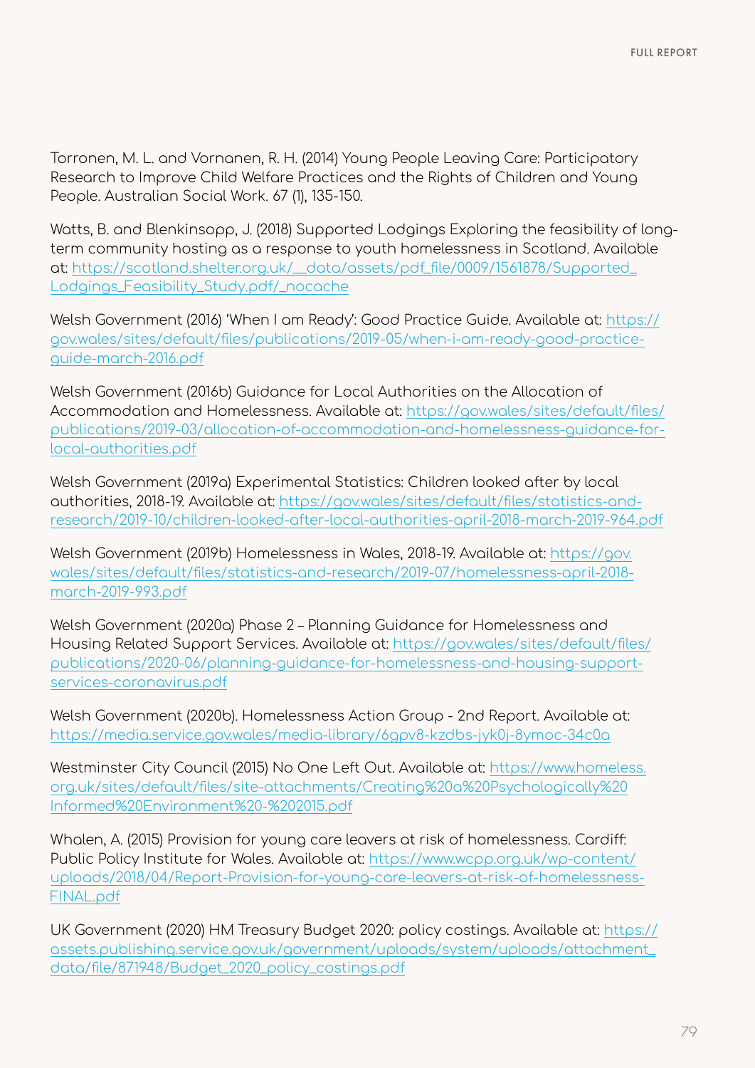Torronen, M. L. and Vornanen, R. H. (2014) Young People Leaving Care: Participatory Research to Improve Child Welfare Practices and the Rights of Children and Young People. Australian Social Work. 67 (1), 135-150.

Watts, B. and Blenkinsopp, J. (2018) Supported Lodgings Exploring the feasibility of long-term community hosting as a response to youth homelessness in Scotland. Available at: https://scotland.shelter.org.uk/__data/assets/pdf_file/0009/1561878/Supported_Lodgings_Feasibility_Study.pdf/_nocache

Welsh Government (2016) 'When I am Ready': Good Practice Guide. Available at: https://gov.wales/sites/default/files/publications/2019-05/when-i-am-ready-good-practice-guide-march-2016.pdf

Welsh Government (2016b) Guidance for Local Authorities on the Allocation of Accommodation and Homelessness. Available at: https://gov.wales/sites/default/files/publications/2019-03/allocation-of-accommodation-and-homelessness-guidance-for-local-authorities.pdf

Welsh Government (2019a) Experimental Statistics: Children looked after by local authorities, 2018-19. Available at: https://gov.wales/sites/default/files/statistics-and-research/2019-10/children-looked-after-local-authorities-april-2018-march-2019-964.pdf

Welsh Government (2019b) Homelessness in Wales, 2018-19. Available at: https://gov.wales/sites/default/files/statistics-and-research/2019-07/homelessness-april-2018-march-2019-993.pdf

Welsh Government (2020a) Phase 2 – Planning Guidance for Homelessness and Housing Related Support Services. Available at: https://gov.wales/sites/default/files/publications/2020-06/planning-guidance-for-homelessness-and-housing-support-services-coronavirus.pdf

Welsh Government (2020b). Homelessness Action Group - 2nd Report. Available at: https://media.service.gov.wales/media-library/6gpv8-kzdbs-jyk0j-8ymoc-34c0a

Westminster City Council (2015) No One Left Out. Available at: https://www.homeless.org.uk/sites/default/files/site-attachments/Creating%20a%20Psychologically%20Informed%20Environment%20-%202015.pdf

Whalen, A. (2015) Provision for young care leavers at risk of homelessness. Cardiff: Public Policy Institute for Wales. Available at: https://www.wcpp.org.uk/wp-content/uploads/2018/04/Report-Provision-for-young-care-leavers-at-risk-of-homelessness-FINAL.pdf

UK Government (2020) HM Treasury Budget 2020: policy costings. Available at: https://assets.publishing.service.gov.uk/government/uploads/system/uploads/attachment_data/file/871948/Budget_2020_policy_costings.pdf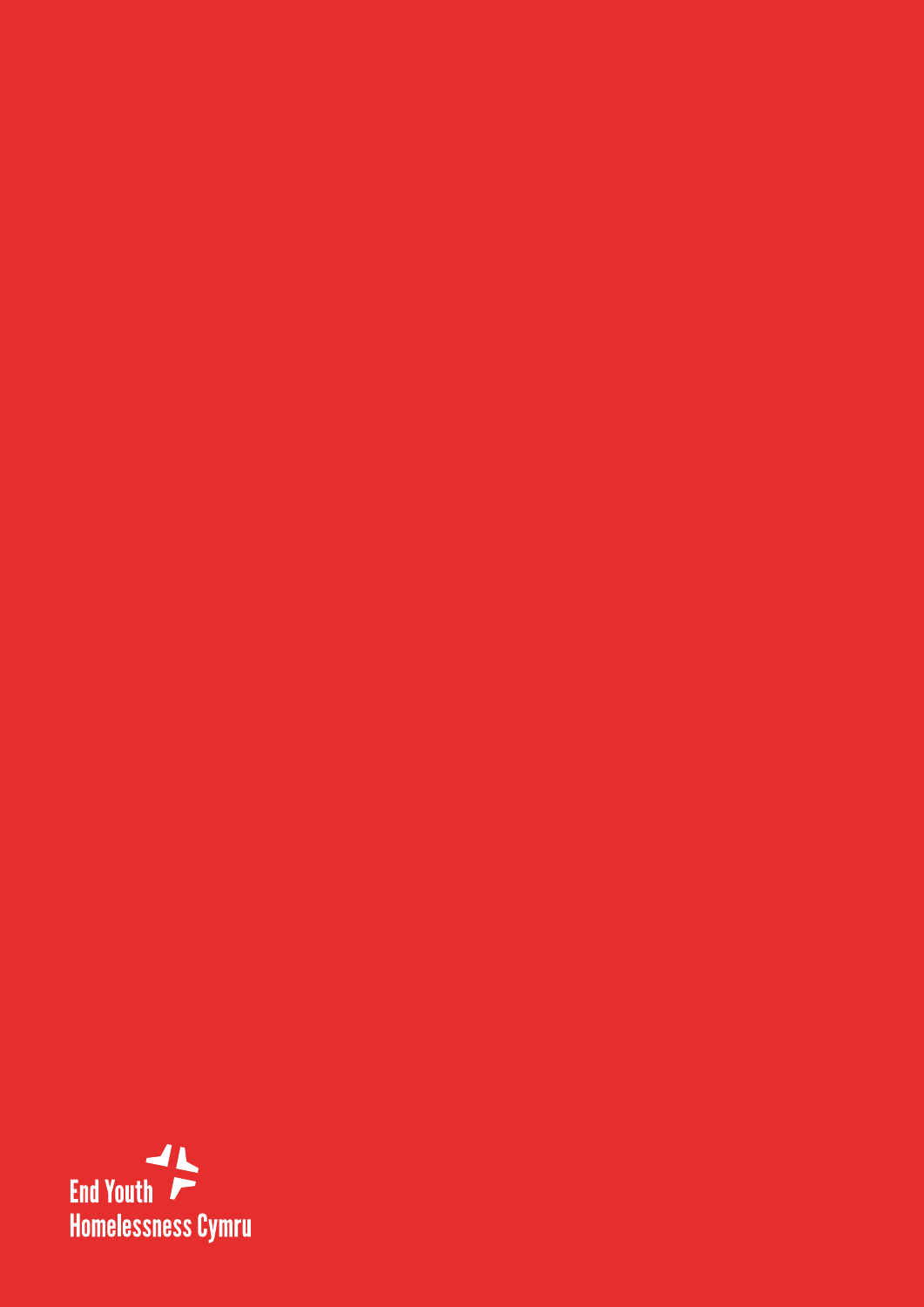End Youth
Homelessness Cymru